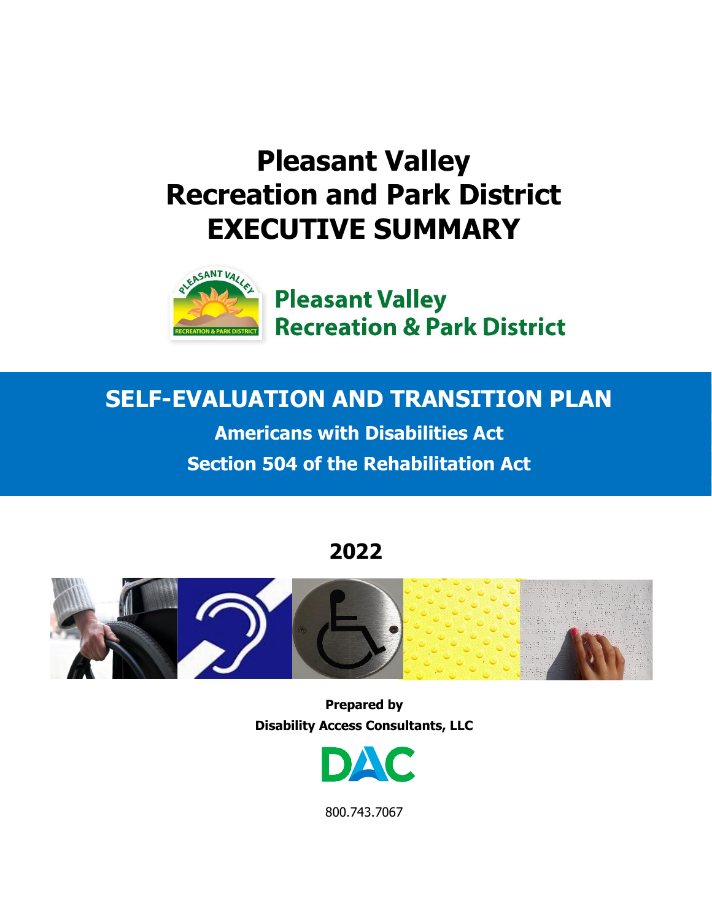# Pleasant Valley Recreation and Park District EXECUTIVE SUMMARY

Pleasant Valley Recreation & Park District

## SELF-EVALUATION AND TRANSITION PLAN

**Americans with Disabilities Act**

**Section 504 of the Rehabilitation Act**

**2022**

**Prepared by**
**Disability Access Consultants, LLC**

DAC

800.743.7067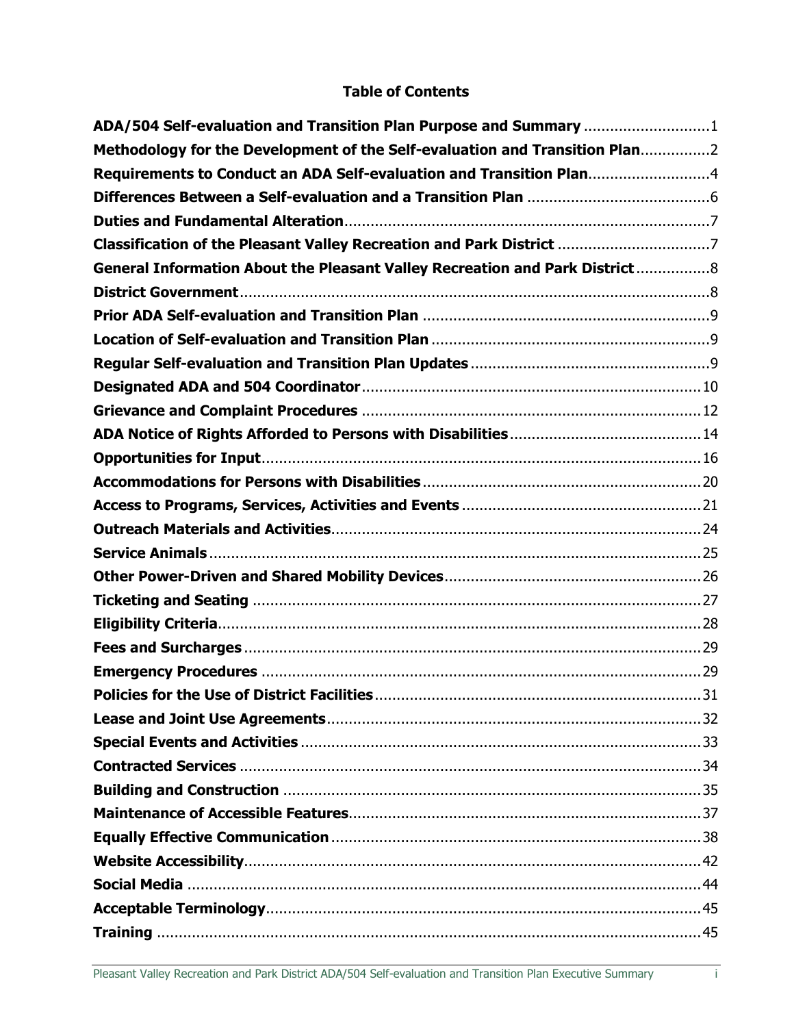# Table of Contents

| Section | Page |
|---|---|
| **ADA/504 Self-evaluation and Transition Plan Purpose and Summary** | 1 |
| **Methodology for the Development of the Self-evaluation and Transition Plan** | 2 |
| **Requirements to Conduct an ADA Self-evaluation and Transition Plan** | 4 |
| **Differences Between a Self-evaluation and a Transition Plan** | 6 |
| **Duties and Fundamental Alteration** | 7 |
| **Classification of the Pleasant Valley Recreation and Park District** | 7 |
| **General Information About the Pleasant Valley Recreation and Park District** | 8 |
| **District Government** | 8 |
| **Prior ADA Self-evaluation and Transition Plan** | 9 |
| **Location of Self-evaluation and Transition Plan** | 9 |
| **Regular Self-evaluation and Transition Plan Updates** | 9 |
| **Designated ADA and 504 Coordinator** | 10 |
| **Grievance and Complaint Procedures** | 12 |
| **ADA Notice of Rights Afforded to Persons with Disabilities** | 14 |
| **Opportunities for Input** | 16 |
| **Accommodations for Persons with Disabilities** | 20 |
| **Access to Programs, Services, Activities and Events** | 21 |
| **Outreach Materials and Activities** | 24 |
| **Service Animals** | 25 |
| **Other Power-Driven and Shared Mobility Devices** | 26 |
| **Ticketing and Seating** | 27 |
| **Eligibility Criteria** | 28 |
| **Fees and Surcharges** | 29 |
| **Emergency Procedures** | 29 |
| **Policies for the Use of District Facilities** | 31 |
| **Lease and Joint Use Agreements** | 32 |
| **Special Events and Activities** | 33 |
| **Contracted Services** | 34 |
| **Building and Construction** | 35 |
| **Maintenance of Accessible Features** | 37 |
| **Equally Effective Communication** | 38 |
| **Website Accessibility** | 42 |
| **Social Media** | 44 |
| **Acceptable Terminology** | 45 |
| **Training** | 45 |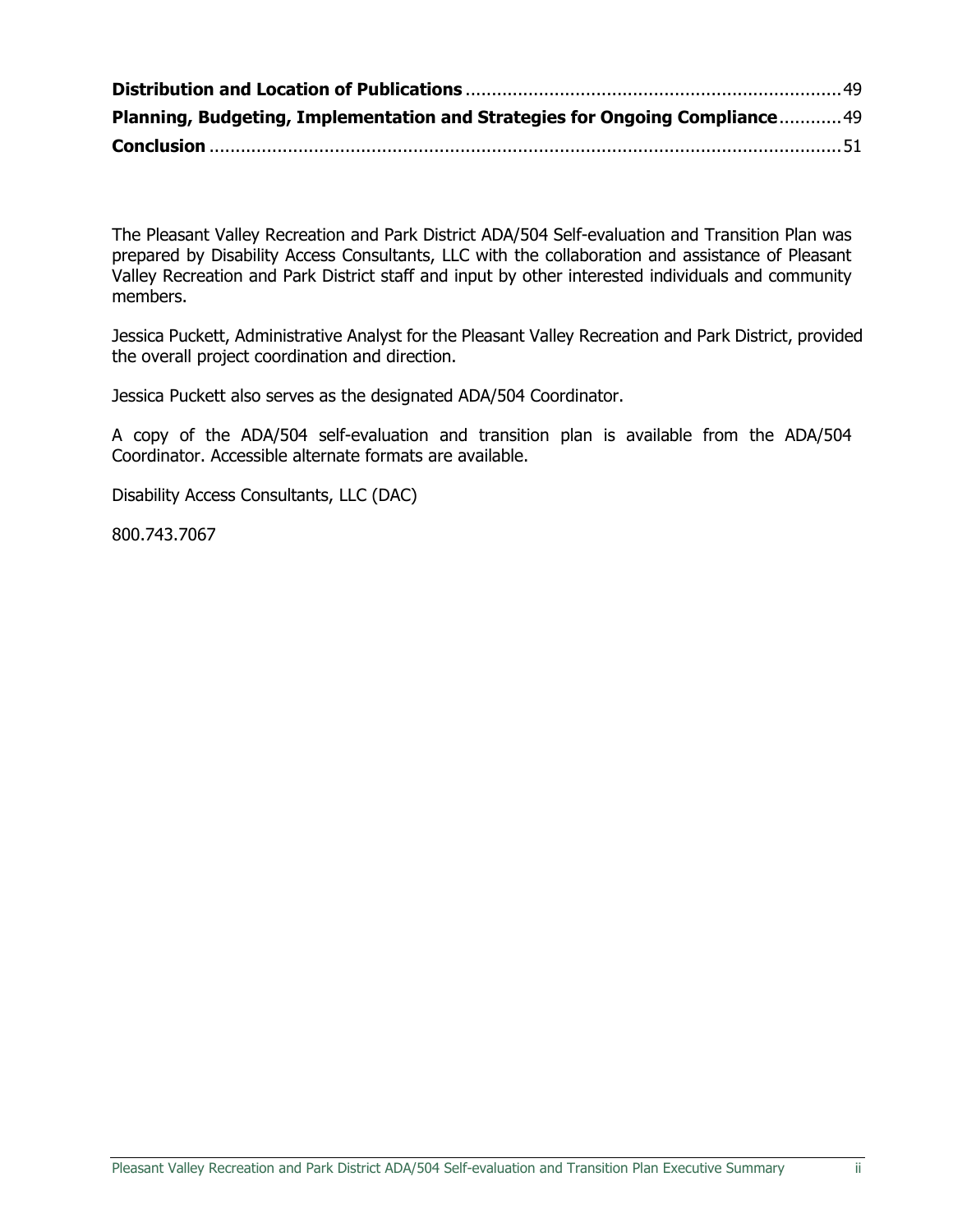**Distribution and Location of Publications** .......................................................................... 49
**Planning, Budgeting, Implementation and Strategies for Ongoing Compliance** ............ 49
**Conclusion** .......................................................................................................................... 51

The Pleasant Valley Recreation and Park District ADA/504 Self-evaluation and Transition Plan was prepared by Disability Access Consultants, LLC with the collaboration and assistance of Pleasant Valley Recreation and Park District staff and input by other interested individuals and community members.

Jessica Puckett, Administrative Analyst for the Pleasant Valley Recreation and Park District, provided the overall project coordination and direction.

Jessica Puckett also serves as the designated ADA/504 Coordinator.

A copy of the ADA/504 self-evaluation and transition plan is available from the ADA/504 Coordinator. Accessible alternate formats are available.

Disability Access Consultants, LLC (DAC)

800.743.7067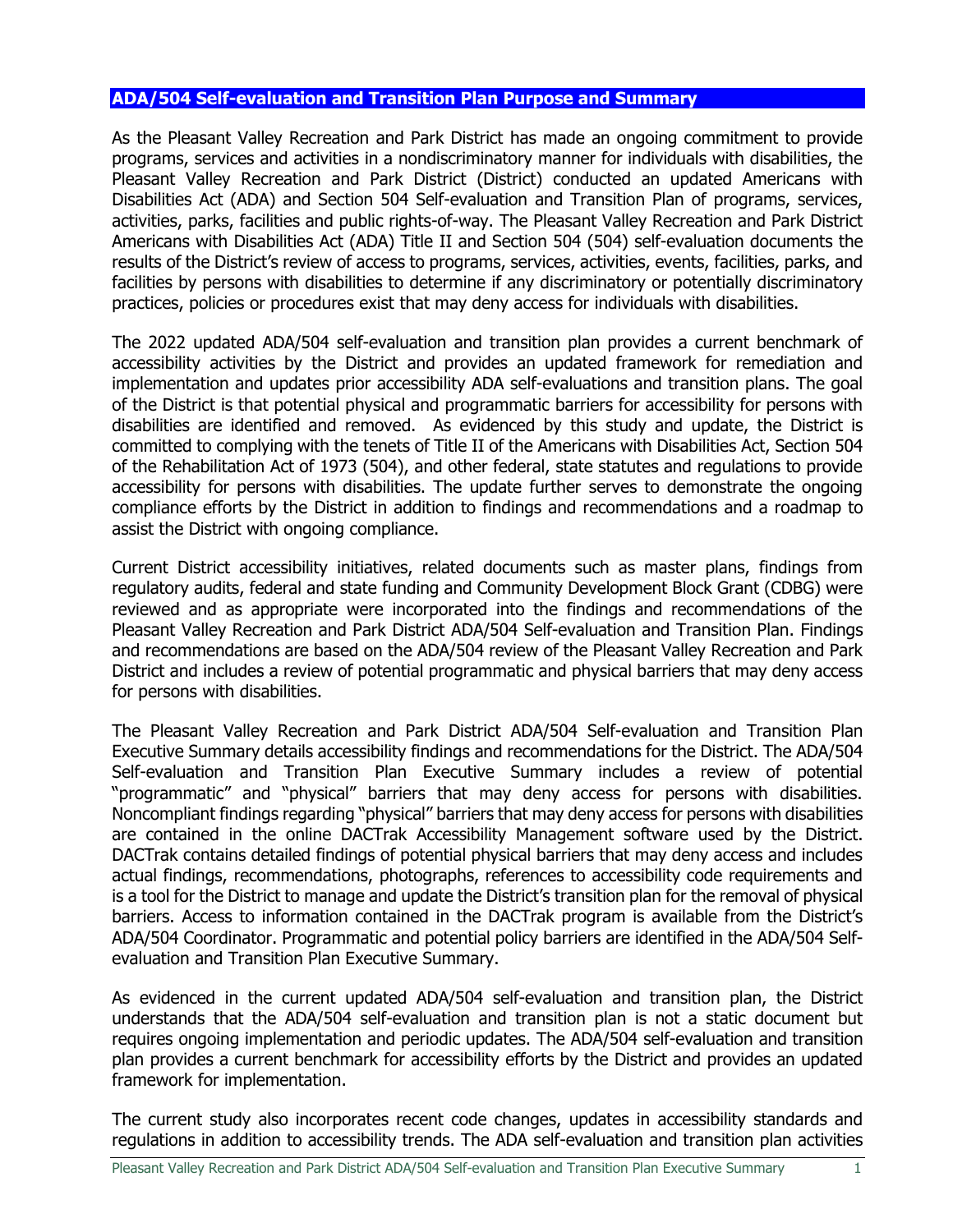## ADA/504 Self-evaluation and Transition Plan Purpose and Summary

As the Pleasant Valley Recreation and Park District has made an ongoing commitment to provide programs, services and activities in a nondiscriminatory manner for individuals with disabilities, the Pleasant Valley Recreation and Park District (District) conducted an updated Americans with Disabilities Act (ADA) and Section 504 Self-evaluation and Transition Plan of programs, services, activities, parks, facilities and public rights-of-way. The Pleasant Valley Recreation and Park District Americans with Disabilities Act (ADA) Title II and Section 504 (504) self-evaluation documents the results of the District's review of access to programs, services, activities, events, facilities, parks, and facilities by persons with disabilities to determine if any discriminatory or potentially discriminatory practices, policies or procedures exist that may deny access for individuals with disabilities.

The 2022 updated ADA/504 self-evaluation and transition plan provides a current benchmark of accessibility activities by the District and provides an updated framework for remediation and implementation and updates prior accessibility ADA self-evaluations and transition plans. The goal of the District is that potential physical and programmatic barriers for accessibility for persons with disabilities are identified and removed. As evidenced by this study and update, the District is committed to complying with the tenets of Title II of the Americans with Disabilities Act, Section 504 of the Rehabilitation Act of 1973 (504), and other federal, state statutes and regulations to provide accessibility for persons with disabilities. The update further serves to demonstrate the ongoing compliance efforts by the District in addition to findings and recommendations and a roadmap to assist the District with ongoing compliance.

Current District accessibility initiatives, related documents such as master plans, findings from regulatory audits, federal and state funding and Community Development Block Grant (CDBG) were reviewed and as appropriate were incorporated into the findings and recommendations of the Pleasant Valley Recreation and Park District ADA/504 Self-evaluation and Transition Plan. Findings and recommendations are based on the ADA/504 review of the Pleasant Valley Recreation and Park District and includes a review of potential programmatic and physical barriers that may deny access for persons with disabilities.

The Pleasant Valley Recreation and Park District ADA/504 Self-evaluation and Transition Plan Executive Summary details accessibility findings and recommendations for the District. The ADA/504 Self-evaluation and Transition Plan Executive Summary includes a review of potential "programmatic" and "physical" barriers that may deny access for persons with disabilities. Noncompliant findings regarding "physical" barriers that may deny access for persons with disabilities are contained in the online DACTrak Accessibility Management software used by the District. DACTrak contains detailed findings of potential physical barriers that may deny access and includes actual findings, recommendations, photographs, references to accessibility code requirements and is a tool for the District to manage and update the District's transition plan for the removal of physical barriers. Access to information contained in the DACTrak program is available from the District's ADA/504 Coordinator. Programmatic and potential policy barriers are identified in the ADA/504 Self-evaluation and Transition Plan Executive Summary.

As evidenced in the current updated ADA/504 self-evaluation and transition plan, the District understands that the ADA/504 self-evaluation and transition plan is not a static document but requires ongoing implementation and periodic updates. The ADA/504 self-evaluation and transition plan provides a current benchmark for accessibility efforts by the District and provides an updated framework for implementation.

The current study also incorporates recent code changes, updates in accessibility standards and regulations in addition to accessibility trends. The ADA self-evaluation and transition plan activities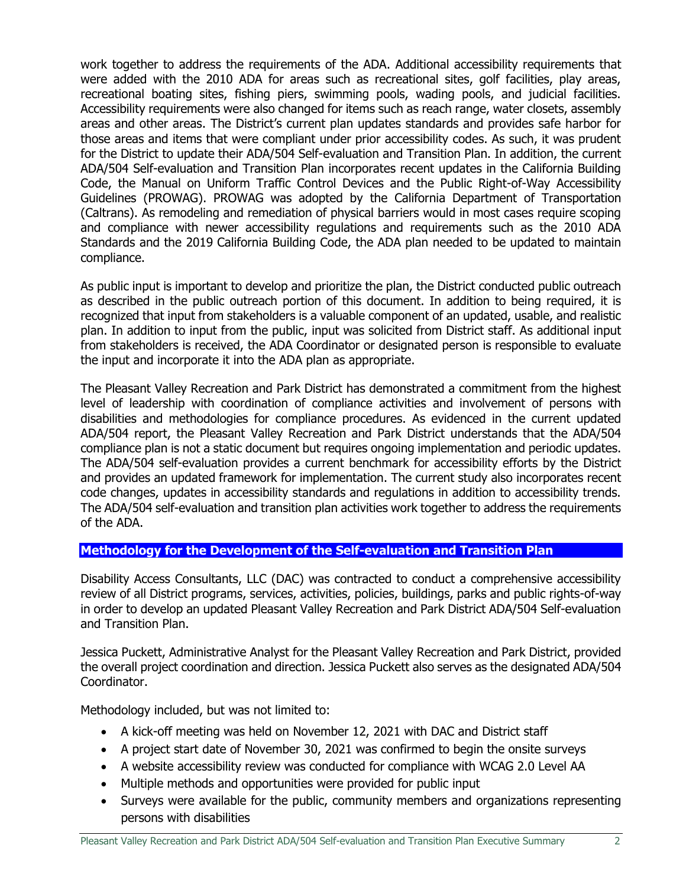work together to address the requirements of the ADA. Additional accessibility requirements that were added with the 2010 ADA for areas such as recreational sites, golf facilities, play areas, recreational boating sites, fishing piers, swimming pools, wading pools, and judicial facilities. Accessibility requirements were also changed for items such as reach range, water closets, assembly areas and other areas. The District's current plan updates standards and provides safe harbor for those areas and items that were compliant under prior accessibility codes. As such, it was prudent for the District to update their ADA/504 Self-evaluation and Transition Plan. In addition, the current ADA/504 Self-evaluation and Transition Plan incorporates recent updates in the California Building Code, the Manual on Uniform Traffic Control Devices and the Public Right-of-Way Accessibility Guidelines (PROWAG). PROWAG was adopted by the California Department of Transportation (Caltrans). As remodeling and remediation of physical barriers would in most cases require scoping and compliance with newer accessibility regulations and requirements such as the 2010 ADA Standards and the 2019 California Building Code, the ADA plan needed to be updated to maintain compliance.

As public input is important to develop and prioritize the plan, the District conducted public outreach as described in the public outreach portion of this document. In addition to being required, it is recognized that input from stakeholders is a valuable component of an updated, usable, and realistic plan. In addition to input from the public, input was solicited from District staff. As additional input from stakeholders is received, the ADA Coordinator or designated person is responsible to evaluate the input and incorporate it into the ADA plan as appropriate.

The Pleasant Valley Recreation and Park District has demonstrated a commitment from the highest level of leadership with coordination of compliance activities and involvement of persons with disabilities and methodologies for compliance procedures. As evidenced in the current updated ADA/504 report, the Pleasant Valley Recreation and Park District understands that the ADA/504 compliance plan is not a static document but requires ongoing implementation and periodic updates. The ADA/504 self-evaluation provides a current benchmark for accessibility efforts by the District and provides an updated framework for implementation. The current study also incorporates recent code changes, updates in accessibility standards and regulations in addition to accessibility trends. The ADA/504 self-evaluation and transition plan activities work together to address the requirements of the ADA.

## Methodology for the Development of the Self-evaluation and Transition Plan

Disability Access Consultants, LLC (DAC) was contracted to conduct a comprehensive accessibility review of all District programs, services, activities, policies, buildings, parks and public rights-of-way in order to develop an updated Pleasant Valley Recreation and Park District ADA/504 Self-evaluation and Transition Plan.

Jessica Puckett, Administrative Analyst for the Pleasant Valley Recreation and Park District, provided the overall project coordination and direction. Jessica Puckett also serves as the designated ADA/504 Coordinator.

Methodology included, but was not limited to:

- A kick-off meeting was held on November 12, 2021 with DAC and District staff
- A project start date of November 30, 2021 was confirmed to begin the onsite surveys
- A website accessibility review was conducted for compliance with WCAG 2.0 Level AA
- Multiple methods and opportunities were provided for public input
- Surveys were available for the public, community members and organizations representing persons with disabilities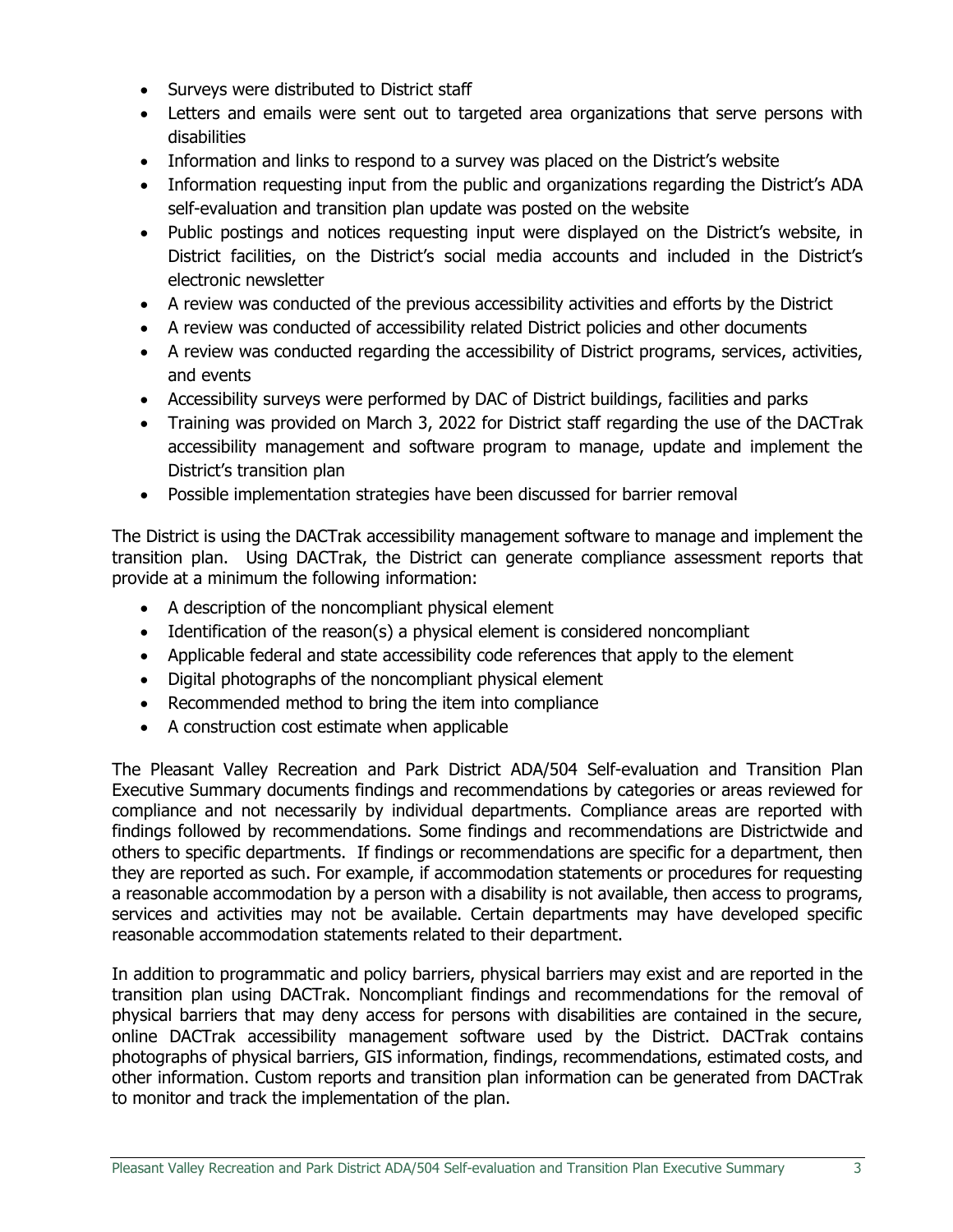- Surveys were distributed to District staff
- Letters and emails were sent out to targeted area organizations that serve persons with disabilities
- Information and links to respond to a survey was placed on the District's website
- Information requesting input from the public and organizations regarding the District's ADA self-evaluation and transition plan update was posted on the website
- Public postings and notices requesting input were displayed on the District's website, in District facilities, on the District's social media accounts and included in the District's electronic newsletter
- A review was conducted of the previous accessibility activities and efforts by the District
- A review was conducted of accessibility related District policies and other documents
- A review was conducted regarding the accessibility of District programs, services, activities, and events
- Accessibility surveys were performed by DAC of District buildings, facilities and parks
- Training was provided on March 3, 2022 for District staff regarding the use of the DACTrak accessibility management and software program to manage, update and implement the District's transition plan
- Possible implementation strategies have been discussed for barrier removal

The District is using the DACTrak accessibility management software to manage and implement the transition plan. Using DACTrak, the District can generate compliance assessment reports that provide at a minimum the following information:

- A description of the noncompliant physical element
- Identification of the reason(s) a physical element is considered noncompliant
- Applicable federal and state accessibility code references that apply to the element
- Digital photographs of the noncompliant physical element
- Recommended method to bring the item into compliance
- A construction cost estimate when applicable

The Pleasant Valley Recreation and Park District ADA/504 Self-evaluation and Transition Plan Executive Summary documents findings and recommendations by categories or areas reviewed for compliance and not necessarily by individual departments. Compliance areas are reported with findings followed by recommendations. Some findings and recommendations are Districtwide and others to specific departments. If findings or recommendations are specific for a department, then they are reported as such. For example, if accommodation statements or procedures for requesting a reasonable accommodation by a person with a disability is not available, then access to programs, services and activities may not be available. Certain departments may have developed specific reasonable accommodation statements related to their department.

In addition to programmatic and policy barriers, physical barriers may exist and are reported in the transition plan using DACTrak. Noncompliant findings and recommendations for the removal of physical barriers that may deny access for persons with disabilities are contained in the secure, online DACTrak accessibility management software used by the District. DACTrak contains photographs of physical barriers, GIS information, findings, recommendations, estimated costs, and other information. Custom reports and transition plan information can be generated from DACTrak to monitor and track the implementation of the plan.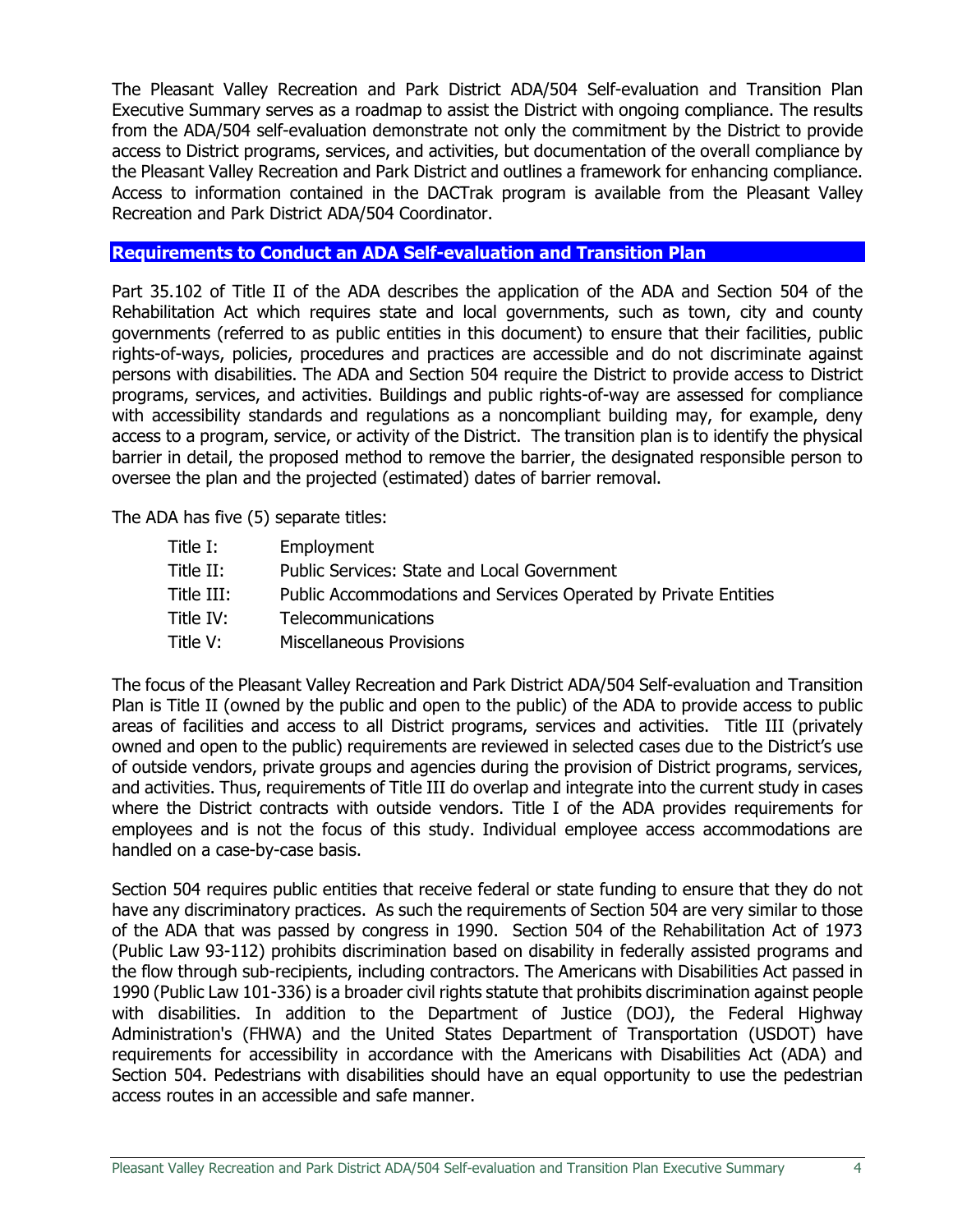The Pleasant Valley Recreation and Park District ADA/504 Self-evaluation and Transition Plan Executive Summary serves as a roadmap to assist the District with ongoing compliance. The results from the ADA/504 self-evaluation demonstrate not only the commitment by the District to provide access to District programs, services, and activities, but documentation of the overall compliance by the Pleasant Valley Recreation and Park District and outlines a framework for enhancing compliance. Access to information contained in the DACTrak program is available from the Pleasant Valley Recreation and Park District ADA/504 Coordinator.

## Requirements to Conduct an ADA Self-evaluation and Transition Plan

Part 35.102 of Title II of the ADA describes the application of the ADA and Section 504 of the Rehabilitation Act which requires state and local governments, such as town, city and county governments (referred to as public entities in this document) to ensure that their facilities, public rights-of-ways, policies, procedures and practices are accessible and do not discriminate against persons with disabilities. The ADA and Section 504 require the District to provide access to District programs, services, and activities. Buildings and public rights-of-way are assessed for compliance with accessibility standards and regulations as a noncompliant building may, for example, deny access to a program, service, or activity of the District. The transition plan is to identify the physical barrier in detail, the proposed method to remove the barrier, the designated responsible person to oversee the plan and the projected (estimated) dates of barrier removal.

The ADA has five (5) separate titles:

| | |
|---|---|
| Title I: | Employment |
| Title II: | Public Services: State and Local Government |
| Title III: | Public Accommodations and Services Operated by Private Entities |
| Title IV: | Telecommunications |
| Title V: | Miscellaneous Provisions |

The focus of the Pleasant Valley Recreation and Park District ADA/504 Self-evaluation and Transition Plan is Title II (owned by the public and open to the public) of the ADA to provide access to public areas of facilities and access to all District programs, services and activities. Title III (privately owned and open to the public) requirements are reviewed in selected cases due to the District's use of outside vendors, private groups and agencies during the provision of District programs, services, and activities. Thus, requirements of Title III do overlap and integrate into the current study in cases where the District contracts with outside vendors. Title I of the ADA provides requirements for employees and is not the focus of this study. Individual employee access accommodations are handled on a case-by-case basis.

Section 504 requires public entities that receive federal or state funding to ensure that they do not have any discriminatory practices. As such the requirements of Section 504 are very similar to those of the ADA that was passed by congress in 1990. Section 504 of the Rehabilitation Act of 1973 (Public Law 93-112) prohibits discrimination based on disability in federally assisted programs and the flow through sub-recipients, including contractors. The Americans with Disabilities Act passed in 1990 (Public Law 101-336) is a broader civil rights statute that prohibits discrimination against people with disabilities. In addition to the Department of Justice (DOJ), the Federal Highway Administration's (FHWA) and the United States Department of Transportation (USDOT) have requirements for accessibility in accordance with the Americans with Disabilities Act (ADA) and Section 504. Pedestrians with disabilities should have an equal opportunity to use the pedestrian access routes in an accessible and safe manner.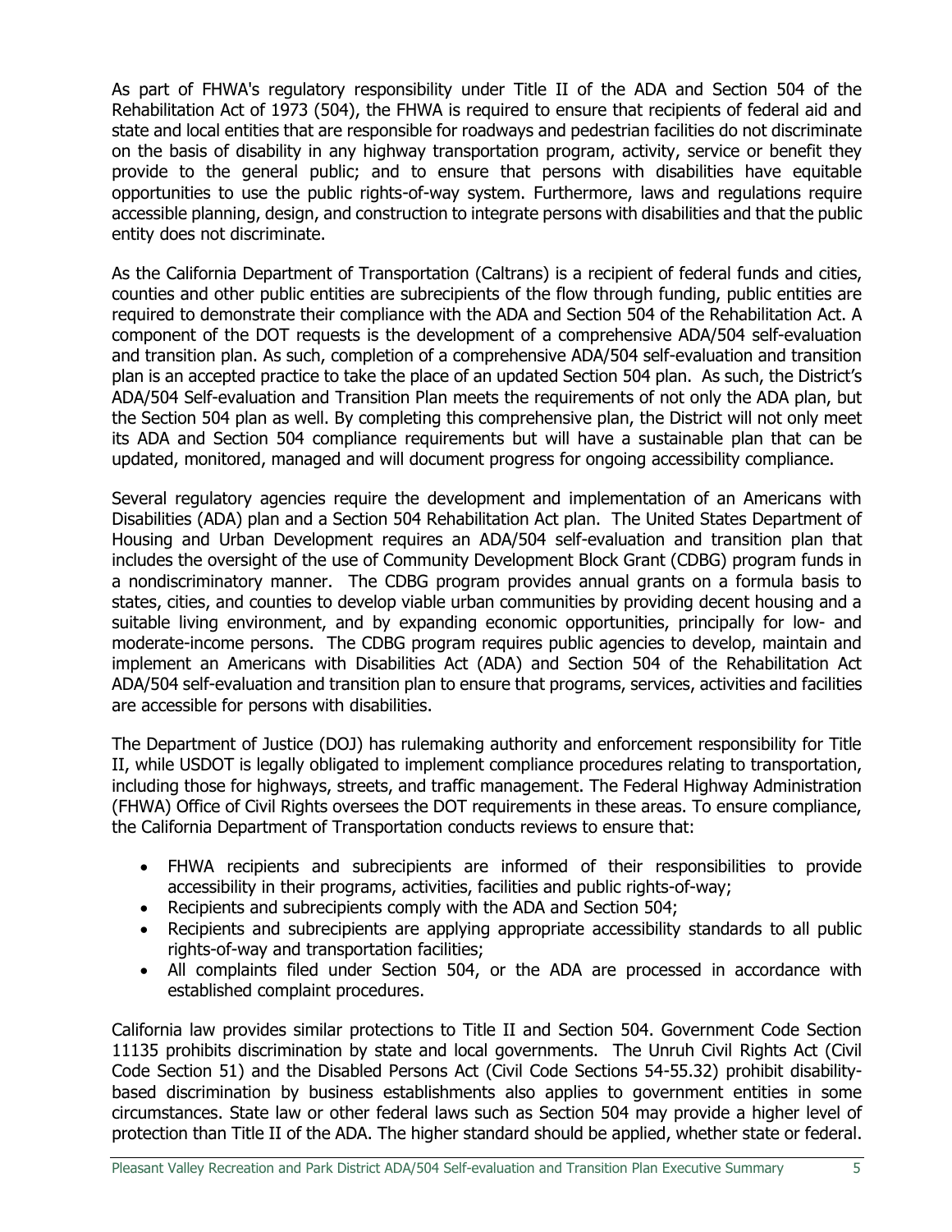As part of FHWA's regulatory responsibility under Title II of the ADA and Section 504 of the Rehabilitation Act of 1973 (504), the FHWA is required to ensure that recipients of federal aid and state and local entities that are responsible for roadways and pedestrian facilities do not discriminate on the basis of disability in any highway transportation program, activity, service or benefit they provide to the general public; and to ensure that persons with disabilities have equitable opportunities to use the public rights-of-way system. Furthermore, laws and regulations require accessible planning, design, and construction to integrate persons with disabilities and that the public entity does not discriminate.

As the California Department of Transportation (Caltrans) is a recipient of federal funds and cities, counties and other public entities are subrecipients of the flow through funding, public entities are required to demonstrate their compliance with the ADA and Section 504 of the Rehabilitation Act. A component of the DOT requests is the development of a comprehensive ADA/504 self-evaluation and transition plan. As such, completion of a comprehensive ADA/504 self-evaluation and transition plan is an accepted practice to take the place of an updated Section 504 plan. As such, the District's ADA/504 Self-evaluation and Transition Plan meets the requirements of not only the ADA plan, but the Section 504 plan as well. By completing this comprehensive plan, the District will not only meet its ADA and Section 504 compliance requirements but will have a sustainable plan that can be updated, monitored, managed and will document progress for ongoing accessibility compliance.

Several regulatory agencies require the development and implementation of an Americans with Disabilities (ADA) plan and a Section 504 Rehabilitation Act plan. The United States Department of Housing and Urban Development requires an ADA/504 self-evaluation and transition plan that includes the oversight of the use of Community Development Block Grant (CDBG) program funds in a nondiscriminatory manner. The CDBG program provides annual grants on a formula basis to states, cities, and counties to develop viable urban communities by providing decent housing and a suitable living environment, and by expanding economic opportunities, principally for low- and moderate-income persons. The CDBG program requires public agencies to develop, maintain and implement an Americans with Disabilities Act (ADA) and Section 504 of the Rehabilitation Act ADA/504 self-evaluation and transition plan to ensure that programs, services, activities and facilities are accessible for persons with disabilities.

The Department of Justice (DOJ) has rulemaking authority and enforcement responsibility for Title II, while USDOT is legally obligated to implement compliance procedures relating to transportation, including those for highways, streets, and traffic management. The Federal Highway Administration (FHWA) Office of Civil Rights oversees the DOT requirements in these areas. To ensure compliance, the California Department of Transportation conducts reviews to ensure that:

- FHWA recipients and subrecipients are informed of their responsibilities to provide accessibility in their programs, activities, facilities and public rights-of-way;
- Recipients and subrecipients comply with the ADA and Section 504;
- Recipients and subrecipients are applying appropriate accessibility standards to all public rights-of-way and transportation facilities;
- All complaints filed under Section 504, or the ADA are processed in accordance with established complaint procedures.

California law provides similar protections to Title II and Section 504. Government Code Section 11135 prohibits discrimination by state and local governments. The Unruh Civil Rights Act (Civil Code Section 51) and the Disabled Persons Act (Civil Code Sections 54-55.32) prohibit disability-based discrimination by business establishments also applies to government entities in some circumstances. State law or other federal laws such as Section 504 may provide a higher level of protection than Title II of the ADA. The higher standard should be applied, whether state or federal.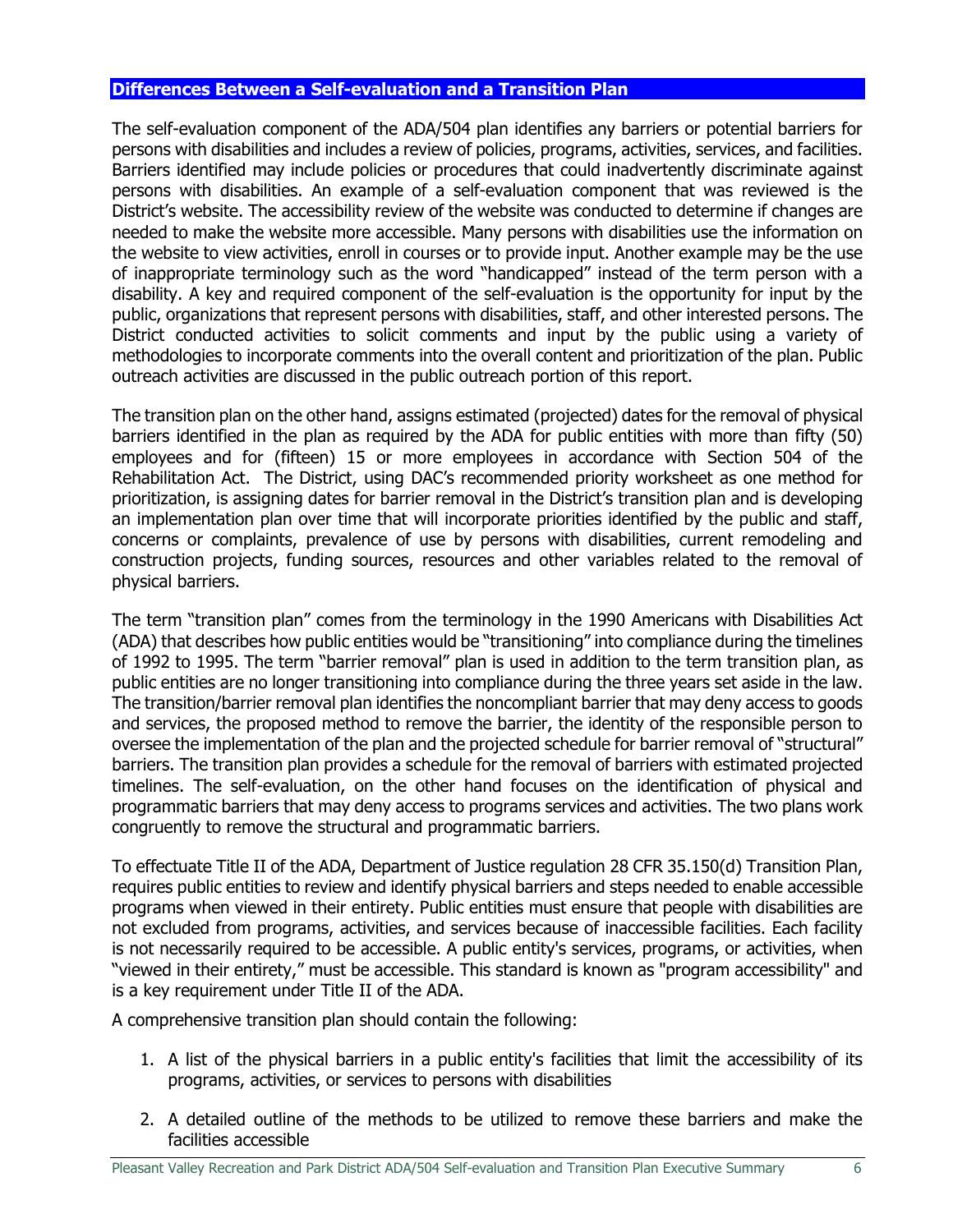## Differences Between a Self-evaluation and a Transition Plan

The self-evaluation component of the ADA/504 plan identifies any barriers or potential barriers for persons with disabilities and includes a review of policies, programs, activities, services, and facilities. Barriers identified may include policies or procedures that could inadvertently discriminate against persons with disabilities. An example of a self-evaluation component that was reviewed is the District's website. The accessibility review of the website was conducted to determine if changes are needed to make the website more accessible. Many persons with disabilities use the information on the website to view activities, enroll in courses or to provide input. Another example may be the use of inappropriate terminology such as the word "handicapped" instead of the term person with a disability. A key and required component of the self-evaluation is the opportunity for input by the public, organizations that represent persons with disabilities, staff, and other interested persons. The District conducted activities to solicit comments and input by the public using a variety of methodologies to incorporate comments into the overall content and prioritization of the plan. Public outreach activities are discussed in the public outreach portion of this report.

The transition plan on the other hand, assigns estimated (projected) dates for the removal of physical barriers identified in the plan as required by the ADA for public entities with more than fifty (50) employees and for (fifteen) 15 or more employees in accordance with Section 504 of the Rehabilitation Act. The District, using DAC's recommended priority worksheet as one method for prioritization, is assigning dates for barrier removal in the District's transition plan and is developing an implementation plan over time that will incorporate priorities identified by the public and staff, concerns or complaints, prevalence of use by persons with disabilities, current remodeling and construction projects, funding sources, resources and other variables related to the removal of physical barriers.

The term "transition plan" comes from the terminology in the 1990 Americans with Disabilities Act (ADA) that describes how public entities would be "transitioning" into compliance during the timelines of 1992 to 1995. The term "barrier removal" plan is used in addition to the term transition plan, as public entities are no longer transitioning into compliance during the three years set aside in the law. The transition/barrier removal plan identifies the noncompliant barrier that may deny access to goods and services, the proposed method to remove the barrier, the identity of the responsible person to oversee the implementation of the plan and the projected schedule for barrier removal of "structural" barriers. The transition plan provides a schedule for the removal of barriers with estimated projected timelines. The self-evaluation, on the other hand focuses on the identification of physical and programmatic barriers that may deny access to programs services and activities. The two plans work congruently to remove the structural and programmatic barriers.

To effectuate Title II of the ADA, Department of Justice regulation 28 CFR 35.150(d) Transition Plan, requires public entities to review and identify physical barriers and steps needed to enable accessible programs when viewed in their entirety. Public entities must ensure that people with disabilities are not excluded from programs, activities, and services because of inaccessible facilities. Each facility is not necessarily required to be accessible. A public entity's services, programs, or activities, when "viewed in their entirety," must be accessible. This standard is known as "program accessibility" and is a key requirement under Title II of the ADA.

A comprehensive transition plan should contain the following:

1. A list of the physical barriers in a public entity's facilities that limit the accessibility of its programs, activities, or services to persons with disabilities
2. A detailed outline of the methods to be utilized to remove these barriers and make the facilities accessible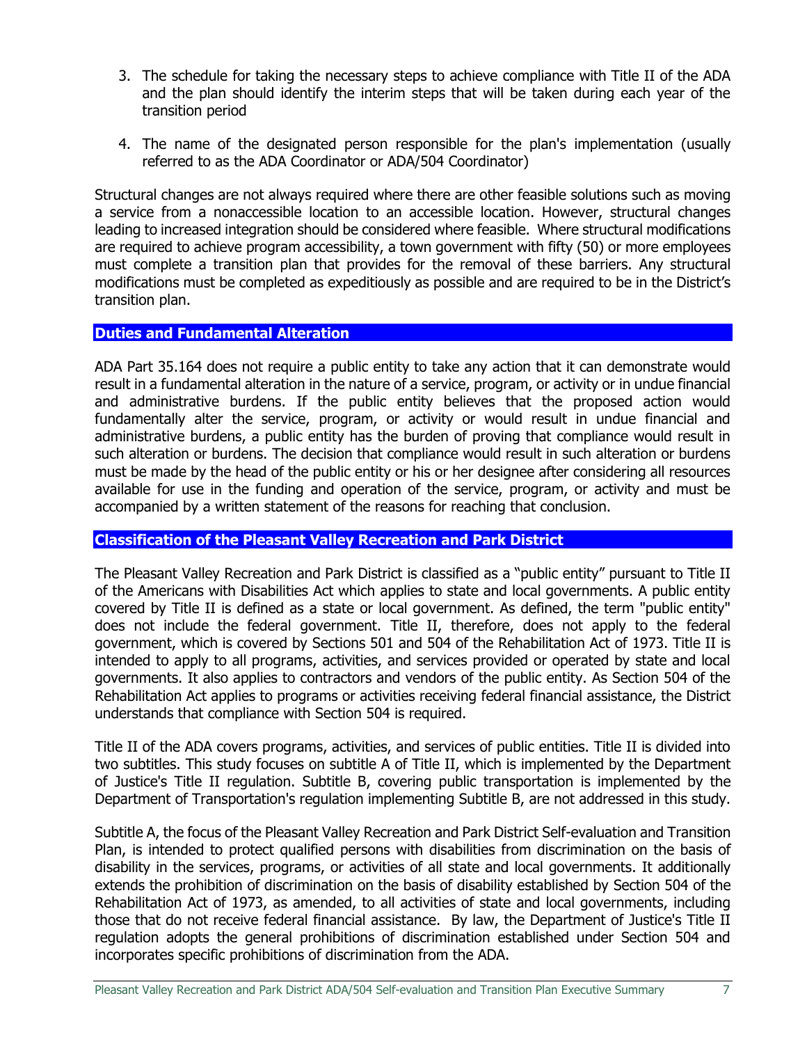3. The schedule for taking the necessary steps to achieve compliance with Title II of the ADA and the plan should identify the interim steps that will be taken during each year of the transition period

4. The name of the designated person responsible for the plan's implementation (usually referred to as the ADA Coordinator or ADA/504 Coordinator)

Structural changes are not always required where there are other feasible solutions such as moving a service from a nonaccessible location to an accessible location. However, structural changes leading to increased integration should be considered where feasible. Where structural modifications are required to achieve program accessibility, a town government with fifty (50) or more employees must complete a transition plan that provides for the removal of these barriers. Any structural modifications must be completed as expeditiously as possible and are required to be in the District's transition plan.

## Duties and Fundamental Alteration

ADA Part 35.164 does not require a public entity to take any action that it can demonstrate would result in a fundamental alteration in the nature of a service, program, or activity or in undue financial and administrative burdens. If the public entity believes that the proposed action would fundamentally alter the service, program, or activity or would result in undue financial and administrative burdens, a public entity has the burden of proving that compliance would result in such alteration or burdens. The decision that compliance would result in such alteration or burdens must be made by the head of the public entity or his or her designee after considering all resources available for use in the funding and operation of the service, program, or activity and must be accompanied by a written statement of the reasons for reaching that conclusion.

## Classification of the Pleasant Valley Recreation and Park District

The Pleasant Valley Recreation and Park District is classified as a "public entity" pursuant to Title II of the Americans with Disabilities Act which applies to state and local governments. A public entity covered by Title II is defined as a state or local government. As defined, the term "public entity" does not include the federal government. Title II, therefore, does not apply to the federal government, which is covered by Sections 501 and 504 of the Rehabilitation Act of 1973. Title II is intended to apply to all programs, activities, and services provided or operated by state and local governments. It also applies to contractors and vendors of the public entity. As Section 504 of the Rehabilitation Act applies to programs or activities receiving federal financial assistance, the District understands that compliance with Section 504 is required.

Title II of the ADA covers programs, activities, and services of public entities. Title II is divided into two subtitles. This study focuses on subtitle A of Title II, which is implemented by the Department of Justice's Title II regulation. Subtitle B, covering public transportation is implemented by the Department of Transportation's regulation implementing Subtitle B, are not addressed in this study.

Subtitle A, the focus of the Pleasant Valley Recreation and Park District Self-evaluation and Transition Plan, is intended to protect qualified persons with disabilities from discrimination on the basis of disability in the services, programs, or activities of all state and local governments. It additionally extends the prohibition of discrimination on the basis of disability established by Section 504 of the Rehabilitation Act of 1973, as amended, to all activities of state and local governments, including those that do not receive federal financial assistance. By law, the Department of Justice's Title II regulation adopts the general prohibitions of discrimination established under Section 504 and incorporates specific prohibitions of discrimination from the ADA.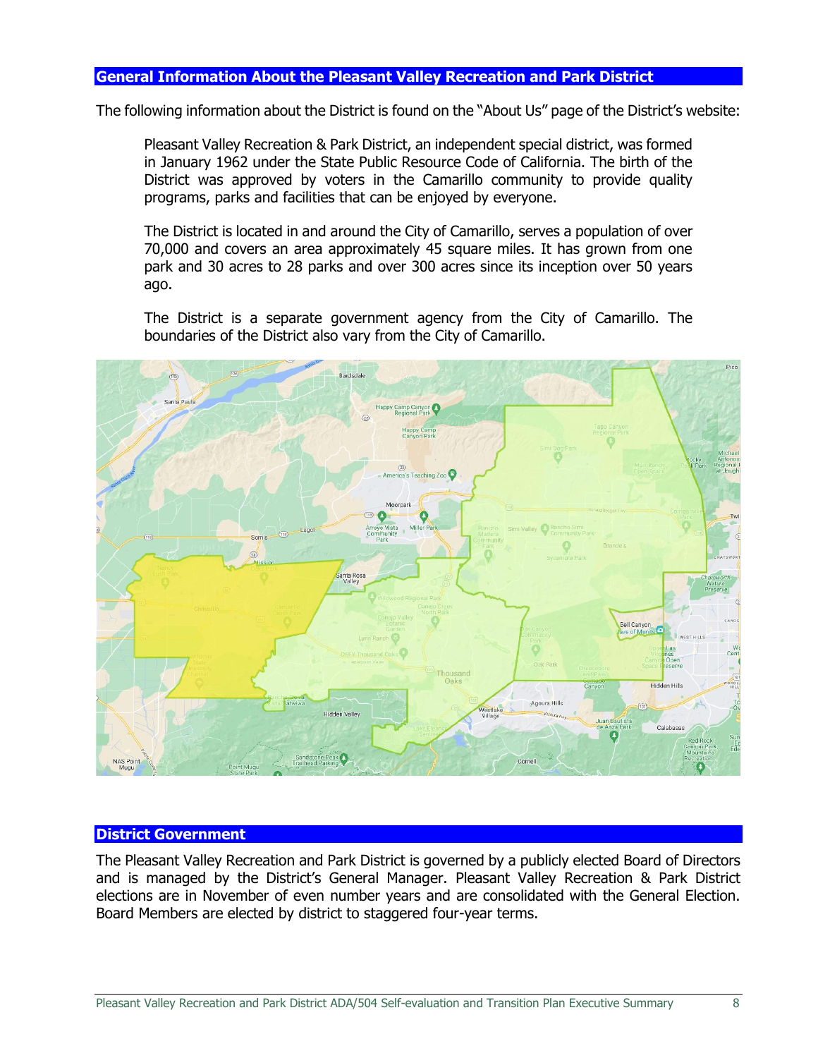## General Information About the Pleasant Valley Recreation and Park District

The following information about the District is found on the "About Us" page of the District's website:

> Pleasant Valley Recreation & Park District, an independent special district, was formed in January 1962 under the State Public Resource Code of California. The birth of the District was approved by voters in the Camarillo community to provide quality programs, parks and facilities that can be enjoyed by everyone.
>
> The District is located in and around the City of Camarillo, serves a population of over 70,000 and covers an area approximately 45 square miles. It has grown from one park and 30 acres to 28 parks and over 300 acres since its inception over 50 years ago.
>
> The District is a separate government agency from the City of Camarillo. The boundaries of the District also vary from the City of Camarillo.

## District Government

The Pleasant Valley Recreation and Park District is governed by a publicly elected Board of Directors and is managed by the District's General Manager. Pleasant Valley Recreation & Park District elections are in November of even number years and are consolidated with the General Election. Board Members are elected by district to staggered four-year terms.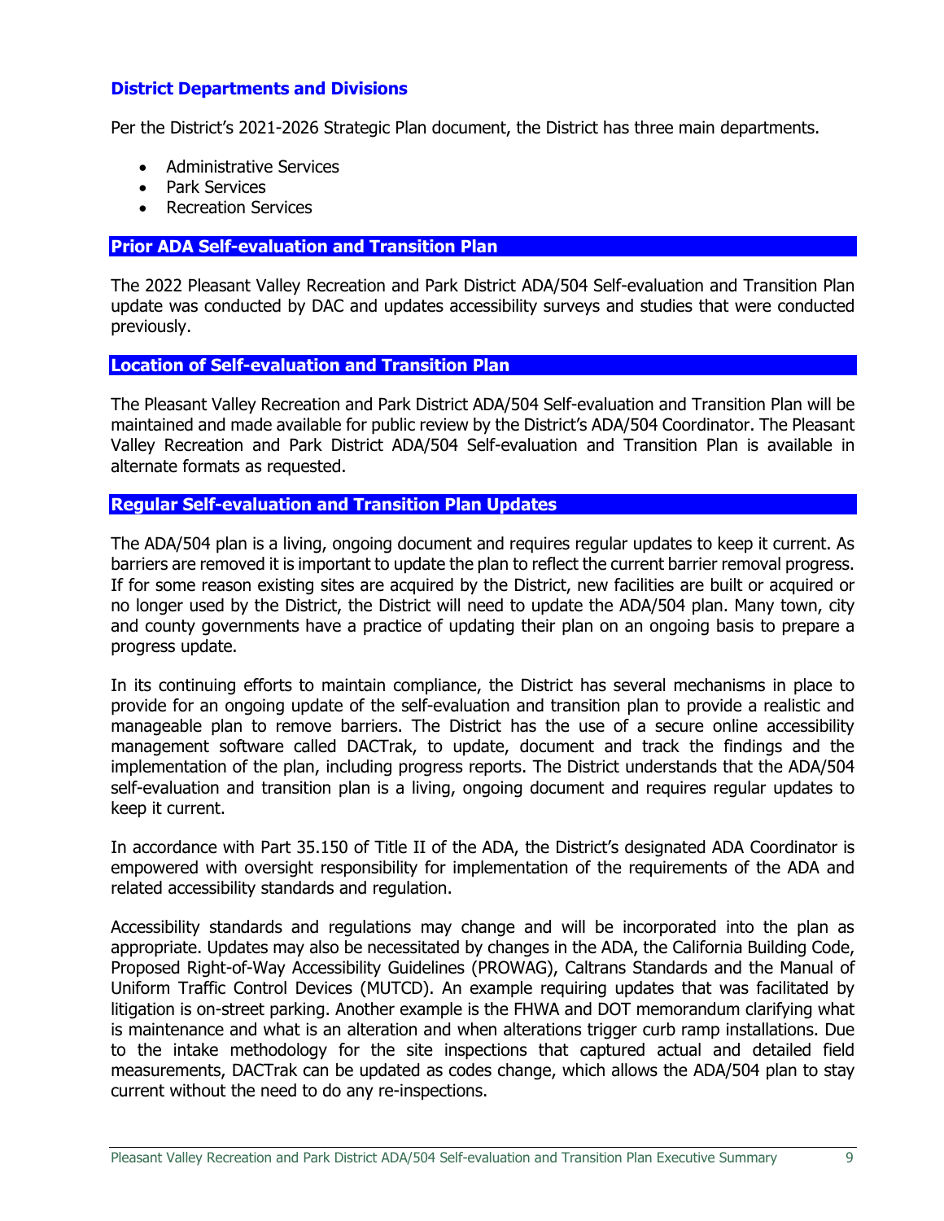## District Departments and Divisions

Per the District's 2021-2026 Strategic Plan document, the District has three main departments.

- Administrative Services
- Park Services
- Recreation Services

## Prior ADA Self-evaluation and Transition Plan

The 2022 Pleasant Valley Recreation and Park District ADA/504 Self-evaluation and Transition Plan update was conducted by DAC and updates accessibility surveys and studies that were conducted previously.

## Location of Self-evaluation and Transition Plan

The Pleasant Valley Recreation and Park District ADA/504 Self-evaluation and Transition Plan will be maintained and made available for public review by the District's ADA/504 Coordinator. The Pleasant Valley Recreation and Park District ADA/504 Self-evaluation and Transition Plan is available in alternate formats as requested.

## Regular Self-evaluation and Transition Plan Updates

The ADA/504 plan is a living, ongoing document and requires regular updates to keep it current. As barriers are removed it is important to update the plan to reflect the current barrier removal progress. If for some reason existing sites are acquired by the District, new facilities are built or acquired or no longer used by the District, the District will need to update the ADA/504 plan. Many town, city and county governments have a practice of updating their plan on an ongoing basis to prepare a progress update.

In its continuing efforts to maintain compliance, the District has several mechanisms in place to provide for an ongoing update of the self-evaluation and transition plan to provide a realistic and manageable plan to remove barriers. The District has the use of a secure online accessibility management software called DACTrak, to update, document and track the findings and the implementation of the plan, including progress reports. The District understands that the ADA/504 self-evaluation and transition plan is a living, ongoing document and requires regular updates to keep it current.

In accordance with Part 35.150 of Title II of the ADA, the District's designated ADA Coordinator is empowered with oversight responsibility for implementation of the requirements of the ADA and related accessibility standards and regulation.

Accessibility standards and regulations may change and will be incorporated into the plan as appropriate. Updates may also be necessitated by changes in the ADA, the California Building Code, Proposed Right-of-Way Accessibility Guidelines (PROWAG), Caltrans Standards and the Manual of Uniform Traffic Control Devices (MUTCD). An example requiring updates that was facilitated by litigation is on-street parking. Another example is the FHWA and DOT memorandum clarifying what is maintenance and what is an alteration and when alterations trigger curb ramp installations. Due to the intake methodology for the site inspections that captured actual and detailed field measurements, DACTrak can be updated as codes change, which allows the ADA/504 plan to stay current without the need to do any re-inspections.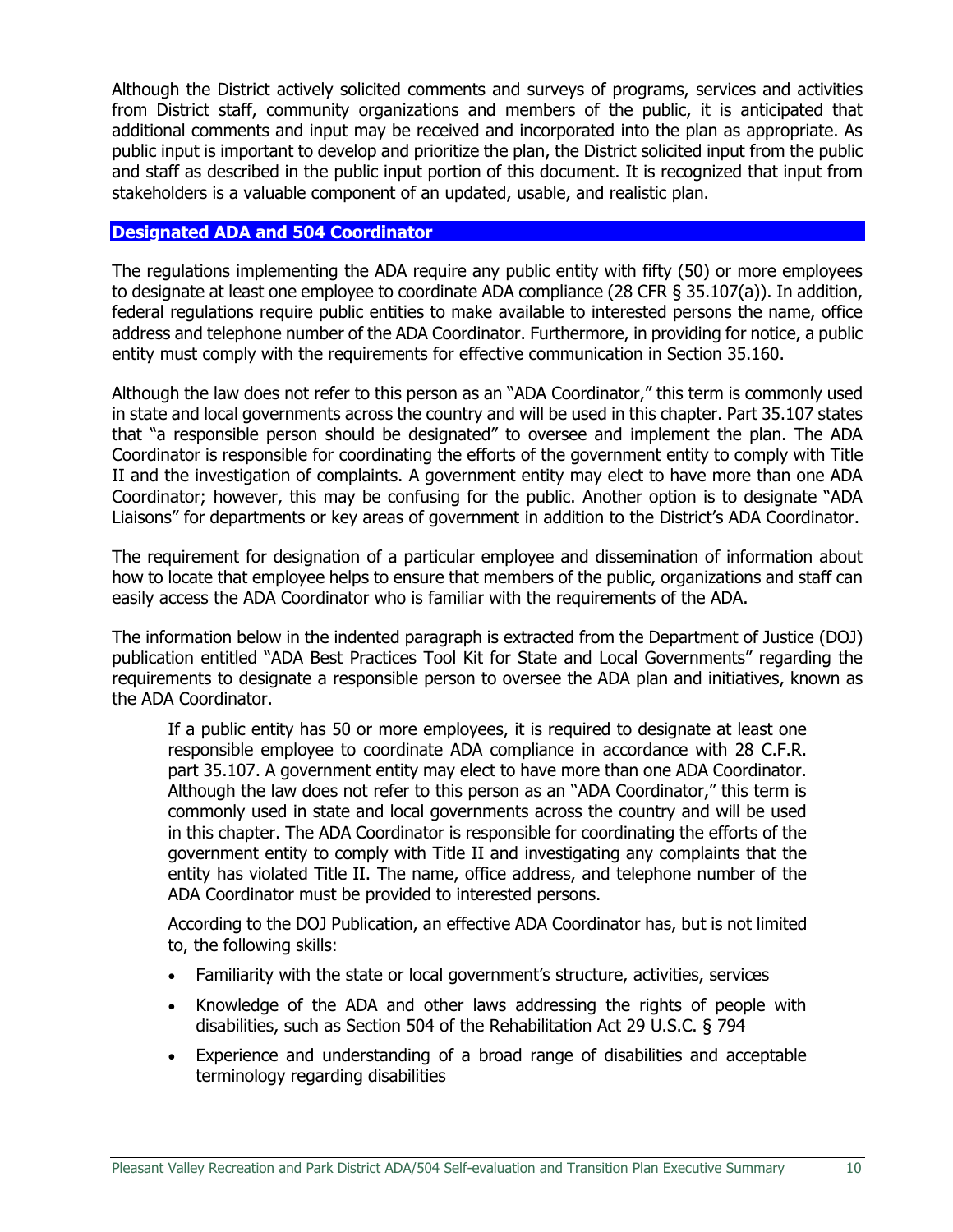Although the District actively solicited comments and surveys of programs, services and activities from District staff, community organizations and members of the public, it is anticipated that additional comments and input may be received and incorporated into the plan as appropriate. As public input is important to develop and prioritize the plan, the District solicited input from the public and staff as described in the public input portion of this document. It is recognized that input from stakeholders is a valuable component of an updated, usable, and realistic plan.

## Designated ADA and 504 Coordinator

The regulations implementing the ADA require any public entity with fifty (50) or more employees to designate at least one employee to coordinate ADA compliance (28 CFR § 35.107(a)). In addition, federal regulations require public entities to make available to interested persons the name, office address and telephone number of the ADA Coordinator. Furthermore, in providing for notice, a public entity must comply with the requirements for effective communication in Section 35.160.

Although the law does not refer to this person as an "ADA Coordinator," this term is commonly used in state and local governments across the country and will be used in this chapter. Part 35.107 states that "a responsible person should be designated" to oversee and implement the plan. The ADA Coordinator is responsible for coordinating the efforts of the government entity to comply with Title II and the investigation of complaints. A government entity may elect to have more than one ADA Coordinator; however, this may be confusing for the public. Another option is to designate "ADA Liaisons" for departments or key areas of government in addition to the District's ADA Coordinator.

The requirement for designation of a particular employee and dissemination of information about how to locate that employee helps to ensure that members of the public, organizations and staff can easily access the ADA Coordinator who is familiar with the requirements of the ADA.

The information below in the indented paragraph is extracted from the Department of Justice (DOJ) publication entitled "ADA Best Practices Tool Kit for State and Local Governments" regarding the requirements to designate a responsible person to oversee the ADA plan and initiatives, known as the ADA Coordinator.

> If a public entity has 50 or more employees, it is required to designate at least one responsible employee to coordinate ADA compliance in accordance with 28 C.F.R. part 35.107. A government entity may elect to have more than one ADA Coordinator. Although the law does not refer to this person as an "ADA Coordinator," this term is commonly used in state and local governments across the country and will be used in this chapter. The ADA Coordinator is responsible for coordinating the efforts of the government entity to comply with Title II and investigating any complaints that the entity has violated Title II. The name, office address, and telephone number of the ADA Coordinator must be provided to interested persons.
>
> According to the DOJ Publication, an effective ADA Coordinator has, but is not limited to, the following skills:
>
> - Familiarity with the state or local government's structure, activities, services
> - Knowledge of the ADA and other laws addressing the rights of people with disabilities, such as Section 504 of the Rehabilitation Act 29 U.S.C. § 794
> - Experience and understanding of a broad range of disabilities and acceptable terminology regarding disabilities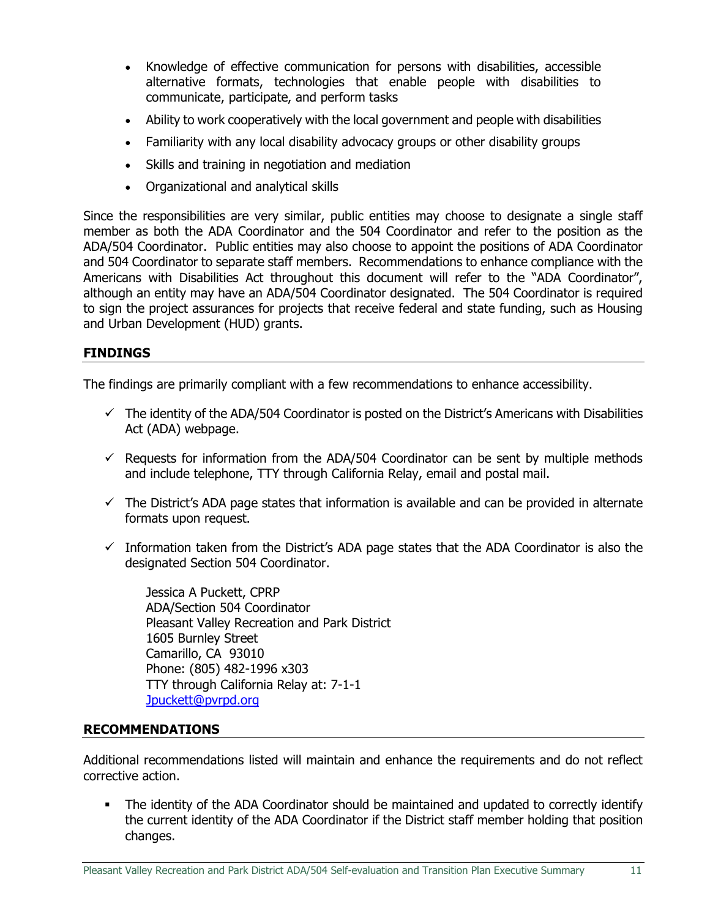- Knowledge of effective communication for persons with disabilities, accessible alternative formats, technologies that enable people with disabilities to communicate, participate, and perform tasks
- Ability to work cooperatively with the local government and people with disabilities
- Familiarity with any local disability advocacy groups or other disability groups
- Skills and training in negotiation and mediation
- Organizational and analytical skills

Since the responsibilities are very similar, public entities may choose to designate a single staff member as both the ADA Coordinator and the 504 Coordinator and refer to the position as the ADA/504 Coordinator. Public entities may also choose to appoint the positions of ADA Coordinator and 504 Coordinator to separate staff members. Recommendations to enhance compliance with the Americans with Disabilities Act throughout this document will refer to the "ADA Coordinator", although an entity may have an ADA/504 Coordinator designated. The 504 Coordinator is required to sign the project assurances for projects that receive federal and state funding, such as Housing and Urban Development (HUD) grants.

## FINDINGS

The findings are primarily compliant with a few recommendations to enhance accessibility.

- ✓ The identity of the ADA/504 Coordinator is posted on the District's Americans with Disabilities Act (ADA) webpage.
- ✓ Requests for information from the ADA/504 Coordinator can be sent by multiple methods and include telephone, TTY through California Relay, email and postal mail.
- ✓ The District's ADA page states that information is available and can be provided in alternate formats upon request.
- ✓ Information taken from the District's ADA page states that the ADA Coordinator is also the designated Section 504 Coordinator.

  Jessica A Puckett, CPRP
  ADA/Section 504 Coordinator
  Pleasant Valley Recreation and Park District
  1605 Burnley Street
  Camarillo, CA 93010
  Phone: (805) 482-1996 x303
  TTY through California Relay at: 7-1-1
  Jpuckett@pvrpd.org

## RECOMMENDATIONS

Additional recommendations listed will maintain and enhance the requirements and do not reflect corrective action.

- The identity of the ADA Coordinator should be maintained and updated to correctly identify the current identity of the ADA Coordinator if the District staff member holding that position changes.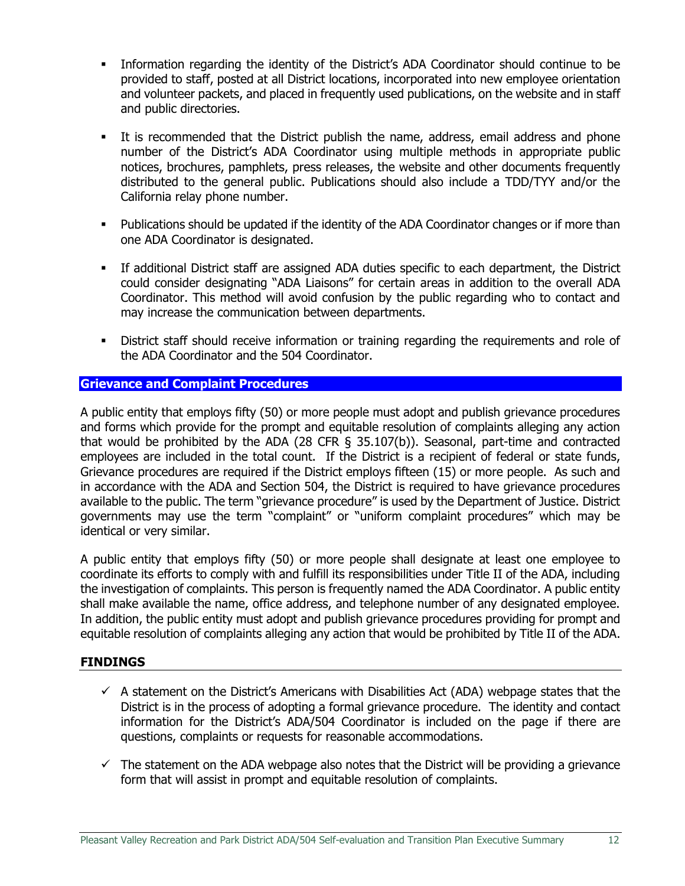- Information regarding the identity of the District's ADA Coordinator should continue to be provided to staff, posted at all District locations, incorporated into new employee orientation and volunteer packets, and placed in frequently used publications, on the website and in staff and public directories.

- It is recommended that the District publish the name, address, email address and phone number of the District's ADA Coordinator using multiple methods in appropriate public notices, brochures, pamphlets, press releases, the website and other documents frequently distributed to the general public. Publications should also include a TDD/TYY and/or the California relay phone number.

- Publications should be updated if the identity of the ADA Coordinator changes or if more than one ADA Coordinator is designated.

- If additional District staff are assigned ADA duties specific to each department, the District could consider designating "ADA Liaisons" for certain areas in addition to the overall ADA Coordinator. This method will avoid confusion by the public regarding who to contact and may increase the communication between departments.

- District staff should receive information or training regarding the requirements and role of the ADA Coordinator and the 504 Coordinator.

## Grievance and Complaint Procedures

A public entity that employs fifty (50) or more people must adopt and publish grievance procedures and forms which provide for the prompt and equitable resolution of complaints alleging any action that would be prohibited by the ADA (28 CFR § 35.107(b)). Seasonal, part-time and contracted employees are included in the total count. If the District is a recipient of federal or state funds, Grievance procedures are required if the District employs fifteen (15) or more people. As such and in accordance with the ADA and Section 504, the District is required to have grievance procedures available to the public. The term "grievance procedure" is used by the Department of Justice. District governments may use the term "complaint" or "uniform complaint procedures" which may be identical or very similar.

A public entity that employs fifty (50) or more people shall designate at least one employee to coordinate its efforts to comply with and fulfill its responsibilities under Title II of the ADA, including the investigation of complaints. This person is frequently named the ADA Coordinator. A public entity shall make available the name, office address, and telephone number of any designated employee. In addition, the public entity must adopt and publish grievance procedures providing for prompt and equitable resolution of complaints alleging any action that would be prohibited by Title II of the ADA.

### FINDINGS

- ✓ A statement on the District's Americans with Disabilities Act (ADA) webpage states that the District is in the process of adopting a formal grievance procedure. The identity and contact information for the District's ADA/504 Coordinator is included on the page if there are questions, complaints or requests for reasonable accommodations.

- ✓ The statement on the ADA webpage also notes that the District will be providing a grievance form that will assist in prompt and equitable resolution of complaints.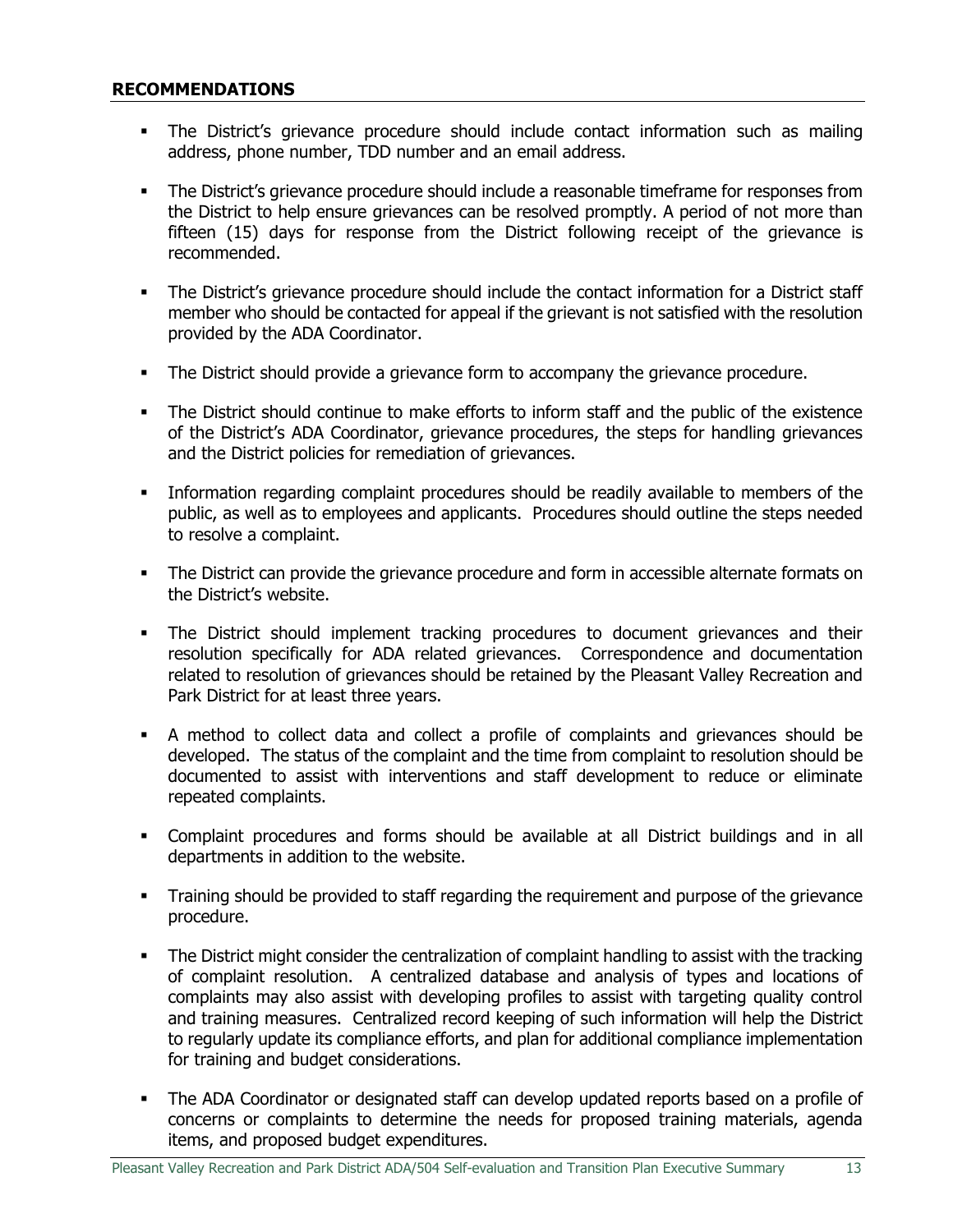## RECOMMENDATIONS

- The District's grievance procedure should include contact information such as mailing address, phone number, TDD number and an email address.
- The District's grievance procedure should include a reasonable timeframe for responses from the District to help ensure grievances can be resolved promptly. A period of not more than fifteen (15) days for response from the District following receipt of the grievance is recommended.
- The District's grievance procedure should include the contact information for a District staff member who should be contacted for appeal if the grievant is not satisfied with the resolution provided by the ADA Coordinator.
- The District should provide a grievance form to accompany the grievance procedure.
- The District should continue to make efforts to inform staff and the public of the existence of the District's ADA Coordinator, grievance procedures, the steps for handling grievances and the District policies for remediation of grievances.
- Information regarding complaint procedures should be readily available to members of the public, as well as to employees and applicants. Procedures should outline the steps needed to resolve a complaint.
- The District can provide the grievance procedure and form in accessible alternate formats on the District's website.
- The District should implement tracking procedures to document grievances and their resolution specifically for ADA related grievances. Correspondence and documentation related to resolution of grievances should be retained by the Pleasant Valley Recreation and Park District for at least three years.
- A method to collect data and collect a profile of complaints and grievances should be developed. The status of the complaint and the time from complaint to resolution should be documented to assist with interventions and staff development to reduce or eliminate repeated complaints.
- Complaint procedures and forms should be available at all District buildings and in all departments in addition to the website.
- Training should be provided to staff regarding the requirement and purpose of the grievance procedure.
- The District might consider the centralization of complaint handling to assist with the tracking of complaint resolution. A centralized database and analysis of types and locations of complaints may also assist with developing profiles to assist with targeting quality control and training measures. Centralized record keeping of such information will help the District to regularly update its compliance efforts, and plan for additional compliance implementation for training and budget considerations.
- The ADA Coordinator or designated staff can develop updated reports based on a profile of concerns or complaints to determine the needs for proposed training materials, agenda items, and proposed budget expenditures.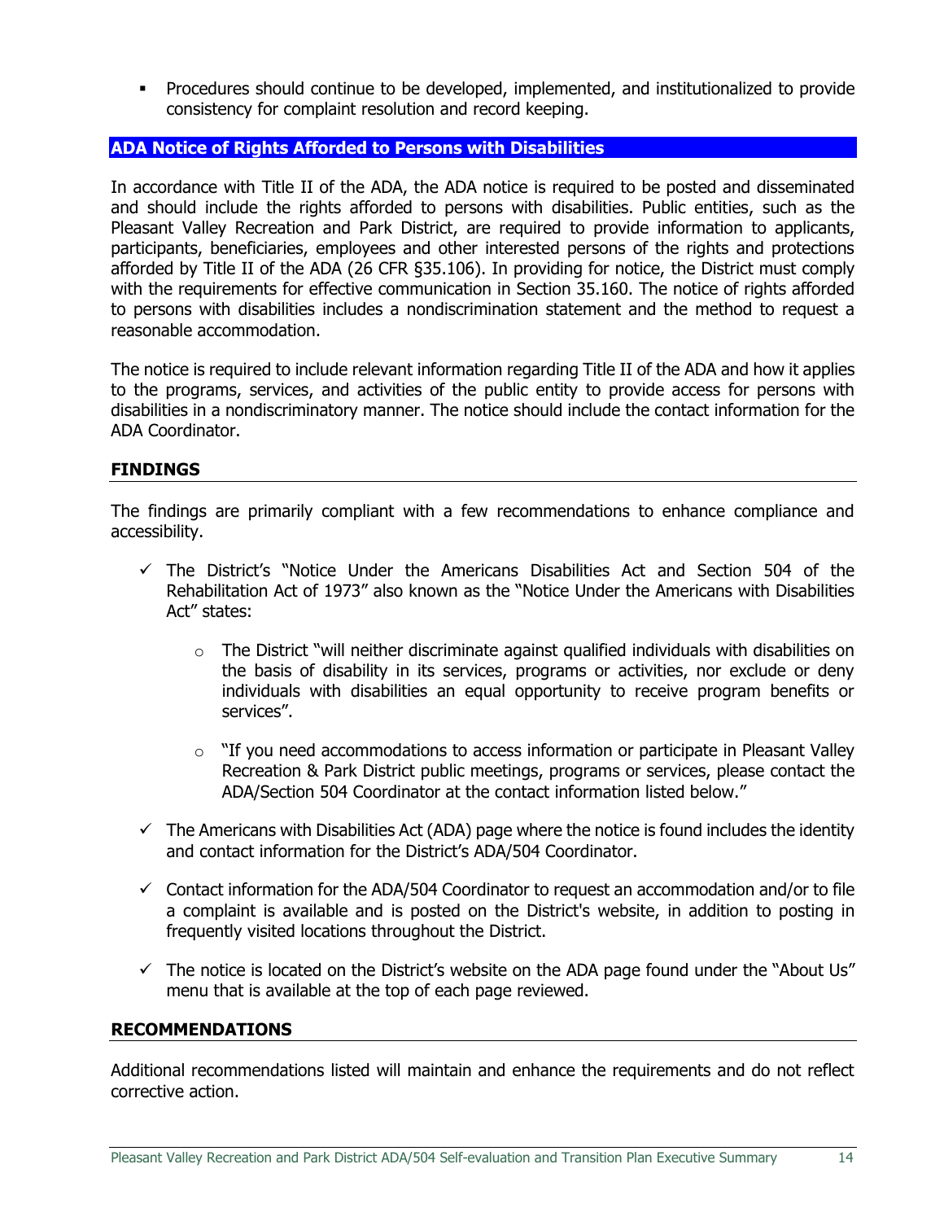- Procedures should continue to be developed, implemented, and institutionalized to provide consistency for complaint resolution and record keeping.

## ADA Notice of Rights Afforded to Persons with Disabilities

In accordance with Title II of the ADA, the ADA notice is required to be posted and disseminated and should include the rights afforded to persons with disabilities. Public entities, such as the Pleasant Valley Recreation and Park District, are required to provide information to applicants, participants, beneficiaries, employees and other interested persons of the rights and protections afforded by Title II of the ADA (26 CFR §35.106). In providing for notice, the District must comply with the requirements for effective communication in Section 35.160. The notice of rights afforded to persons with disabilities includes a nondiscrimination statement and the method to request a reasonable accommodation.

The notice is required to include relevant information regarding Title II of the ADA and how it applies to the programs, services, and activities of the public entity to provide access for persons with disabilities in a nondiscriminatory manner. The notice should include the contact information for the ADA Coordinator.

### FINDINGS

The findings are primarily compliant with a few recommendations to enhance compliance and accessibility.

- ✓ The District's "Notice Under the Americans Disabilities Act and Section 504 of the Rehabilitation Act of 1973" also known as the "Notice Under the Americans with Disabilities Act" states:
  - The District "will neither discriminate against qualified individuals with disabilities on the basis of disability in its services, programs or activities, nor exclude or deny individuals with disabilities an equal opportunity to receive program benefits or services".
  - "If you need accommodations to access information or participate in Pleasant Valley Recreation & Park District public meetings, programs or services, please contact the ADA/Section 504 Coordinator at the contact information listed below."
- ✓ The Americans with Disabilities Act (ADA) page where the notice is found includes the identity and contact information for the District's ADA/504 Coordinator.
- ✓ Contact information for the ADA/504 Coordinator to request an accommodation and/or to file a complaint is available and is posted on the District's website, in addition to posting in frequently visited locations throughout the District.
- ✓ The notice is located on the District's website on the ADA page found under the "About Us" menu that is available at the top of each page reviewed.

### RECOMMENDATIONS

Additional recommendations listed will maintain and enhance the requirements and do not reflect corrective action.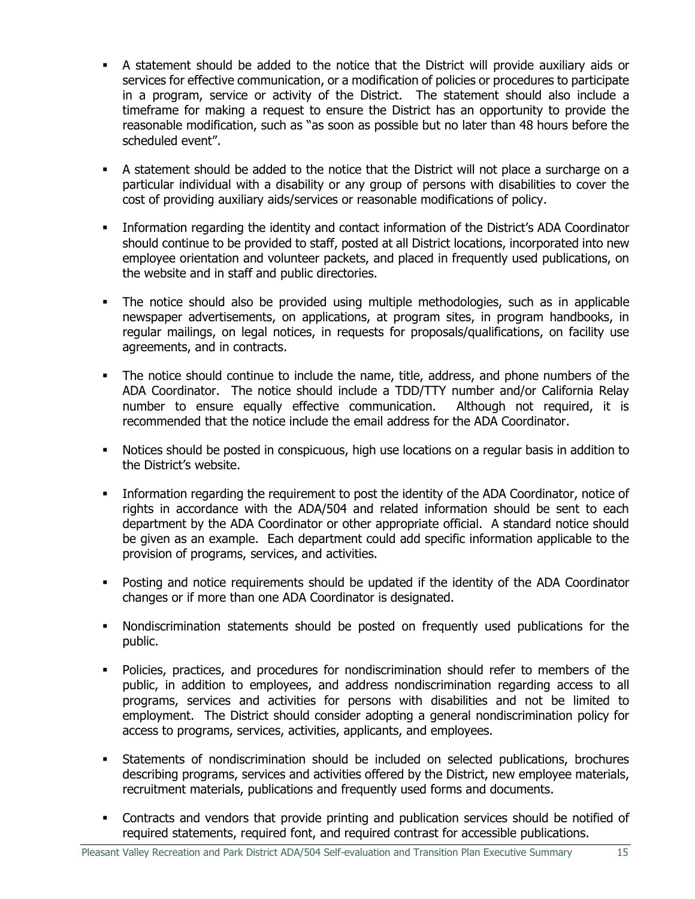- A statement should be added to the notice that the District will provide auxiliary aids or services for effective communication, or a modification of policies or procedures to participate in a program, service or activity of the District. The statement should also include a timeframe for making a request to ensure the District has an opportunity to provide the reasonable modification, such as "as soon as possible but no later than 48 hours before the scheduled event".
- A statement should be added to the notice that the District will not place a surcharge on a particular individual with a disability or any group of persons with disabilities to cover the cost of providing auxiliary aids/services or reasonable modifications of policy.
- Information regarding the identity and contact information of the District's ADA Coordinator should continue to be provided to staff, posted at all District locations, incorporated into new employee orientation and volunteer packets, and placed in frequently used publications, on the website and in staff and public directories.
- The notice should also be provided using multiple methodologies, such as in applicable newspaper advertisements, on applications, at program sites, in program handbooks, in regular mailings, on legal notices, in requests for proposals/qualifications, on facility use agreements, and in contracts.
- The notice should continue to include the name, title, address, and phone numbers of the ADA Coordinator. The notice should include a TDD/TTY number and/or California Relay number to ensure equally effective communication. Although not required, it is recommended that the notice include the email address for the ADA Coordinator.
- Notices should be posted in conspicuous, high use locations on a regular basis in addition to the District's website.
- Information regarding the requirement to post the identity of the ADA Coordinator, notice of rights in accordance with the ADA/504 and related information should be sent to each department by the ADA Coordinator or other appropriate official. A standard notice should be given as an example. Each department could add specific information applicable to the provision of programs, services, and activities.
- Posting and notice requirements should be updated if the identity of the ADA Coordinator changes or if more than one ADA Coordinator is designated.
- Nondiscrimination statements should be posted on frequently used publications for the public.
- Policies, practices, and procedures for nondiscrimination should refer to members of the public, in addition to employees, and address nondiscrimination regarding access to all programs, services and activities for persons with disabilities and not be limited to employment. The District should consider adopting a general nondiscrimination policy for access to programs, services, activities, applicants, and employees.
- Statements of nondiscrimination should be included on selected publications, brochures describing programs, services and activities offered by the District, new employee materials, recruitment materials, publications and frequently used forms and documents.
- Contracts and vendors that provide printing and publication services should be notified of required statements, required font, and required contrast for accessible publications.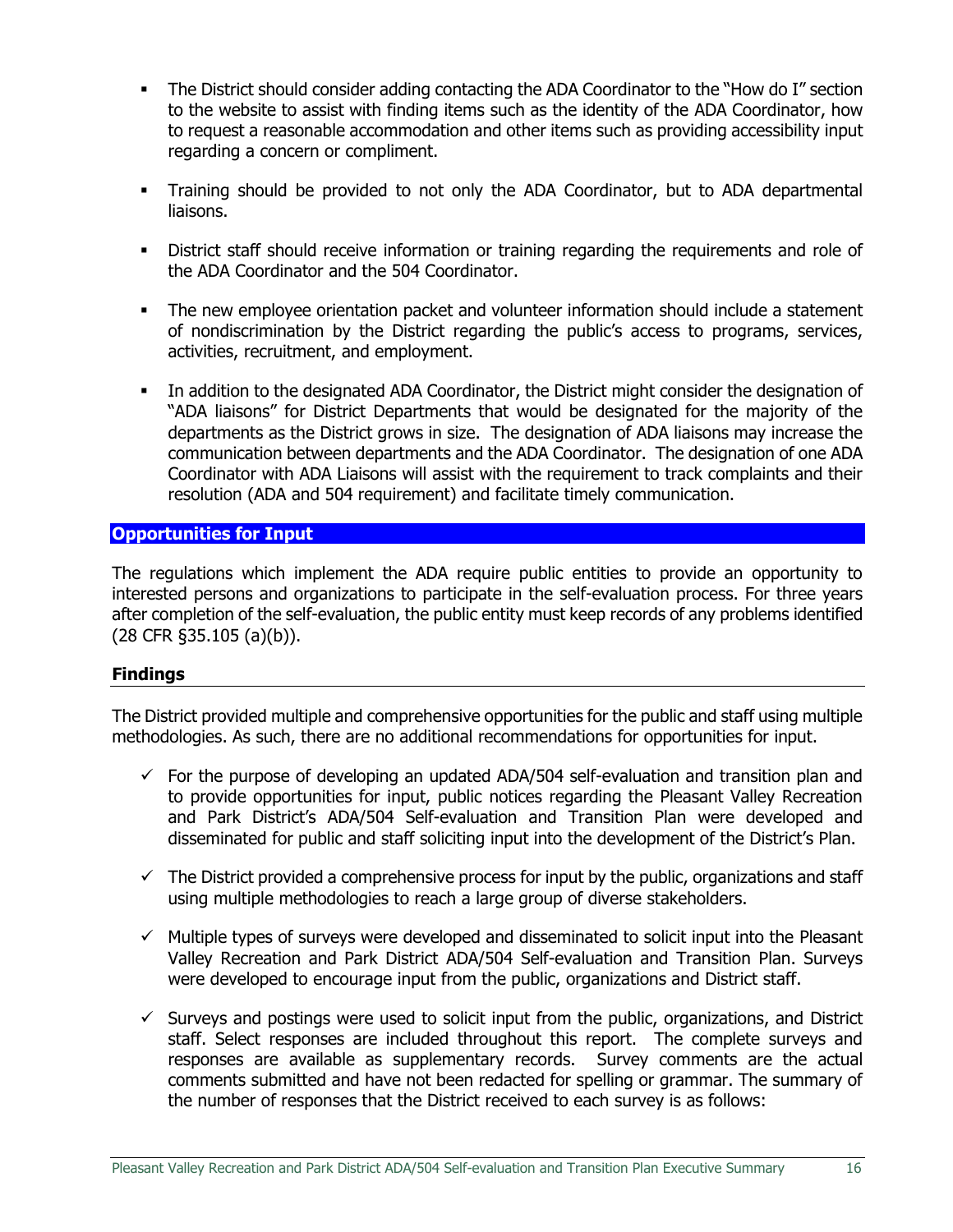- The District should consider adding contacting the ADA Coordinator to the "How do I" section to the website to assist with finding items such as the identity of the ADA Coordinator, how to request a reasonable accommodation and other items such as providing accessibility input regarding a concern or compliment.

- Training should be provided to not only the ADA Coordinator, but to ADA departmental liaisons.

- District staff should receive information or training regarding the requirements and role of the ADA Coordinator and the 504 Coordinator.

- The new employee orientation packet and volunteer information should include a statement of nondiscrimination by the District regarding the public's access to programs, services, activities, recruitment, and employment.

- In addition to the designated ADA Coordinator, the District might consider the designation of "ADA liaisons" for District Departments that would be designated for the majority of the departments as the District grows in size. The designation of ADA liaisons may increase the communication between departments and the ADA Coordinator. The designation of one ADA Coordinator with ADA Liaisons will assist with the requirement to track complaints and their resolution (ADA and 504 requirement) and facilitate timely communication.

## Opportunities for Input

The regulations which implement the ADA require public entities to provide an opportunity to interested persons and organizations to participate in the self-evaluation process. For three years after completion of the self-evaluation, the public entity must keep records of any problems identified (28 CFR §35.105 (a)(b)).

### Findings

The District provided multiple and comprehensive opportunities for the public and staff using multiple methodologies. As such, there are no additional recommendations for opportunities for input.

- ✓ For the purpose of developing an updated ADA/504 self-evaluation and transition plan and to provide opportunities for input, public notices regarding the Pleasant Valley Recreation and Park District's ADA/504 Self-evaluation and Transition Plan were developed and disseminated for public and staff soliciting input into the development of the District's Plan.

- ✓ The District provided a comprehensive process for input by the public, organizations and staff using multiple methodologies to reach a large group of diverse stakeholders.

- ✓ Multiple types of surveys were developed and disseminated to solicit input into the Pleasant Valley Recreation and Park District ADA/504 Self-evaluation and Transition Plan. Surveys were developed to encourage input from the public, organizations and District staff.

- ✓ Surveys and postings were used to solicit input from the public, organizations, and District staff. Select responses are included throughout this report. The complete surveys and responses are available as supplementary records. Survey comments are the actual comments submitted and have not been redacted for spelling or grammar. The summary of the number of responses that the District received to each survey is as follows: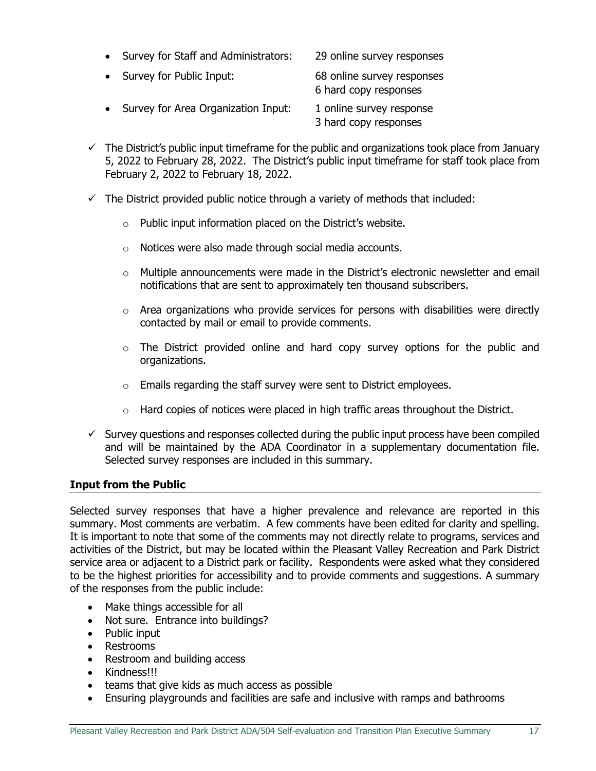- Survey for Staff and Administrators: 29 online survey responses
- Survey for Public Input: 68 online survey responses
  6 hard copy responses
- Survey for Area Organization Input: 1 online survey response
  3 hard copy responses

- ✓ The District's public input timeframe for the public and organizations took place from January 5, 2022 to February 28, 2022. The District's public input timeframe for staff took place from February 2, 2022 to February 18, 2022.
- ✓ The District provided public notice through a variety of methods that included:
  - Public input information placed on the District's website.
  - Notices were also made through social media accounts.
  - Multiple announcements were made in the District's electronic newsletter and email notifications that are sent to approximately ten thousand subscribers.
  - Area organizations who provide services for persons with disabilities were directly contacted by mail or email to provide comments.
  - The District provided online and hard copy survey options for the public and organizations.
  - Emails regarding the staff survey were sent to District employees.
  - Hard copies of notices were placed in high traffic areas throughout the District.
- ✓ Survey questions and responses collected during the public input process have been compiled and will be maintained by the ADA Coordinator in a supplementary documentation file. Selected survey responses are included in this summary.

## Input from the Public

Selected survey responses that have a higher prevalence and relevance are reported in this summary. Most comments are verbatim. A few comments have been edited for clarity and spelling. It is important to note that some of the comments may not directly relate to programs, services and activities of the District, but may be located within the Pleasant Valley Recreation and Park District service area or adjacent to a District park or facility. Respondents were asked what they considered to be the highest priorities for accessibility and to provide comments and suggestions. A summary of the responses from the public include:

- Make things accessible for all
- Not sure. Entrance into buildings?
- Public input
- Restrooms
- Restroom and building access
- Kindness!!!
- teams that give kids as much access as possible
- Ensuring playgrounds and facilities are safe and inclusive with ramps and bathrooms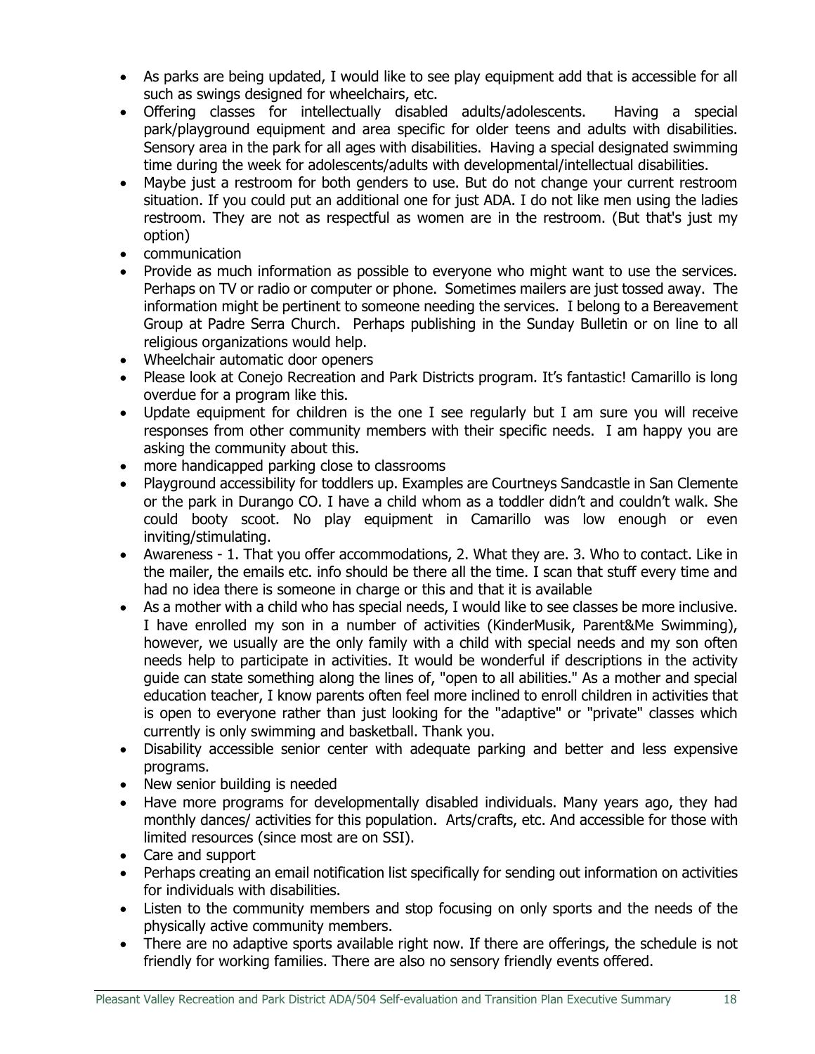- As parks are being updated, I would like to see play equipment add that is accessible for all such as swings designed for wheelchairs, etc.
- Offering classes for intellectually disabled adults/adolescents. Having a special park/playground equipment and area specific for older teens and adults with disabilities. Sensory area in the park for all ages with disabilities. Having a special designated swimming time during the week for adolescents/adults with developmental/intellectual disabilities.
- Maybe just a restroom for both genders to use. But do not change your current restroom situation. If you could put an additional one for just ADA. I do not like men using the ladies restroom. They are not as respectful as women are in the restroom. (But that's just my option)
- communication
- Provide as much information as possible to everyone who might want to use the services. Perhaps on TV or radio or computer or phone. Sometimes mailers are just tossed away. The information might be pertinent to someone needing the services. I belong to a Bereavement Group at Padre Serra Church. Perhaps publishing in the Sunday Bulletin or on line to all religious organizations would help.
- Wheelchair automatic door openers
- Please look at Conejo Recreation and Park Districts program. It's fantastic! Camarillo is long overdue for a program like this.
- Update equipment for children is the one I see regularly but I am sure you will receive responses from other community members with their specific needs. I am happy you are asking the community about this.
- more handicapped parking close to classrooms
- Playground accessibility for toddlers up. Examples are Courtneys Sandcastle in San Clemente or the park in Durango CO. I have a child whom as a toddler didn't and couldn't walk. She could booty scoot. No play equipment in Camarillo was low enough or even inviting/stimulating.
- Awareness - 1. That you offer accommodations, 2. What they are. 3. Who to contact. Like in the mailer, the emails etc. info should be there all the time. I scan that stuff every time and had no idea there is someone in charge or this and that it is available
- As a mother with a child who has special needs, I would like to see classes be more inclusive. I have enrolled my son in a number of activities (KinderMusik, Parent&Me Swimming), however, we usually are the only family with a child with special needs and my son often needs help to participate in activities. It would be wonderful if descriptions in the activity guide can state something along the lines of, "open to all abilities." As a mother and special education teacher, I know parents often feel more inclined to enroll children in activities that is open to everyone rather than just looking for the "adaptive" or "private" classes which currently is only swimming and basketball. Thank you.
- Disability accessible senior center with adequate parking and better and less expensive programs.
- New senior building is needed
- Have more programs for developmentally disabled individuals. Many years ago, they had monthly dances/ activities for this population. Arts/crafts, etc. And accessible for those with limited resources (since most are on SSI).
- Care and support
- Perhaps creating an email notification list specifically for sending out information on activities for individuals with disabilities.
- Listen to the community members and stop focusing on only sports and the needs of the physically active community members.
- There are no adaptive sports available right now. If there are offerings, the schedule is not friendly for working families. There are also no sensory friendly events offered.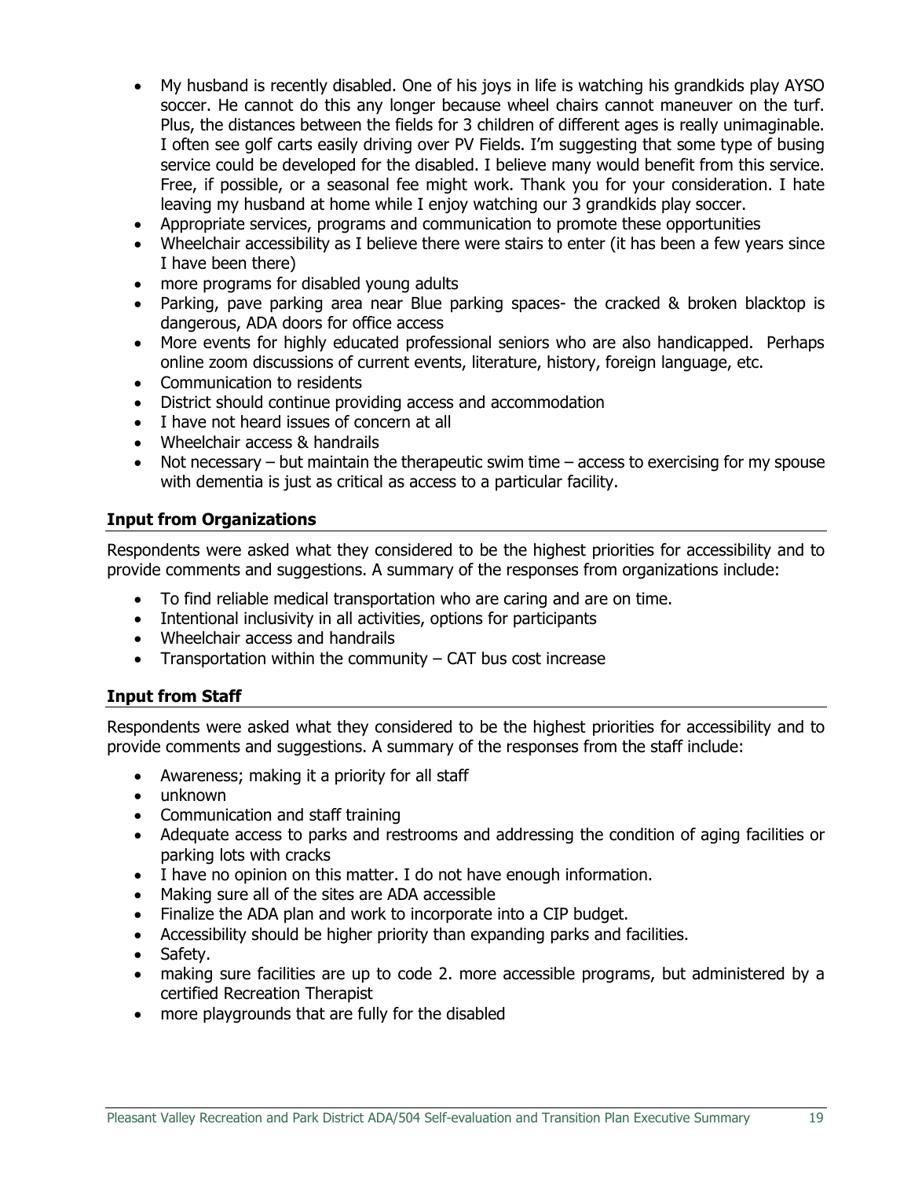- My husband is recently disabled. One of his joys in life is watching his grandkids play AYSO soccer. He cannot do this any longer because wheel chairs cannot maneuver on the turf. Plus, the distances between the fields for 3 children of different ages is really unimaginable. I often see golf carts easily driving over PV Fields. I'm suggesting that some type of busing service could be developed for the disabled. I believe many would benefit from this service. Free, if possible, or a seasonal fee might work. Thank you for your consideration. I hate leaving my husband at home while I enjoy watching our 3 grandkids play soccer.
- Appropriate services, programs and communication to promote these opportunities
- Wheelchair accessibility as I believe there were stairs to enter (it has been a few years since I have been there)
- more programs for disabled young adults
- Parking, pave parking area near Blue parking spaces- the cracked & broken blacktop is dangerous, ADA doors for office access
- More events for highly educated professional seniors who are also handicapped. Perhaps online zoom discussions of current events, literature, history, foreign language, etc.
- Communication to residents
- District should continue providing access and accommodation
- I have not heard issues of concern at all
- Wheelchair access & handrails
- Not necessary – but maintain the therapeutic swim time – access to exercising for my spouse with dementia is just as critical as access to a particular facility.

**Input from Organizations**

Respondents were asked what they considered to be the highest priorities for accessibility and to provide comments and suggestions. A summary of the responses from organizations include:

- To find reliable medical transportation who are caring and are on time.
- Intentional inclusivity in all activities, options for participants
- Wheelchair access and handrails
- Transportation within the community – CAT bus cost increase

**Input from Staff**

Respondents were asked what they considered to be the highest priorities for accessibility and to provide comments and suggestions. A summary of the responses from the staff include:

- Awareness; making it a priority for all staff
- unknown
- Communication and staff training
- Adequate access to parks and restrooms and addressing the condition of aging facilities or parking lots with cracks
- I have no opinion on this matter. I do not have enough information.
- Making sure all of the sites are ADA accessible
- Finalize the ADA plan and work to incorporate into a CIP budget.
- Accessibility should be higher priority than expanding parks and facilities.
- Safety.
- making sure facilities are up to code 2. more accessible programs, but administered by a certified Recreation Therapist
- more playgrounds that are fully for the disabled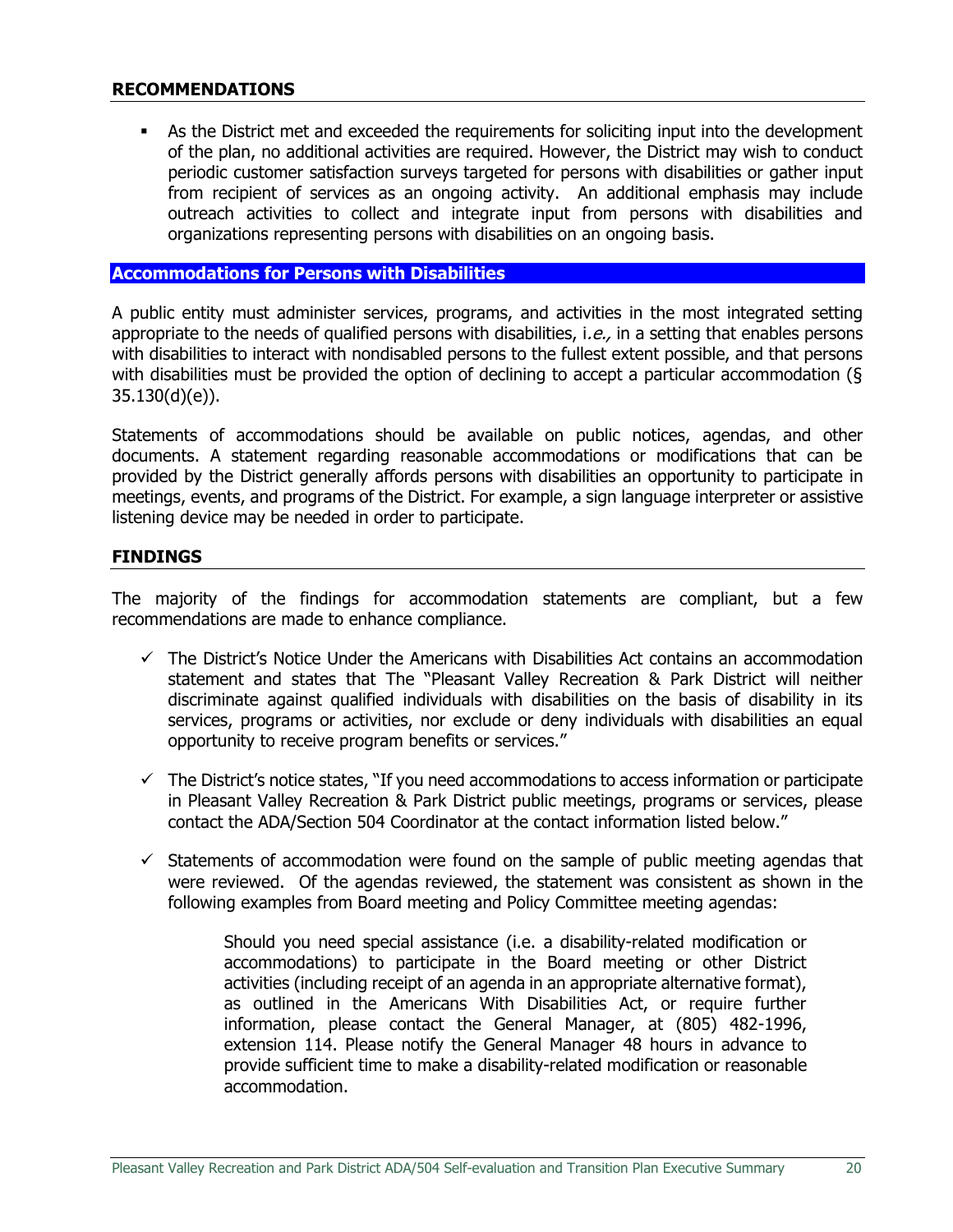### RECOMMENDATIONS

- As the District met and exceeded the requirements for soliciting input into the development of the plan, no additional activities are required. However, the District may wish to conduct periodic customer satisfaction surveys targeted for persons with disabilities or gather input from recipient of services as an ongoing activity. An additional emphasis may include outreach activities to collect and integrate input from persons with disabilities and organizations representing persons with disabilities on an ongoing basis.

## Accommodations for Persons with Disabilities

A public entity must administer services, programs, and activities in the most integrated setting appropriate to the needs of qualified persons with disabilities, i.*e.,* in a setting that enables persons with disabilities to interact with nondisabled persons to the fullest extent possible, and that persons with disabilities must be provided the option of declining to accept a particular accommodation (§ 35.130(d)(e)).

Statements of accommodations should be available on public notices, agendas, and other documents. A statement regarding reasonable accommodations or modifications that can be provided by the District generally affords persons with disabilities an opportunity to participate in meetings, events, and programs of the District. For example, a sign language interpreter or assistive listening device may be needed in order to participate.

### FINDINGS

The majority of the findings for accommodation statements are compliant, but a few recommendations are made to enhance compliance.

- ✓ The District's Notice Under the Americans with Disabilities Act contains an accommodation statement and states that The "Pleasant Valley Recreation & Park District will neither discriminate against qualified individuals with disabilities on the basis of disability in its services, programs or activities, nor exclude or deny individuals with disabilities an equal opportunity to receive program benefits or services."

- ✓ The District's notice states, "If you need accommodations to access information or participate in Pleasant Valley Recreation & Park District public meetings, programs or services, please contact the ADA/Section 504 Coordinator at the contact information listed below."

- ✓ Statements of accommodation were found on the sample of public meeting agendas that were reviewed. Of the agendas reviewed, the statement was consistent as shown in the following examples from Board meeting and Policy Committee meeting agendas:

> Should you need special assistance (i.e. a disability-related modification or accommodations) to participate in the Board meeting or other District activities (including receipt of an agenda in an appropriate alternative format), as outlined in the Americans With Disabilities Act, or require further information, please contact the General Manager, at (805) 482-1996, extension 114. Please notify the General Manager 48 hours in advance to provide sufficient time to make a disability-related modification or reasonable accommodation.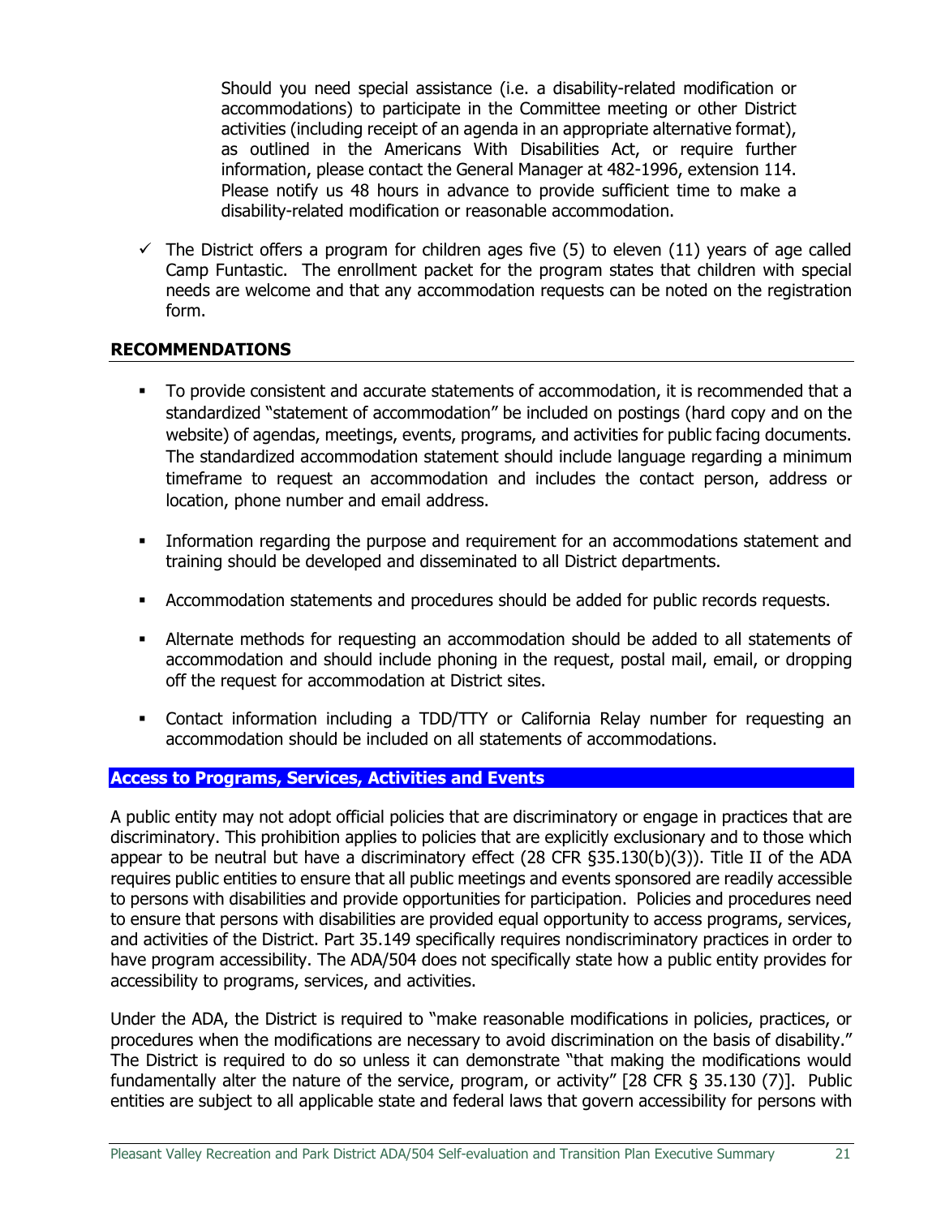Should you need special assistance (i.e. a disability-related modification or accommodations) to participate in the Committee meeting or other District activities (including receipt of an agenda in an appropriate alternative format), as outlined in the Americans With Disabilities Act, or require further information, please contact the General Manager at 482-1996, extension 114. Please notify us 48 hours in advance to provide sufficient time to make a disability-related modification or reasonable accommodation.

- ✓ The District offers a program for children ages five (5) to eleven (11) years of age called Camp Funtastic. The enrollment packet for the program states that children with special needs are welcome and that any accommodation requests can be noted on the registration form.

## RECOMMENDATIONS

- To provide consistent and accurate statements of accommodation, it is recommended that a standardized "statement of accommodation" be included on postings (hard copy and on the website) of agendas, meetings, events, programs, and activities for public facing documents. The standardized accommodation statement should include language regarding a minimum timeframe to request an accommodation and includes the contact person, address or location, phone number and email address.
- Information regarding the purpose and requirement for an accommodations statement and training should be developed and disseminated to all District departments.
- Accommodation statements and procedures should be added for public records requests.
- Alternate methods for requesting an accommodation should be added to all statements of accommodation and should include phoning in the request, postal mail, email, or dropping off the request for accommodation at District sites.
- Contact information including a TDD/TTY or California Relay number for requesting an accommodation should be included on all statements of accommodations.

## Access to Programs, Services, Activities and Events

A public entity may not adopt official policies that are discriminatory or engage in practices that are discriminatory. This prohibition applies to policies that are explicitly exclusionary and to those which appear to be neutral but have a discriminatory effect (28 CFR §35.130(b)(3)). Title II of the ADA requires public entities to ensure that all public meetings and events sponsored are readily accessible to persons with disabilities and provide opportunities for participation. Policies and procedures need to ensure that persons with disabilities are provided equal opportunity to access programs, services, and activities of the District. Part 35.149 specifically requires nondiscriminatory practices in order to have program accessibility. The ADA/504 does not specifically state how a public entity provides for accessibility to programs, services, and activities.

Under the ADA, the District is required to "make reasonable modifications in policies, practices, or procedures when the modifications are necessary to avoid discrimination on the basis of disability." The District is required to do so unless it can demonstrate "that making the modifications would fundamentally alter the nature of the service, program, or activity" [28 CFR § 35.130 (7)]. Public entities are subject to all applicable state and federal laws that govern accessibility for persons with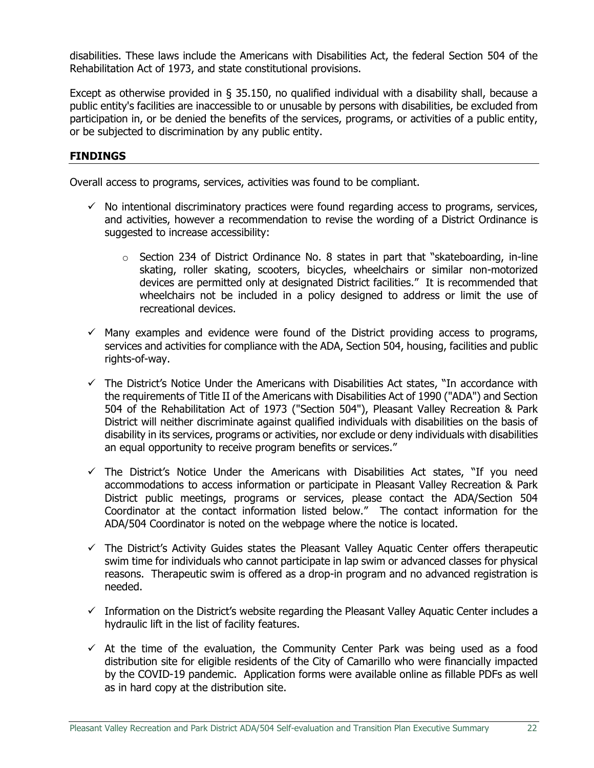disabilities. These laws include the Americans with Disabilities Act, the federal Section 504 of the Rehabilitation Act of 1973, and state constitutional provisions.

Except as otherwise provided in § 35.150, no qualified individual with a disability shall, because a public entity's facilities are inaccessible to or unusable by persons with disabilities, be excluded from participation in, or be denied the benefits of the services, programs, or activities of a public entity, or be subjected to discrimination by any public entity.

## FINDINGS

Overall access to programs, services, activities was found to be compliant.

- ✓ No intentional discriminatory practices were found regarding access to programs, services, and activities, however a recommendation to revise the wording of a District Ordinance is suggested to increase accessibility:
  - Section 234 of District Ordinance No. 8 states in part that "skateboarding, in-line skating, roller skating, scooters, bicycles, wheelchairs or similar non-motorized devices are permitted only at designated District facilities." It is recommended that wheelchairs not be included in a policy designed to address or limit the use of recreational devices.
- ✓ Many examples and evidence were found of the District providing access to programs, services and activities for compliance with the ADA, Section 504, housing, facilities and public rights-of-way.
- ✓ The District's Notice Under the Americans with Disabilities Act states, "In accordance with the requirements of Title II of the Americans with Disabilities Act of 1990 ("ADA") and Section 504 of the Rehabilitation Act of 1973 ("Section 504"), Pleasant Valley Recreation & Park District will neither discriminate against qualified individuals with disabilities on the basis of disability in its services, programs or activities, nor exclude or deny individuals with disabilities an equal opportunity to receive program benefits or services."
- ✓ The District's Notice Under the Americans with Disabilities Act states, "If you need accommodations to access information or participate in Pleasant Valley Recreation & Park District public meetings, programs or services, please contact the ADA/Section 504 Coordinator at the contact information listed below." The contact information for the ADA/504 Coordinator is noted on the webpage where the notice is located.
- ✓ The District's Activity Guides states the Pleasant Valley Aquatic Center offers therapeutic swim time for individuals who cannot participate in lap swim or advanced classes for physical reasons. Therapeutic swim is offered as a drop-in program and no advanced registration is needed.
- ✓ Information on the District's website regarding the Pleasant Valley Aquatic Center includes a hydraulic lift in the list of facility features.
- ✓ At the time of the evaluation, the Community Center Park was being used as a food distribution site for eligible residents of the City of Camarillo who were financially impacted by the COVID-19 pandemic. Application forms were available online as fillable PDFs as well as in hard copy at the distribution site.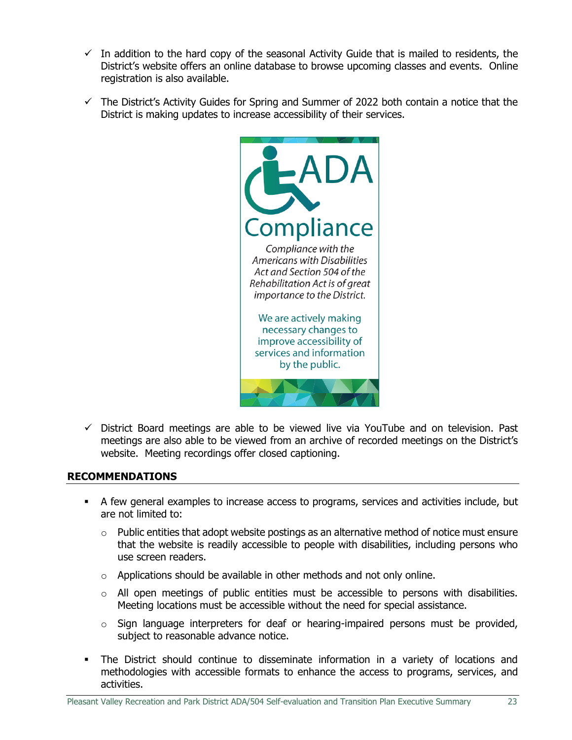- ✓ In addition to the hard copy of the seasonal Activity Guide that is mailed to residents, the District's website offers an online database to browse upcoming classes and events. Online registration is also available.
- ✓ The District's Activity Guides for Spring and Summer of 2022 both contain a notice that the District is making updates to increase accessibility of their services.

ADA Compliance

*Compliance with the Americans with Disabilities Act and Section 504 of the Rehabilitation Act is of great importance to the District.*

We are actively making necessary changes to improve accessibility of services and information by the public.

- ✓ District Board meetings are able to be viewed live via YouTube and on television. Past meetings are also able to be viewed from an archive of recorded meetings on the District's website. Meeting recordings offer closed captioning.

## RECOMMENDATIONS

- A few general examples to increase access to programs, services and activities include, but are not limited to:
  - Public entities that adopt website postings as an alternative method of notice must ensure that the website is readily accessible to people with disabilities, including persons who use screen readers.
  - Applications should be available in other methods and not only online.
  - All open meetings of public entities must be accessible to persons with disabilities. Meeting locations must be accessible without the need for special assistance.
  - Sign language interpreters for deaf or hearing-impaired persons must be provided, subject to reasonable advance notice.
- The District should continue to disseminate information in a variety of locations and methodologies with accessible formats to enhance the access to programs, services, and activities.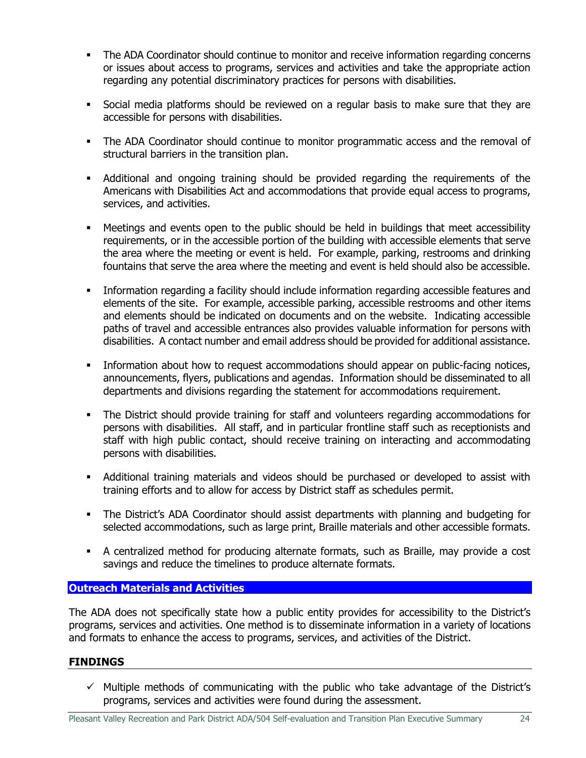- The ADA Coordinator should continue to monitor and receive information regarding concerns or issues about access to programs, services and activities and take the appropriate action regarding any potential discriminatory practices for persons with disabilities.

- Social media platforms should be reviewed on a regular basis to make sure that they are accessible for persons with disabilities.

- The ADA Coordinator should continue to monitor programmatic access and the removal of structural barriers in the transition plan.

- Additional and ongoing training should be provided regarding the requirements of the Americans with Disabilities Act and accommodations that provide equal access to programs, services, and activities.

- Meetings and events open to the public should be held in buildings that meet accessibility requirements, or in the accessible portion of the building with accessible elements that serve the area where the meeting or event is held. For example, parking, restrooms and drinking fountains that serve the area where the meeting and event is held should also be accessible.

- Information regarding a facility should include information regarding accessible features and elements of the site. For example, accessible parking, accessible restrooms and other items and elements should be indicated on documents and on the website. Indicating accessible paths of travel and accessible entrances also provides valuable information for persons with disabilities. A contact number and email address should be provided for additional assistance.

- Information about how to request accommodations should appear on public-facing notices, announcements, flyers, publications and agendas. Information should be disseminated to all departments and divisions regarding the statement for accommodations requirement.

- The District should provide training for staff and volunteers regarding accommodations for persons with disabilities. All staff, and in particular frontline staff such as receptionists and staff with high public contact, should receive training on interacting and accommodating persons with disabilities.

- Additional training materials and videos should be purchased or developed to assist with training efforts and to allow for access by District staff as schedules permit.

- The District's ADA Coordinator should assist departments with planning and budgeting for selected accommodations, such as large print, Braille materials and other accessible formats.

- A centralized method for producing alternate formats, such as Braille, may provide a cost savings and reduce the timelines to produce alternate formats.

## Outreach Materials and Activities

The ADA does not specifically state how a public entity provides for accessibility to the District's programs, services and activities. One method is to disseminate information in a variety of locations and formats to enhance the access to programs, services, and activities of the District.

**FINDINGS**

- ✓ Multiple methods of communicating with the public who take advantage of the District's programs, services and activities were found during the assessment.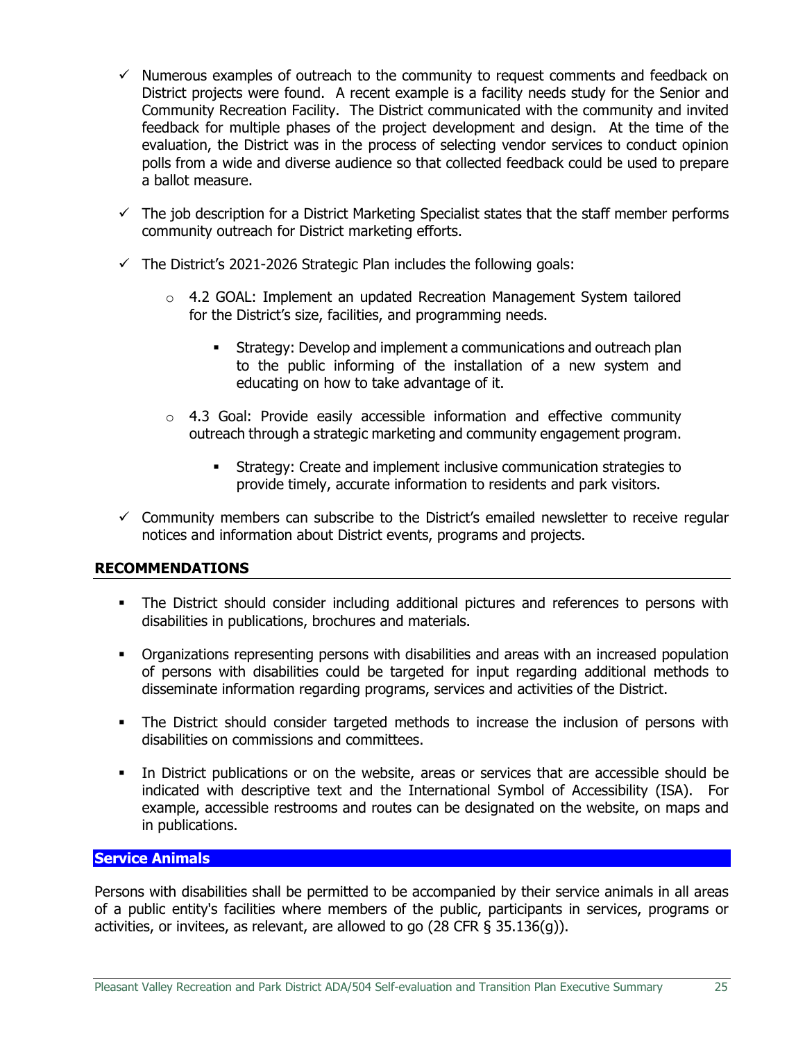- ✓ Numerous examples of outreach to the community to request comments and feedback on District projects were found. A recent example is a facility needs study for the Senior and Community Recreation Facility. The District communicated with the community and invited feedback for multiple phases of the project development and design. At the time of the evaluation, the District was in the process of selecting vendor services to conduct opinion polls from a wide and diverse audience so that collected feedback could be used to prepare a ballot measure.

- ✓ The job description for a District Marketing Specialist states that the staff member performs community outreach for District marketing efforts.

- ✓ The District's 2021-2026 Strategic Plan includes the following goals:

  - 4.2 GOAL: Implement an updated Recreation Management System tailored for the District's size, facilities, and programming needs.

    - Strategy: Develop and implement a communications and outreach plan to the public informing of the installation of a new system and educating on how to take advantage of it.

  - 4.3 Goal: Provide easily accessible information and effective community outreach through a strategic marketing and community engagement program.

    - Strategy: Create and implement inclusive communication strategies to provide timely, accurate information to residents and park visitors.

- ✓ Community members can subscribe to the District's emailed newsletter to receive regular notices and information about District events, programs and projects.

## RECOMMENDATIONS

- The District should consider including additional pictures and references to persons with disabilities in publications, brochures and materials.

- Organizations representing persons with disabilities and areas with an increased population of persons with disabilities could be targeted for input regarding additional methods to disseminate information regarding programs, services and activities of the District.

- The District should consider targeted methods to increase the inclusion of persons with disabilities on commissions and committees.

- In District publications or on the website, areas or services that are accessible should be indicated with descriptive text and the International Symbol of Accessibility (ISA). For example, accessible restrooms and routes can be designated on the website, on maps and in publications.

## Service Animals

Persons with disabilities shall be permitted to be accompanied by their service animals in all areas of a public entity's facilities where members of the public, participants in services, programs or activities, or invitees, as relevant, are allowed to go (28 CFR § 35.136(g)).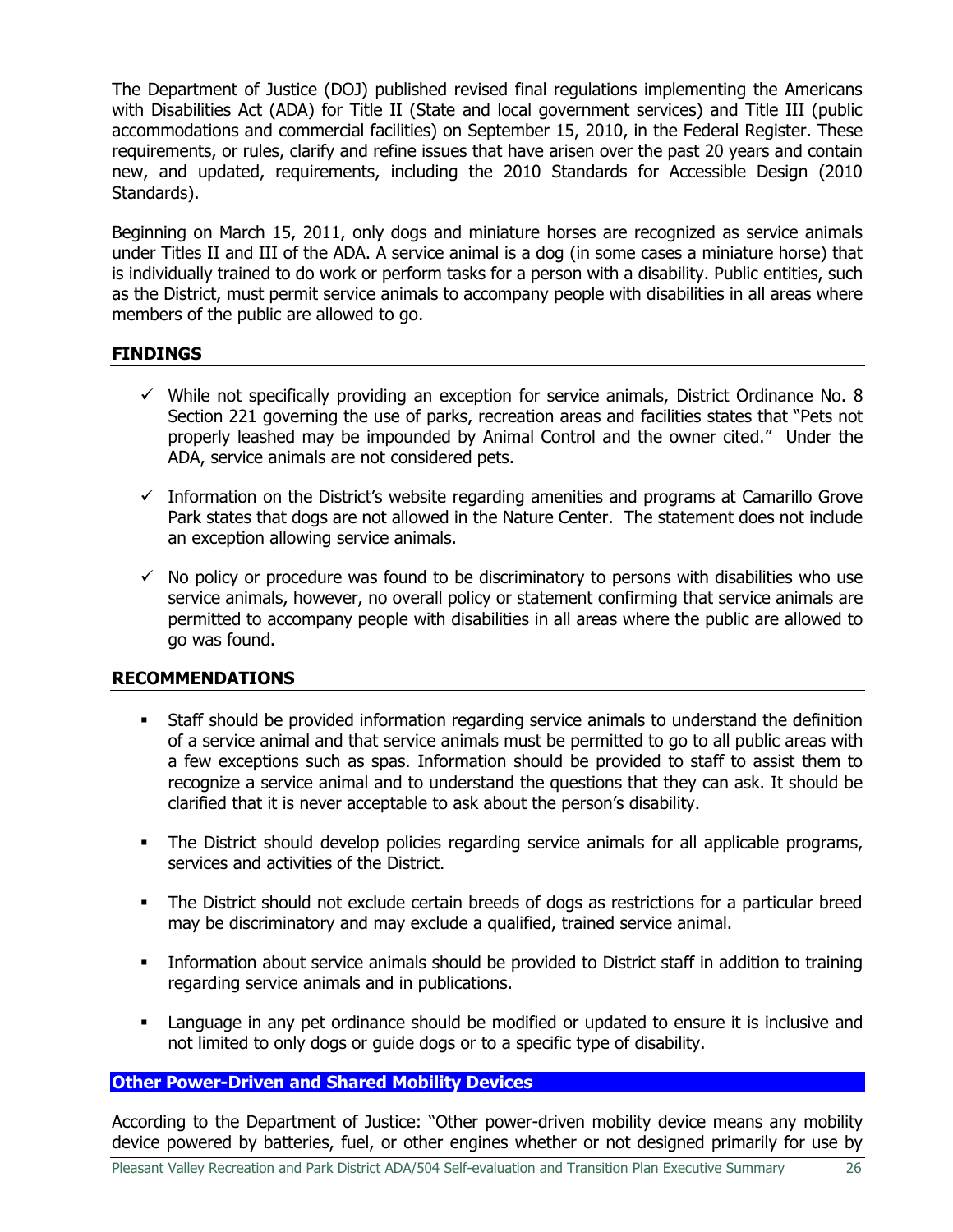The Department of Justice (DOJ) published revised final regulations implementing the Americans with Disabilities Act (ADA) for Title II (State and local government services) and Title III (public accommodations and commercial facilities) on September 15, 2010, in the Federal Register. These requirements, or rules, clarify and refine issues that have arisen over the past 20 years and contain new, and updated, requirements, including the 2010 Standards for Accessible Design (2010 Standards).

Beginning on March 15, 2011, only dogs and miniature horses are recognized as service animals under Titles II and III of the ADA. A service animal is a dog (in some cases a miniature horse) that is individually trained to do work or perform tasks for a person with a disability. Public entities, such as the District, must permit service animals to accompany people with disabilities in all areas where members of the public are allowed to go.

## FINDINGS

- ✓ While not specifically providing an exception for service animals, District Ordinance No. 8 Section 221 governing the use of parks, recreation areas and facilities states that "Pets not properly leashed may be impounded by Animal Control and the owner cited." Under the ADA, service animals are not considered pets.
- ✓ Information on the District's website regarding amenities and programs at Camarillo Grove Park states that dogs are not allowed in the Nature Center. The statement does not include an exception allowing service animals.
- ✓ No policy or procedure was found to be discriminatory to persons with disabilities who use service animals, however, no overall policy or statement confirming that service animals are permitted to accompany people with disabilities in all areas where the public are allowed to go was found.

## RECOMMENDATIONS

- Staff should be provided information regarding service animals to understand the definition of a service animal and that service animals must be permitted to go to all public areas with a few exceptions such as spas. Information should be provided to staff to assist them to recognize a service animal and to understand the questions that they can ask. It should be clarified that it is never acceptable to ask about the person's disability.
- The District should develop policies regarding service animals for all applicable programs, services and activities of the District.
- The District should not exclude certain breeds of dogs as restrictions for a particular breed may be discriminatory and may exclude a qualified, trained service animal.
- Information about service animals should be provided to District staff in addition to training regarding service animals and in publications.
- Language in any pet ordinance should be modified or updated to ensure it is inclusive and not limited to only dogs or guide dogs or to a specific type of disability.

## Other Power-Driven and Shared Mobility Devices

According to the Department of Justice: "Other power-driven mobility device means any mobility device powered by batteries, fuel, or other engines whether or not designed primarily for use by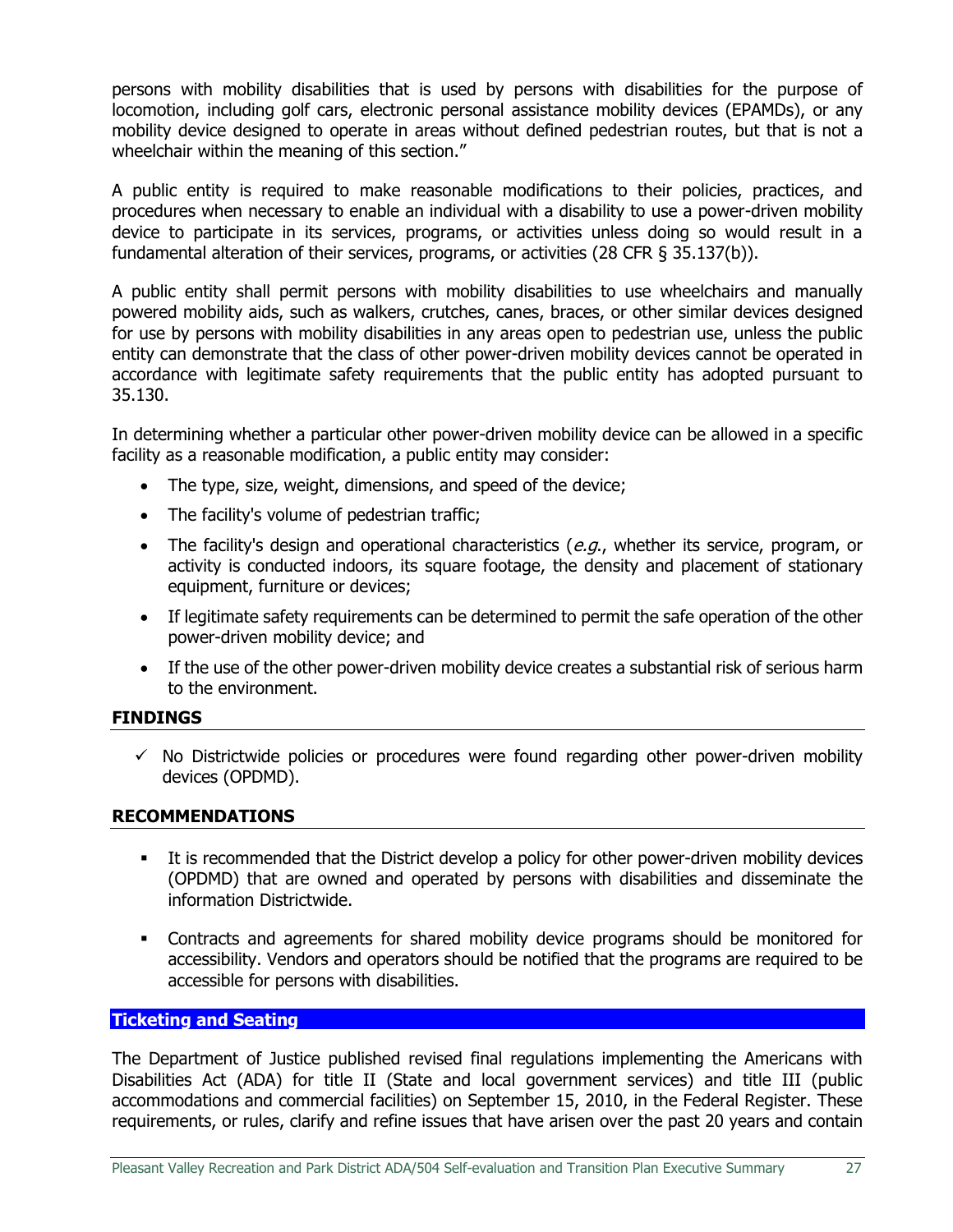persons with mobility disabilities that is used by persons with disabilities for the purpose of locomotion, including golf cars, electronic personal assistance mobility devices (EPAMDs), or any mobility device designed to operate in areas without defined pedestrian routes, but that is not a wheelchair within the meaning of this section."

A public entity is required to make reasonable modifications to their policies, practices, and procedures when necessary to enable an individual with a disability to use a power-driven mobility device to participate in its services, programs, or activities unless doing so would result in a fundamental alteration of their services, programs, or activities (28 CFR § 35.137(b)).

A public entity shall permit persons with mobility disabilities to use wheelchairs and manually powered mobility aids, such as walkers, crutches, canes, braces, or other similar devices designed for use by persons with mobility disabilities in any areas open to pedestrian use, unless the public entity can demonstrate that the class of other power-driven mobility devices cannot be operated in accordance with legitimate safety requirements that the public entity has adopted pursuant to 35.130.

In determining whether a particular other power-driven mobility device can be allowed in a specific facility as a reasonable modification, a public entity may consider:

- The type, size, weight, dimensions, and speed of the device;
- The facility's volume of pedestrian traffic;
- The facility's design and operational characteristics (*e.g.*, whether its service, program, or activity is conducted indoors, its square footage, the density and placement of stationary equipment, furniture or devices;
- If legitimate safety requirements can be determined to permit the safe operation of the other power-driven mobility device; and
- If the use of the other power-driven mobility device creates a substantial risk of serious harm to the environment.

### FINDINGS

- ✓ No Districtwide policies or procedures were found regarding other power-driven mobility devices (OPDMD).

### RECOMMENDATIONS

- It is recommended that the District develop a policy for other power-driven mobility devices (OPDMD) that are owned and operated by persons with disabilities and disseminate the information Districtwide.
- Contracts and agreements for shared mobility device programs should be monitored for accessibility. Vendors and operators should be notified that the programs are required to be accessible for persons with disabilities.

## Ticketing and Seating

The Department of Justice published revised final regulations implementing the Americans with Disabilities Act (ADA) for title II (State and local government services) and title III (public accommodations and commercial facilities) on September 15, 2010, in the Federal Register. These requirements, or rules, clarify and refine issues that have arisen over the past 20 years and contain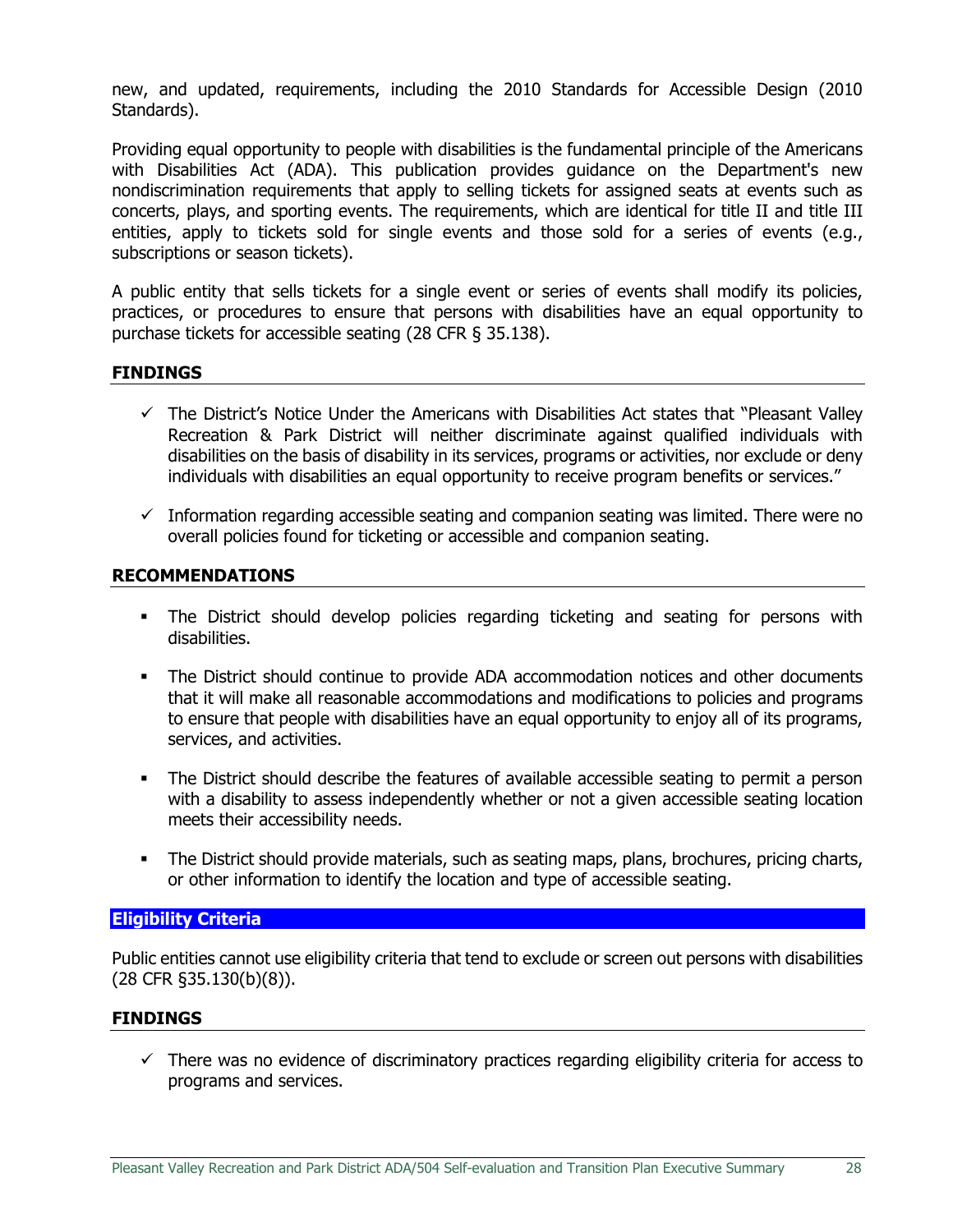new, and updated, requirements, including the 2010 Standards for Accessible Design (2010 Standards).

Providing equal opportunity to people with disabilities is the fundamental principle of the Americans with Disabilities Act (ADA). This publication provides guidance on the Department's new nondiscrimination requirements that apply to selling tickets for assigned seats at events such as concerts, plays, and sporting events. The requirements, which are identical for title II and title III entities, apply to tickets sold for single events and those sold for a series of events (e.g., subscriptions or season tickets).

A public entity that sells tickets for a single event or series of events shall modify its policies, practices, or procedures to ensure that persons with disabilities have an equal opportunity to purchase tickets for accessible seating (28 CFR § 35.138).

### FINDINGS

- ✓ The District's Notice Under the Americans with Disabilities Act states that "Pleasant Valley Recreation & Park District will neither discriminate against qualified individuals with disabilities on the basis of disability in its services, programs or activities, nor exclude or deny individuals with disabilities an equal opportunity to receive program benefits or services."
- ✓ Information regarding accessible seating and companion seating was limited. There were no overall policies found for ticketing or accessible and companion seating.

### RECOMMENDATIONS

- The District should develop policies regarding ticketing and seating for persons with disabilities.
- The District should continue to provide ADA accommodation notices and other documents that it will make all reasonable accommodations and modifications to policies and programs to ensure that people with disabilities have an equal opportunity to enjoy all of its programs, services, and activities.
- The District should describe the features of available accessible seating to permit a person with a disability to assess independently whether or not a given accessible seating location meets their accessibility needs.
- The District should provide materials, such as seating maps, plans, brochures, pricing charts, or other information to identify the location and type of accessible seating.

## Eligibility Criteria

Public entities cannot use eligibility criteria that tend to exclude or screen out persons with disabilities (28 CFR §35.130(b)(8)).

### FINDINGS

- ✓ There was no evidence of discriminatory practices regarding eligibility criteria for access to programs and services.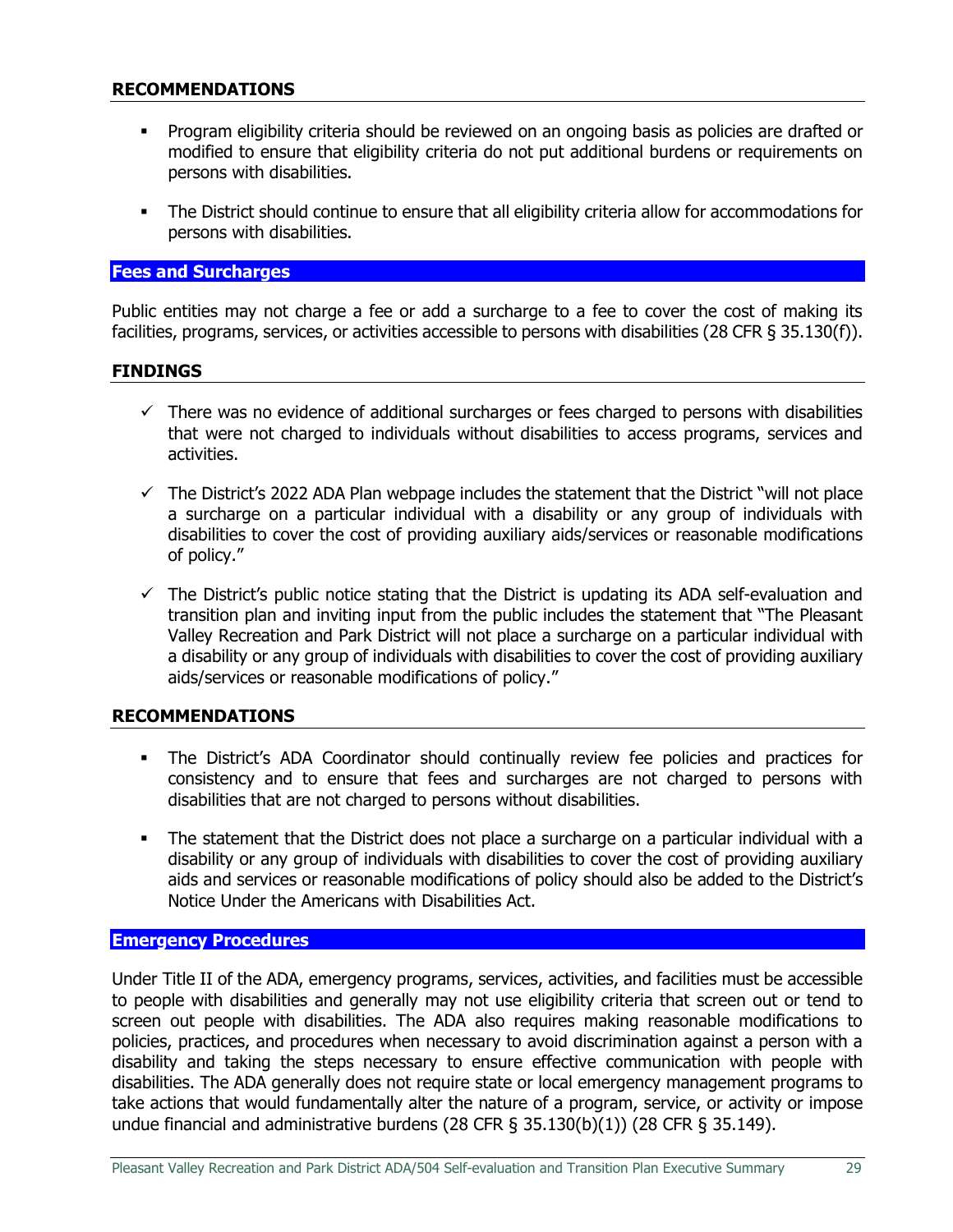### RECOMMENDATIONS

- Program eligibility criteria should be reviewed on an ongoing basis as policies are drafted or modified to ensure that eligibility criteria do not put additional burdens or requirements on persons with disabilities.
- The District should continue to ensure that all eligibility criteria allow for accommodations for persons with disabilities.

## Fees and Surcharges

Public entities may not charge a fee or add a surcharge to a fee to cover the cost of making its facilities, programs, services, or activities accessible to persons with disabilities (28 CFR § 35.130(f)).

### FINDINGS

- ✓ There was no evidence of additional surcharges or fees charged to persons with disabilities that were not charged to individuals without disabilities to access programs, services and activities.
- ✓ The District's 2022 ADA Plan webpage includes the statement that the District "will not place a surcharge on a particular individual with a disability or any group of individuals with disabilities to cover the cost of providing auxiliary aids/services or reasonable modifications of policy."
- ✓ The District's public notice stating that the District is updating its ADA self-evaluation and transition plan and inviting input from the public includes the statement that "The Pleasant Valley Recreation and Park District will not place a surcharge on a particular individual with a disability or any group of individuals with disabilities to cover the cost of providing auxiliary aids/services or reasonable modifications of policy."

### RECOMMENDATIONS

- The District's ADA Coordinator should continually review fee policies and practices for consistency and to ensure that fees and surcharges are not charged to persons with disabilities that are not charged to persons without disabilities.
- The statement that the District does not place a surcharge on a particular individual with a disability or any group of individuals with disabilities to cover the cost of providing auxiliary aids and services or reasonable modifications of policy should also be added to the District's Notice Under the Americans with Disabilities Act.

## Emergency Procedures

Under Title II of the ADA, emergency programs, services, activities, and facilities must be accessible to people with disabilities and generally may not use eligibility criteria that screen out or tend to screen out people with disabilities. The ADA also requires making reasonable modifications to policies, practices, and procedures when necessary to avoid discrimination against a person with a disability and taking the steps necessary to ensure effective communication with people with disabilities. The ADA generally does not require state or local emergency management programs to take actions that would fundamentally alter the nature of a program, service, or activity or impose undue financial and administrative burdens (28 CFR § 35.130(b)(1)) (28 CFR § 35.149).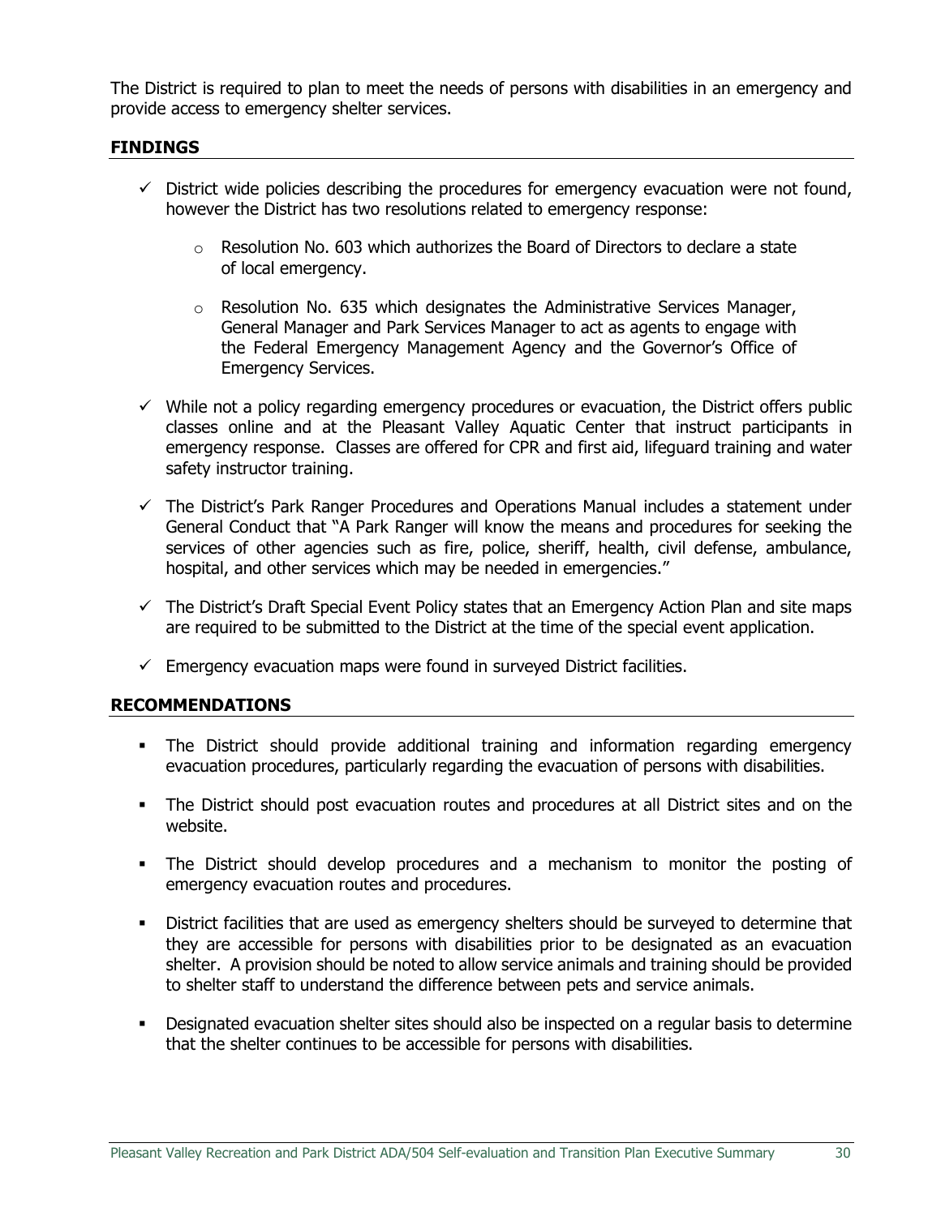The District is required to plan to meet the needs of persons with disabilities in an emergency and provide access to emergency shelter services.

## FINDINGS

- ✓ District wide policies describing the procedures for emergency evacuation were not found, however the District has two resolutions related to emergency response:
  - o Resolution No. 603 which authorizes the Board of Directors to declare a state of local emergency.
  - o Resolution No. 635 which designates the Administrative Services Manager, General Manager and Park Services Manager to act as agents to engage with the Federal Emergency Management Agency and the Governor's Office of Emergency Services.
- ✓ While not a policy regarding emergency procedures or evacuation, the District offers public classes online and at the Pleasant Valley Aquatic Center that instruct participants in emergency response. Classes are offered for CPR and first aid, lifeguard training and water safety instructor training.
- ✓ The District's Park Ranger Procedures and Operations Manual includes a statement under General Conduct that "A Park Ranger will know the means and procedures for seeking the services of other agencies such as fire, police, sheriff, health, civil defense, ambulance, hospital, and other services which may be needed in emergencies."
- ✓ The District's Draft Special Event Policy states that an Emergency Action Plan and site maps are required to be submitted to the District at the time of the special event application.
- ✓ Emergency evacuation maps were found in surveyed District facilities.

## RECOMMENDATIONS

- The District should provide additional training and information regarding emergency evacuation procedures, particularly regarding the evacuation of persons with disabilities.
- The District should post evacuation routes and procedures at all District sites and on the website.
- The District should develop procedures and a mechanism to monitor the posting of emergency evacuation routes and procedures.
- District facilities that are used as emergency shelters should be surveyed to determine that they are accessible for persons with disabilities prior to be designated as an evacuation shelter. A provision should be noted to allow service animals and training should be provided to shelter staff to understand the difference between pets and service animals.
- Designated evacuation shelter sites should also be inspected on a regular basis to determine that the shelter continues to be accessible for persons with disabilities.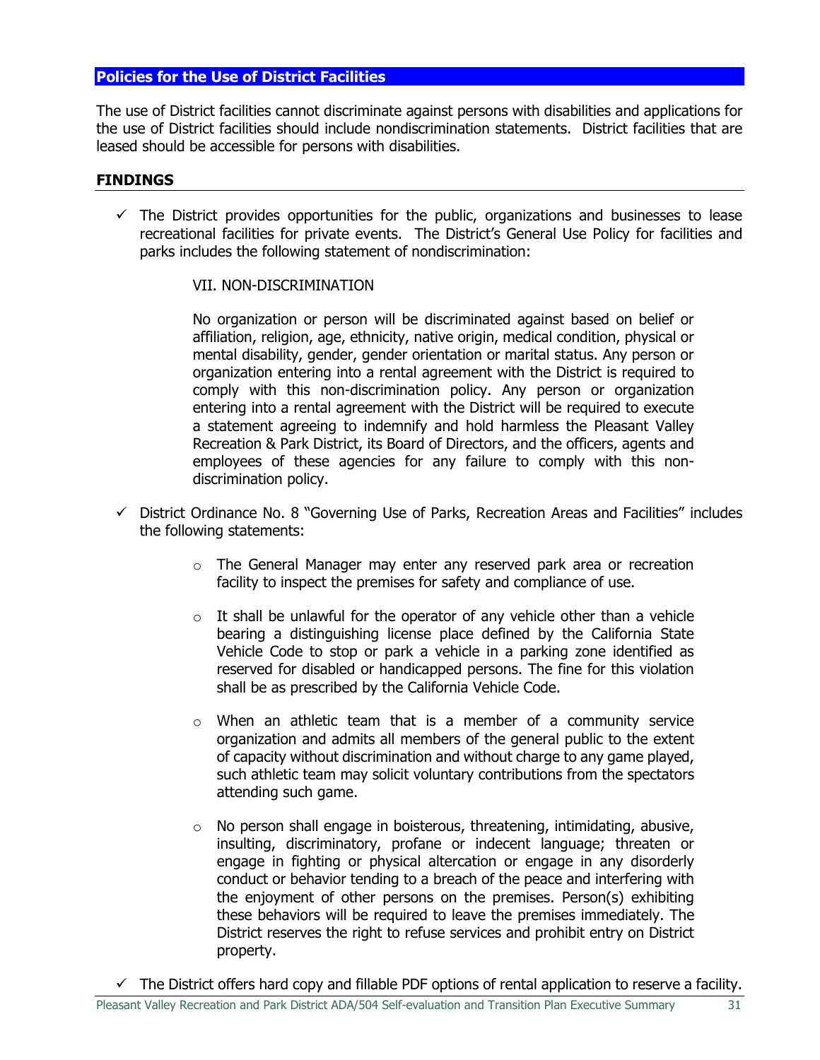## Policies for the Use of District Facilities

The use of District facilities cannot discriminate against persons with disabilities and applications for the use of District facilities should include nondiscrimination statements. District facilities that are leased should be accessible for persons with disabilities.

### FINDINGS

- ✓ The District provides opportunities for the public, organizations and businesses to lease recreational facilities for private events. The District's General Use Policy for facilities and parks includes the following statement of nondiscrimination:

  VII. NON-DISCRIMINATION

  No organization or person will be discriminated against based on belief or affiliation, religion, age, ethnicity, native origin, medical condition, physical or mental disability, gender, gender orientation or marital status. Any person or organization entering into a rental agreement with the District is required to comply with this non-discrimination policy. Any person or organization entering into a rental agreement with the District will be required to execute a statement agreeing to indemnify and hold harmless the Pleasant Valley Recreation & Park District, its Board of Directors, and the officers, agents and employees of these agencies for any failure to comply with this non-discrimination policy.

- ✓ District Ordinance No. 8 "Governing Use of Parks, Recreation Areas and Facilities" includes the following statements:

  - The General Manager may enter any reserved park area or recreation facility to inspect the premises for safety and compliance of use.
  - It shall be unlawful for the operator of any vehicle other than a vehicle bearing a distinguishing license place defined by the California State Vehicle Code to stop or park a vehicle in a parking zone identified as reserved for disabled or handicapped persons. The fine for this violation shall be as prescribed by the California Vehicle Code.
  - When an athletic team that is a member of a community service organization and admits all members of the general public to the extent of capacity without discrimination and without charge to any game played, such athletic team may solicit voluntary contributions from the spectators attending such game.
  - No person shall engage in boisterous, threatening, intimidating, abusive, insulting, discriminatory, profane or indecent language; threaten or engage in fighting or physical altercation or engage in any disorderly conduct or behavior tending to a breach of the peace and interfering with the enjoyment of other persons on the premises. Person(s) exhibiting these behaviors will be required to leave the premises immediately. The District reserves the right to refuse services and prohibit entry on District property.

- ✓ The District offers hard copy and fillable PDF options of rental application to reserve a facility.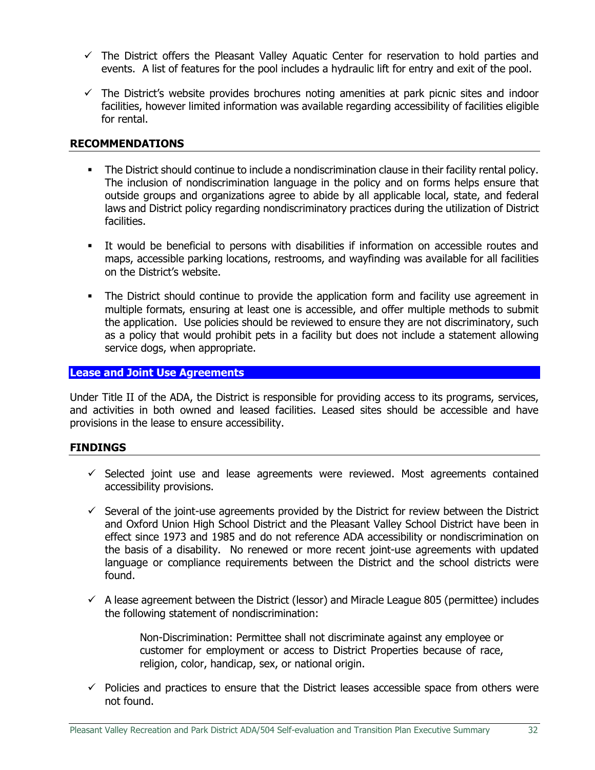- ✓ The District offers the Pleasant Valley Aquatic Center for reservation to hold parties and events. A list of features for the pool includes a hydraulic lift for entry and exit of the pool.

- ✓ The District's website provides brochures noting amenities at park picnic sites and indoor facilities, however limited information was available regarding accessibility of facilities eligible for rental.

### RECOMMENDATIONS

- The District should continue to include a nondiscrimination clause in their facility rental policy. The inclusion of nondiscrimination language in the policy and on forms helps ensure that outside groups and organizations agree to abide by all applicable local, state, and federal laws and District policy regarding nondiscriminatory practices during the utilization of District facilities.

- It would be beneficial to persons with disabilities if information on accessible routes and maps, accessible parking locations, restrooms, and wayfinding was available for all facilities on the District's website.

- The District should continue to provide the application form and facility use agreement in multiple formats, ensuring at least one is accessible, and offer multiple methods to submit the application. Use policies should be reviewed to ensure they are not discriminatory, such as a policy that would prohibit pets in a facility but does not include a statement allowing service dogs, when appropriate.

## Lease and Joint Use Agreements

Under Title II of the ADA, the District is responsible for providing access to its programs, services, and activities in both owned and leased facilities. Leased sites should be accessible and have provisions in the lease to ensure accessibility.

### FINDINGS

- ✓ Selected joint use and lease agreements were reviewed. Most agreements contained accessibility provisions.

- ✓ Several of the joint-use agreements provided by the District for review between the District and Oxford Union High School District and the Pleasant Valley School District have been in effect since 1973 and 1985 and do not reference ADA accessibility or nondiscrimination on the basis of a disability. No renewed or more recent joint-use agreements with updated language or compliance requirements between the District and the school districts were found.

- ✓ A lease agreement between the District (lessor) and Miracle League 805 (permittee) includes the following statement of nondiscrimination:

  > Non-Discrimination: Permittee shall not discriminate against any employee or customer for employment or access to District Properties because of race, religion, color, handicap, sex, or national origin.

- ✓ Policies and practices to ensure that the District leases accessible space from others were not found.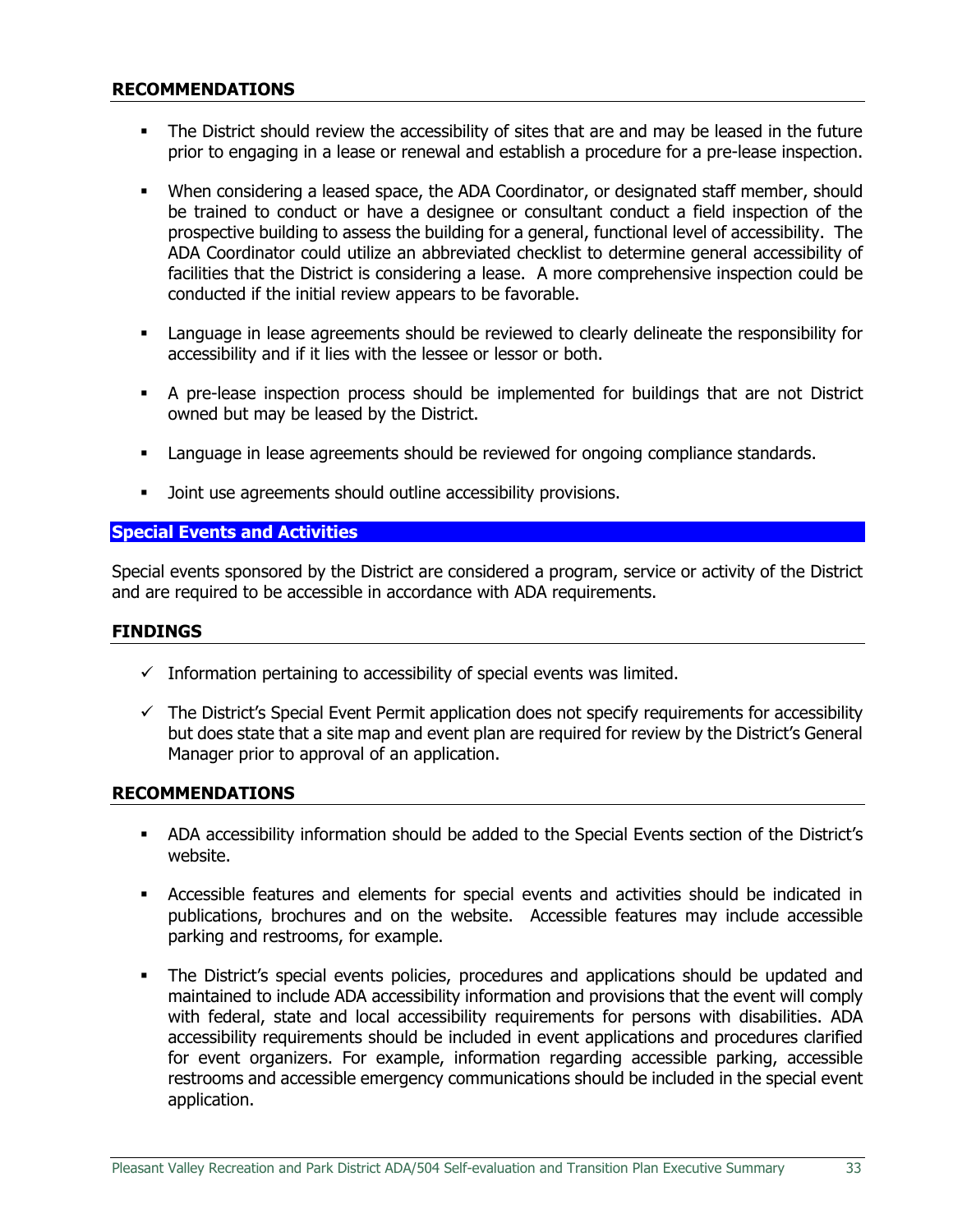**RECOMMENDATIONS**

- The District should review the accessibility of sites that are and may be leased in the future prior to engaging in a lease or renewal and establish a procedure for a pre-lease inspection.

- When considering a leased space, the ADA Coordinator, or designated staff member, should be trained to conduct or have a designee or consultant conduct a field inspection of the prospective building to assess the building for a general, functional level of accessibility. The ADA Coordinator could utilize an abbreviated checklist to determine general accessibility of facilities that the District is considering a lease. A more comprehensive inspection could be conducted if the initial review appears to be favorable.

- Language in lease agreements should be reviewed to clearly delineate the responsibility for accessibility and if it lies with the lessee or lessor or both.

- A pre-lease inspection process should be implemented for buildings that are not District owned but may be leased by the District.

- Language in lease agreements should be reviewed for ongoing compliance standards.

- Joint use agreements should outline accessibility provisions.

## Special Events and Activities

Special events sponsored by the District are considered a program, service or activity of the District and are required to be accessible in accordance with ADA requirements.

**FINDINGS**

- ✓ Information pertaining to accessibility of special events was limited.

- ✓ The District's Special Event Permit application does not specify requirements for accessibility but does state that a site map and event plan are required for review by the District's General Manager prior to approval of an application.

**RECOMMENDATIONS**

- ADA accessibility information should be added to the Special Events section of the District's website.

- Accessible features and elements for special events and activities should be indicated in publications, brochures and on the website. Accessible features may include accessible parking and restrooms, for example.

- The District's special events policies, procedures and applications should be updated and maintained to include ADA accessibility information and provisions that the event will comply with federal, state and local accessibility requirements for persons with disabilities. ADA accessibility requirements should be included in event applications and procedures clarified for event organizers. For example, information regarding accessible parking, accessible restrooms and accessible emergency communications should be included in the special event application.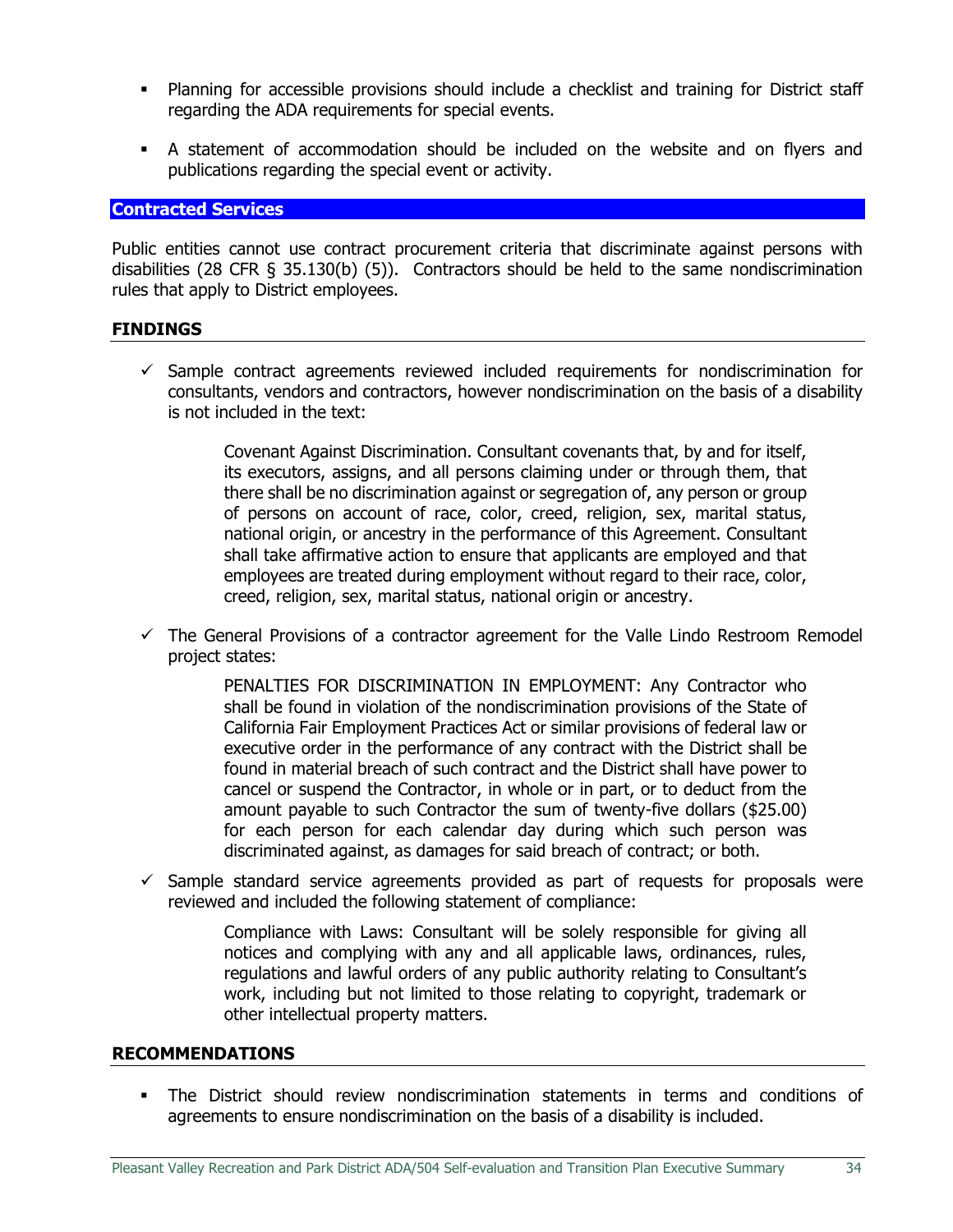- Planning for accessible provisions should include a checklist and training for District staff regarding the ADA requirements for special events.

- A statement of accommodation should be included on the website and on flyers and publications regarding the special event or activity.

## Contracted Services

Public entities cannot use contract procurement criteria that discriminate against persons with disabilities (28 CFR § 35.130(b) (5)). Contractors should be held to the same nondiscrimination rules that apply to District employees.

### FINDINGS

- ✓ Sample contract agreements reviewed included requirements for nondiscrimination for consultants, vendors and contractors, however nondiscrimination on the basis of a disability is not included in the text:

  > Covenant Against Discrimination. Consultant covenants that, by and for itself, its executors, assigns, and all persons claiming under or through them, that there shall be no discrimination against or segregation of, any person or group of persons on account of race, color, creed, religion, sex, marital status, national origin, or ancestry in the performance of this Agreement. Consultant shall take affirmative action to ensure that applicants are employed and that employees are treated during employment without regard to their race, color, creed, religion, sex, marital status, national origin or ancestry.

- ✓ The General Provisions of a contractor agreement for the Valle Lindo Restroom Remodel project states:

  > PENALTIES FOR DISCRIMINATION IN EMPLOYMENT: Any Contractor who shall be found in violation of the nondiscrimination provisions of the State of California Fair Employment Practices Act or similar provisions of federal law or executive order in the performance of any contract with the District shall be found in material breach of such contract and the District shall have power to cancel or suspend the Contractor, in whole or in part, or to deduct from the amount payable to such Contractor the sum of twenty-five dollars ($25.00) for each person for each calendar day during which such person was discriminated against, as damages for said breach of contract; or both.

- ✓ Sample standard service agreements provided as part of requests for proposals were reviewed and included the following statement of compliance:

  > Compliance with Laws: Consultant will be solely responsible for giving all notices and complying with any and all applicable laws, ordinances, rules, regulations and lawful orders of any public authority relating to Consultant's work, including but not limited to those relating to copyright, trademark or other intellectual property matters.

### RECOMMENDATIONS

- The District should review nondiscrimination statements in terms and conditions of agreements to ensure nondiscrimination on the basis of a disability is included.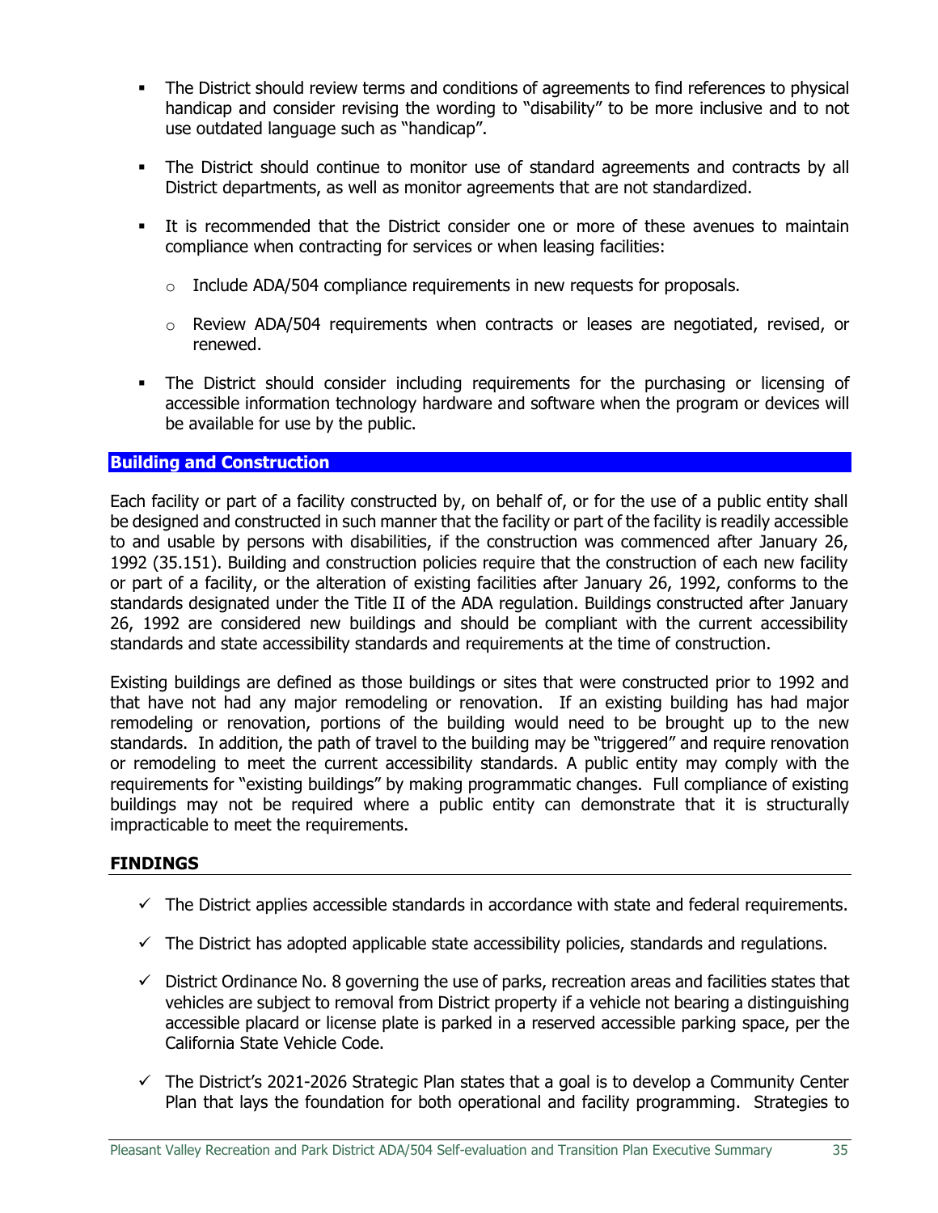- The District should review terms and conditions of agreements to find references to physical handicap and consider revising the wording to "disability" to be more inclusive and to not use outdated language such as "handicap".

- The District should continue to monitor use of standard agreements and contracts by all District departments, as well as monitor agreements that are not standardized.

- It is recommended that the District consider one or more of these avenues to maintain compliance when contracting for services or when leasing facilities:

  - Include ADA/504 compliance requirements in new requests for proposals.

  - Review ADA/504 requirements when contracts or leases are negotiated, revised, or renewed.

- The District should consider including requirements for the purchasing or licensing of accessible information technology hardware and software when the program or devices will be available for use by the public.

## Building and Construction

Each facility or part of a facility constructed by, on behalf of, or for the use of a public entity shall be designed and constructed in such manner that the facility or part of the facility is readily accessible to and usable by persons with disabilities, if the construction was commenced after January 26, 1992 (35.151). Building and construction policies require that the construction of each new facility or part of a facility, or the alteration of existing facilities after January 26, 1992, conforms to the standards designated under the Title II of the ADA regulation. Buildings constructed after January 26, 1992 are considered new buildings and should be compliant with the current accessibility standards and state accessibility standards and requirements at the time of construction.

Existing buildings are defined as those buildings or sites that were constructed prior to 1992 and that have not had any major remodeling or renovation. If an existing building has had major remodeling or renovation, portions of the building would need to be brought up to the new standards. In addition, the path of travel to the building may be "triggered" and require renovation or remodeling to meet the current accessibility standards. A public entity may comply with the requirements for "existing buildings" by making programmatic changes. Full compliance of existing buildings may not be required where a public entity can demonstrate that it is structurally impracticable to meet the requirements.

### FINDINGS

- ✓ The District applies accessible standards in accordance with state and federal requirements.

- ✓ The District has adopted applicable state accessibility policies, standards and regulations.

- ✓ District Ordinance No. 8 governing the use of parks, recreation areas and facilities states that vehicles are subject to removal from District property if a vehicle not bearing a distinguishing accessible placard or license plate is parked in a reserved accessible parking space, per the California State Vehicle Code.

- ✓ The District's 2021-2026 Strategic Plan states that a goal is to develop a Community Center Plan that lays the foundation for both operational and facility programming. Strategies to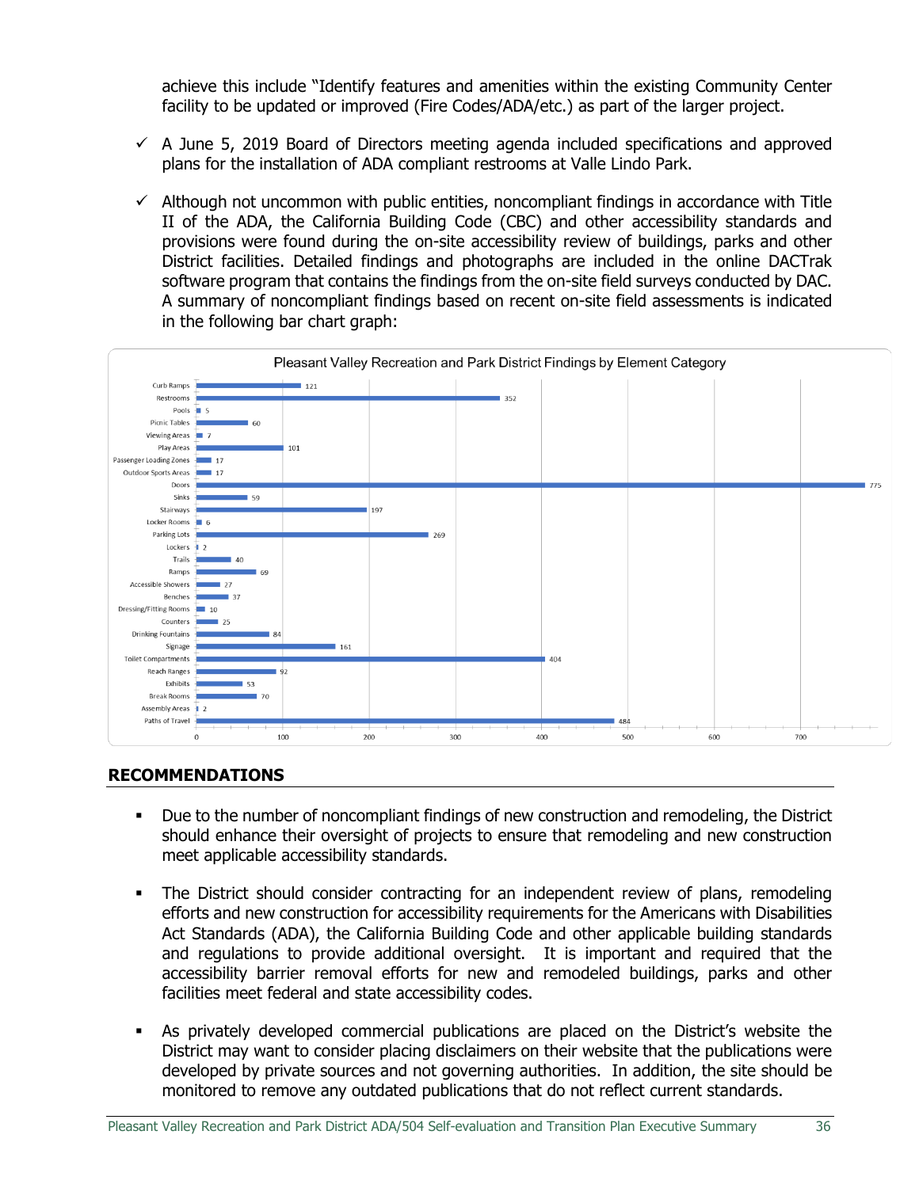achieve this include "Identify features and amenities within the existing Community Center facility to be updated or improved (Fire Codes/ADA/etc.) as part of the larger project.

- ✓ A June 5, 2019 Board of Directors meeting agenda included specifications and approved plans for the installation of ADA compliant restrooms at Valle Lindo Park.
- ✓ Although not uncommon with public entities, noncompliant findings in accordance with Title II of the ADA, the California Building Code (CBC) and other accessibility standards and provisions were found during the on-site accessibility review of buildings, parks and other District facilities. Detailed findings and photographs are included in the online DACTrak software program that contains the findings from the on-site field surveys conducted by DAC. A summary of noncompliant findings based on recent on-site field assessments is indicated in the following bar chart graph:

**Pleasant Valley Recreation and Park District Findings by Element Category**

| Element Category | Findings |
|---|---|
| Curb Ramps | 121 |
| Restrooms | 352 |
| Pools | 5 |
| Picnic Tables | 60 |
| Viewing Areas | 7 |
| Play Areas | 101 |
| Passenger Loading Zones | 17 |
| Outdoor Sports Areas | 17 |
| Doors | 775 |
| Sinks | 59 |
| Stairways | 197 |
| Locker Rooms | 6 |
| Parking Lots | 269 |
| Lockers | 2 |
| Trails | 40 |
| Ramps | 69 |
| Accessible Showers | 27 |
| Benches | 37 |
| Dressing/Fitting Rooms | 10 |
| Counters | 25 |
| Drinking Fountains | 84 |
| Signage | 161 |
| Toilet Compartments | 404 |
| Reach Ranges | 92 |
| Exhibits | 53 |
| Break Rooms | 70 |
| Assembly Areas | 2 |
| Paths of Travel | 484 |

## RECOMMENDATIONS

- Due to the number of noncompliant findings of new construction and remodeling, the District should enhance their oversight of projects to ensure that remodeling and new construction meet applicable accessibility standards.
- The District should consider contracting for an independent review of plans, remodeling efforts and new construction for accessibility requirements for the Americans with Disabilities Act Standards (ADA), the California Building Code and other applicable building standards and regulations to provide additional oversight. It is important and required that the accessibility barrier removal efforts for new and remodeled buildings, parks and other facilities meet federal and state accessibility codes.
- As privately developed commercial publications are placed on the District's website the District may want to consider placing disclaimers on their website that the publications were developed by private sources and not governing authorities. In addition, the site should be monitored to remove any outdated publications that do not reflect current standards.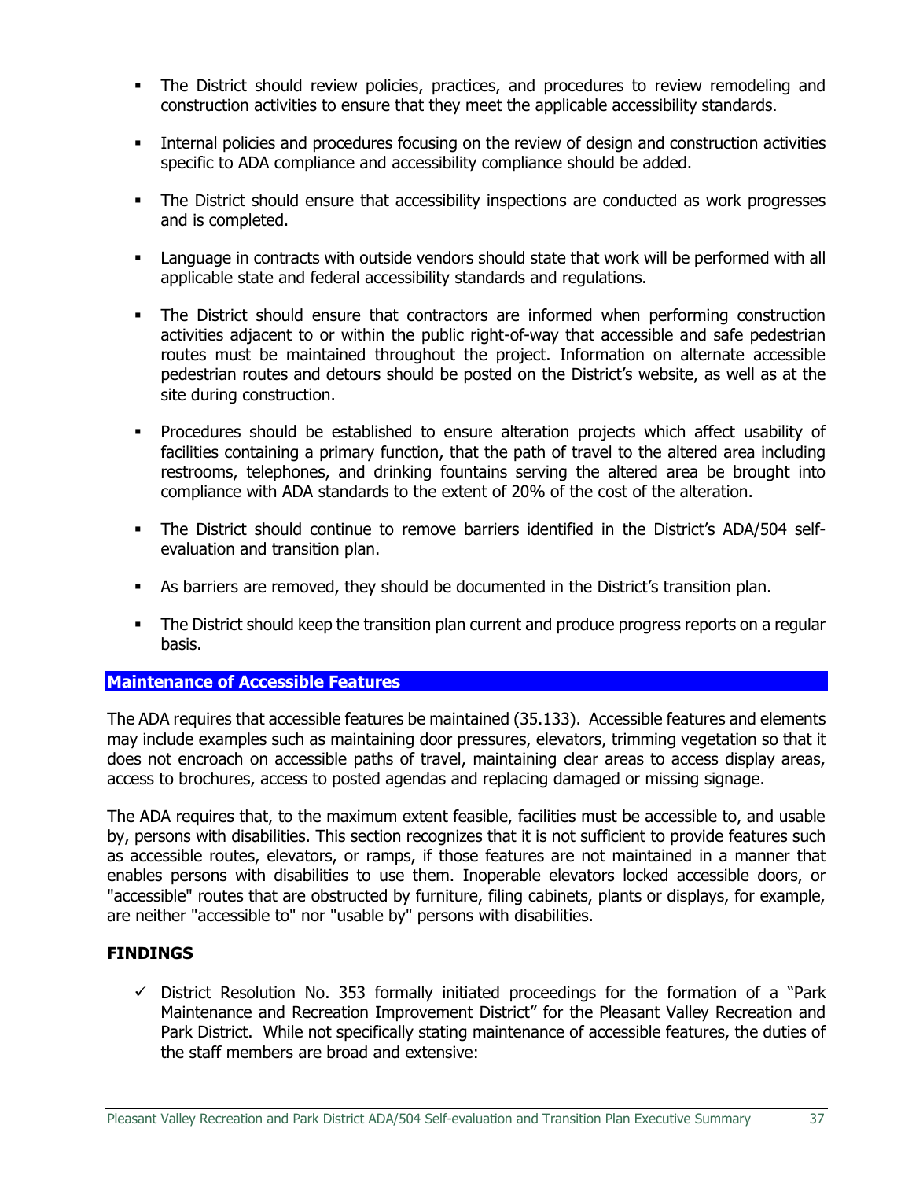- The District should review policies, practices, and procedures to review remodeling and construction activities to ensure that they meet the applicable accessibility standards.
- Internal policies and procedures focusing on the review of design and construction activities specific to ADA compliance and accessibility compliance should be added.
- The District should ensure that accessibility inspections are conducted as work progresses and is completed.
- Language in contracts with outside vendors should state that work will be performed with all applicable state and federal accessibility standards and regulations.
- The District should ensure that contractors are informed when performing construction activities adjacent to or within the public right-of-way that accessible and safe pedestrian routes must be maintained throughout the project. Information on alternate accessible pedestrian routes and detours should be posted on the District's website, as well as at the site during construction.
- Procedures should be established to ensure alteration projects which affect usability of facilities containing a primary function, that the path of travel to the altered area including restrooms, telephones, and drinking fountains serving the altered area be brought into compliance with ADA standards to the extent of 20% of the cost of the alteration.
- The District should continue to remove barriers identified in the District's ADA/504 self-evaluation and transition plan.
- As barriers are removed, they should be documented in the District's transition plan.
- The District should keep the transition plan current and produce progress reports on a regular basis.

## Maintenance of Accessible Features

The ADA requires that accessible features be maintained (35.133). Accessible features and elements may include examples such as maintaining door pressures, elevators, trimming vegetation so that it does not encroach on accessible paths of travel, maintaining clear areas to access display areas, access to brochures, access to posted agendas and replacing damaged or missing signage.

The ADA requires that, to the maximum extent feasible, facilities must be accessible to, and usable by, persons with disabilities. This section recognizes that it is not sufficient to provide features such as accessible routes, elevators, or ramps, if those features are not maintained in a manner that enables persons with disabilities to use them. Inoperable elevators locked accessible doors, or "accessible" routes that are obstructed by furniture, filing cabinets, plants or displays, for example, are neither "accessible to" nor "usable by" persons with disabilities.

### FINDINGS

- ✓ District Resolution No. 353 formally initiated proceedings for the formation of a "Park Maintenance and Recreation Improvement District" for the Pleasant Valley Recreation and Park District. While not specifically stating maintenance of accessible features, the duties of the staff members are broad and extensive: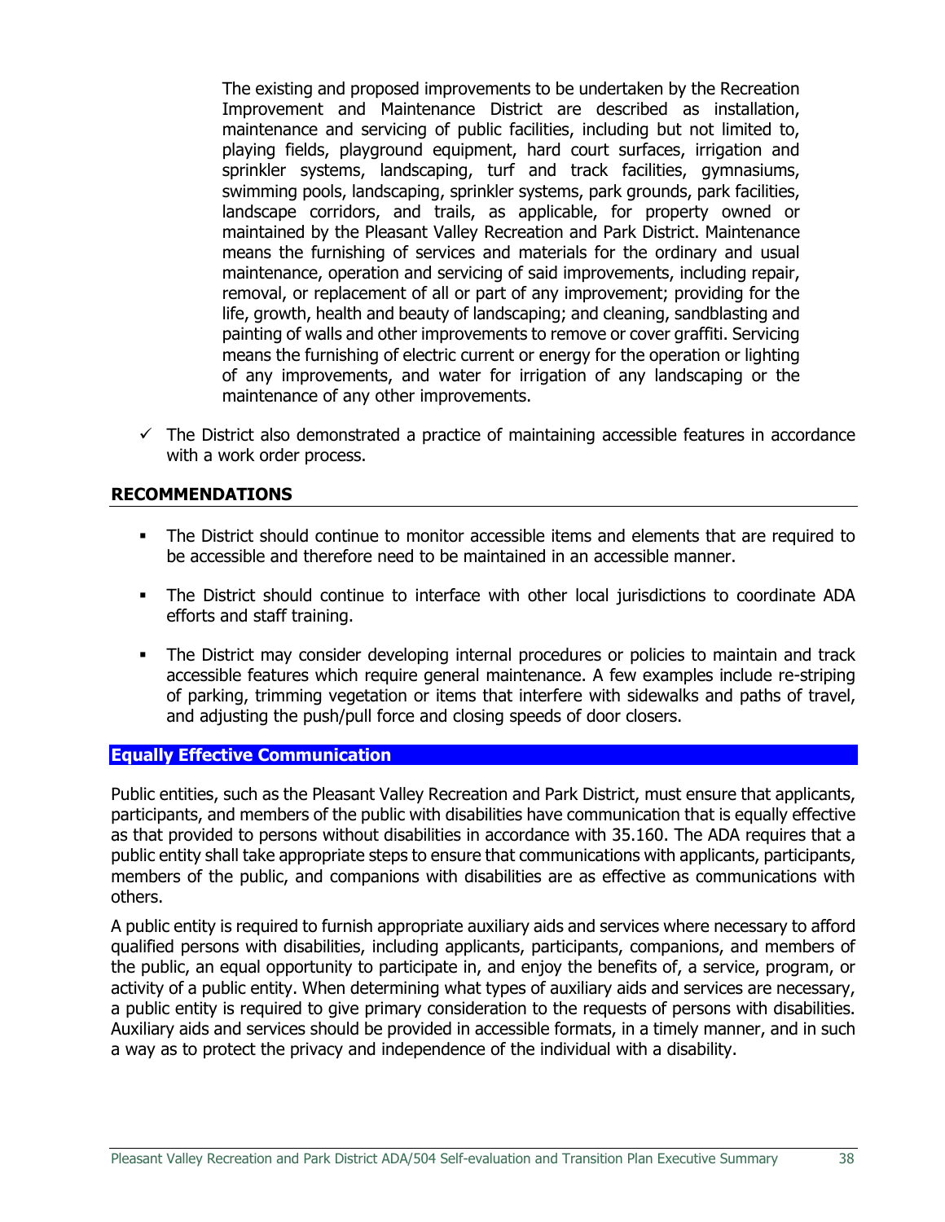The existing and proposed improvements to be undertaken by the Recreation Improvement and Maintenance District are described as installation, maintenance and servicing of public facilities, including but not limited to, playing fields, playground equipment, hard court surfaces, irrigation and sprinkler systems, landscaping, turf and track facilities, gymnasiums, swimming pools, landscaping, sprinkler systems, park grounds, park facilities, landscape corridors, and trails, as applicable, for property owned or maintained by the Pleasant Valley Recreation and Park District. Maintenance means the furnishing of services and materials for the ordinary and usual maintenance, operation and servicing of said improvements, including repair, removal, or replacement of all or part of any improvement; providing for the life, growth, health and beauty of landscaping; and cleaning, sandblasting and painting of walls and other improvements to remove or cover graffiti. Servicing means the furnishing of electric current or energy for the operation or lighting of any improvements, and water for irrigation of any landscaping or the maintenance of any other improvements.

- ✓ The District also demonstrated a practice of maintaining accessible features in accordance with a work order process.

### RECOMMENDATIONS

- The District should continue to monitor accessible items and elements that are required to be accessible and therefore need to be maintained in an accessible manner.
- The District should continue to interface with other local jurisdictions to coordinate ADA efforts and staff training.
- The District may consider developing internal procedures or policies to maintain and track accessible features which require general maintenance. A few examples include re-striping of parking, trimming vegetation or items that interfere with sidewalks and paths of travel, and adjusting the push/pull force and closing speeds of door closers.

## Equally Effective Communication

Public entities, such as the Pleasant Valley Recreation and Park District, must ensure that applicants, participants, and members of the public with disabilities have communication that is equally effective as that provided to persons without disabilities in accordance with 35.160. The ADA requires that a public entity shall take appropriate steps to ensure that communications with applicants, participants, members of the public, and companions with disabilities are as effective as communications with others.

A public entity is required to furnish appropriate auxiliary aids and services where necessary to afford qualified persons with disabilities, including applicants, participants, companions, and members of the public, an equal opportunity to participate in, and enjoy the benefits of, a service, program, or activity of a public entity. When determining what types of auxiliary aids and services are necessary, a public entity is required to give primary consideration to the requests of persons with disabilities. Auxiliary aids and services should be provided in accessible formats, in a timely manner, and in such a way as to protect the privacy and independence of the individual with a disability.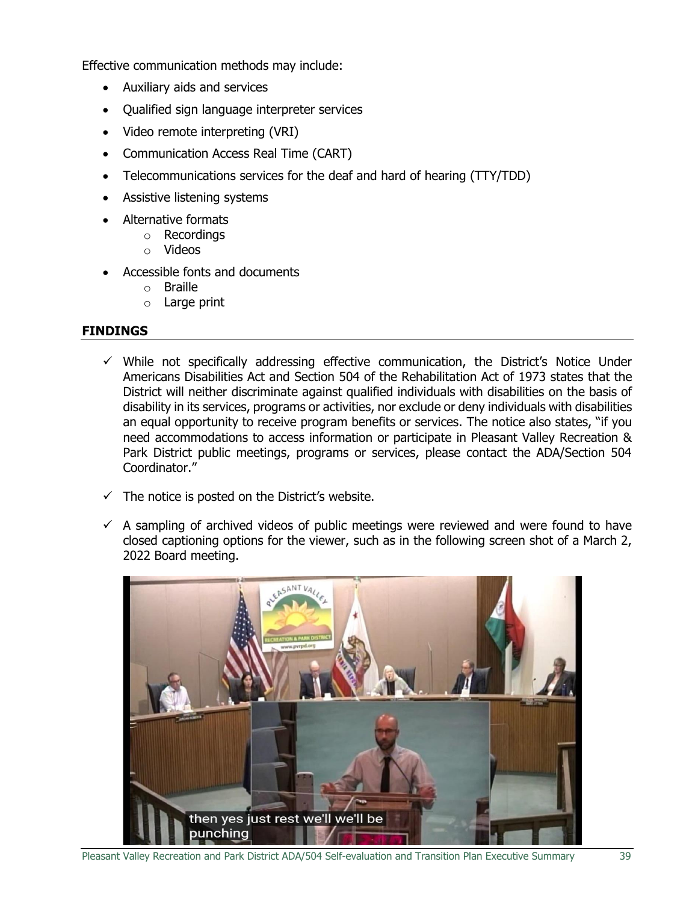Effective communication methods may include:

- Auxiliary aids and services
- Qualified sign language interpreter services
- Video remote interpreting (VRI)
- Communication Access Real Time (CART)
- Telecommunications services for the deaf and hard of hearing (TTY/TDD)
- Assistive listening systems
- Alternative formats
  - Recordings
  - Videos
- Accessible fonts and documents
  - Braille
  - Large print

## FINDINGS

- ✓ While not specifically addressing effective communication, the District's Notice Under Americans Disabilities Act and Section 504 of the Rehabilitation Act of 1973 states that the District will neither discriminate against qualified individuals with disabilities on the basis of disability in its services, programs or activities, nor exclude or deny individuals with disabilities an equal opportunity to receive program benefits or services. The notice also states, "if you need accommodations to access information or participate in Pleasant Valley Recreation & Park District public meetings, programs or services, please contact the ADA/Section 504 Coordinator."

- ✓ The notice is posted on the District's website.

- ✓ A sampling of archived videos of public meetings were reviewed and were found to have closed captioning options for the viewer, such as in the following screen shot of a March 2, 2022 Board meeting.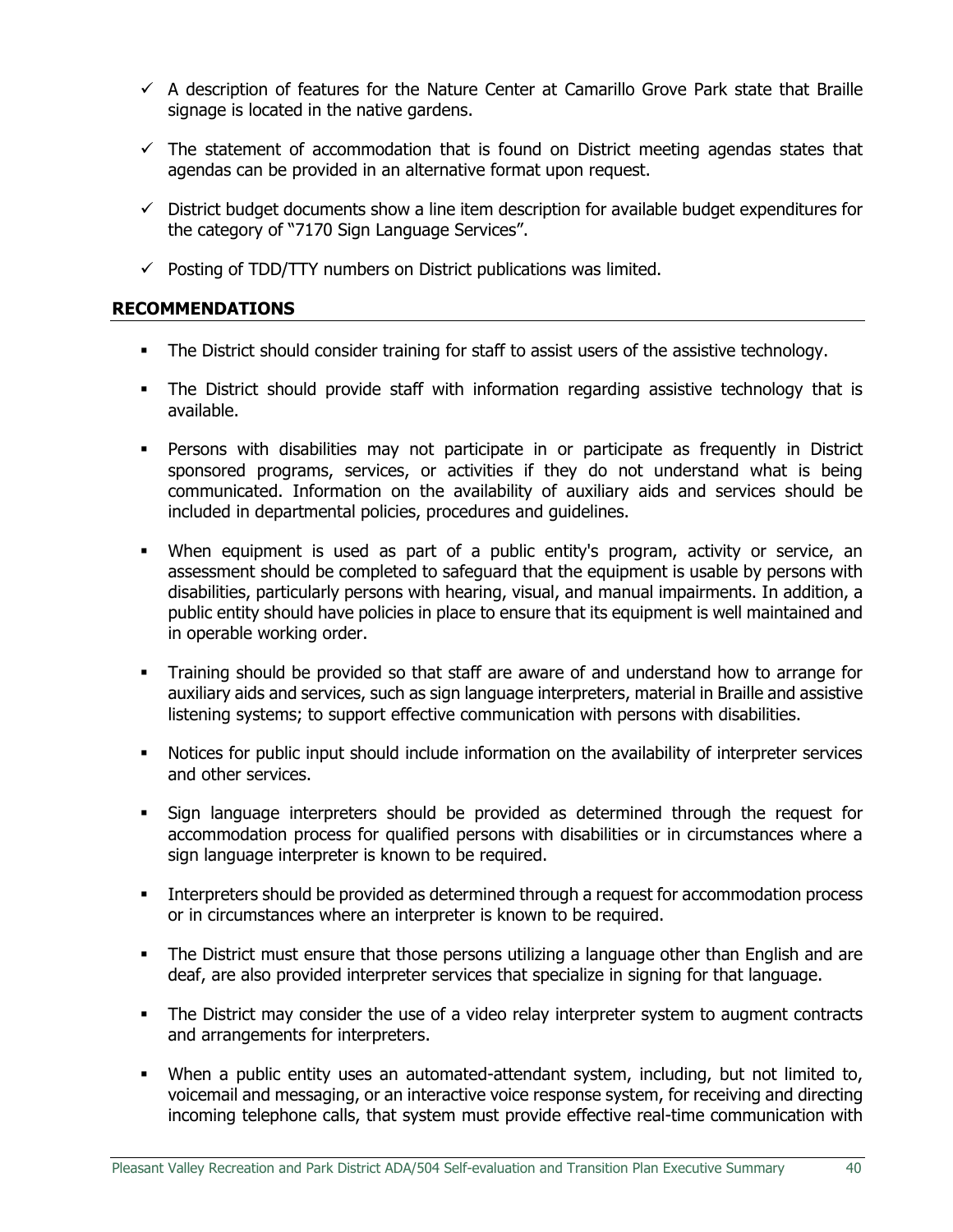- ✓ A description of features for the Nature Center at Camarillo Grove Park state that Braille signage is located in the native gardens.

- ✓ The statement of accommodation that is found on District meeting agendas states that agendas can be provided in an alternative format upon request.

- ✓ District budget documents show a line item description for available budget expenditures for the category of "7170 Sign Language Services".

- ✓ Posting of TDD/TTY numbers on District publications was limited.

**RECOMMENDATIONS**

- The District should consider training for staff to assist users of the assistive technology.

- The District should provide staff with information regarding assistive technology that is available.

- Persons with disabilities may not participate in or participate as frequently in District sponsored programs, services, or activities if they do not understand what is being communicated. Information on the availability of auxiliary aids and services should be included in departmental policies, procedures and guidelines.

- When equipment is used as part of a public entity's program, activity or service, an assessment should be completed to safeguard that the equipment is usable by persons with disabilities, particularly persons with hearing, visual, and manual impairments. In addition, a public entity should have policies in place to ensure that its equipment is well maintained and in operable working order.

- Training should be provided so that staff are aware of and understand how to arrange for auxiliary aids and services, such as sign language interpreters, material in Braille and assistive listening systems; to support effective communication with persons with disabilities.

- Notices for public input should include information on the availability of interpreter services and other services.

- Sign language interpreters should be provided as determined through the request for accommodation process for qualified persons with disabilities or in circumstances where a sign language interpreter is known to be required.

- Interpreters should be provided as determined through a request for accommodation process or in circumstances where an interpreter is known to be required.

- The District must ensure that those persons utilizing a language other than English and are deaf, are also provided interpreter services that specialize in signing for that language.

- The District may consider the use of a video relay interpreter system to augment contracts and arrangements for interpreters.

- When a public entity uses an automated-attendant system, including, but not limited to, voicemail and messaging, or an interactive voice response system, for receiving and directing incoming telephone calls, that system must provide effective real-time communication with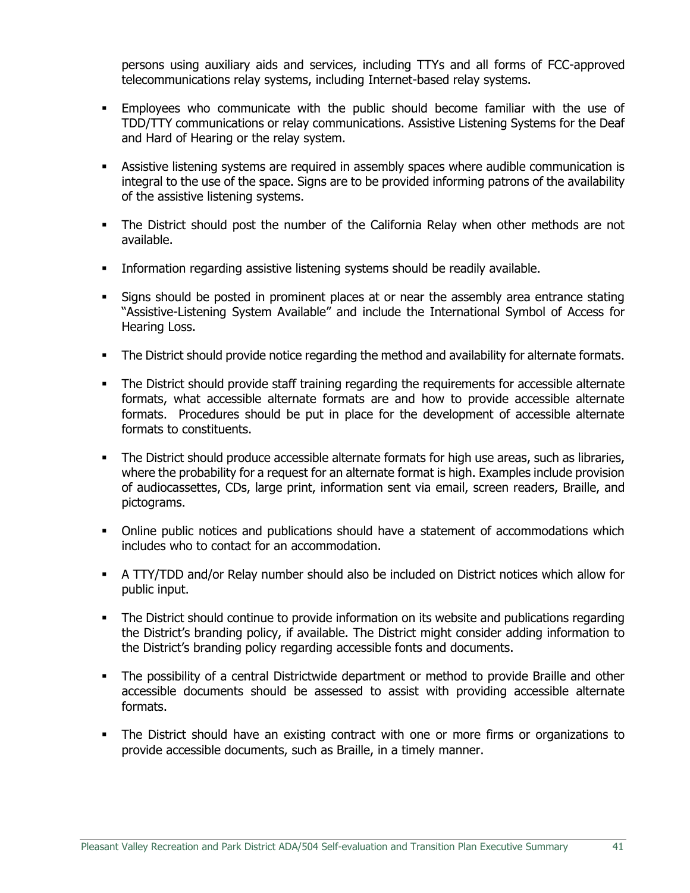persons using auxiliary aids and services, including TTYs and all forms of FCC-approved telecommunications relay systems, including Internet-based relay systems.

- Employees who communicate with the public should become familiar with the use of TDD/TTY communications or relay communications. Assistive Listening Systems for the Deaf and Hard of Hearing or the relay system.
- Assistive listening systems are required in assembly spaces where audible communication is integral to the use of the space. Signs are to be provided informing patrons of the availability of the assistive listening systems.
- The District should post the number of the California Relay when other methods are not available.
- Information regarding assistive listening systems should be readily available.
- Signs should be posted in prominent places at or near the assembly area entrance stating "Assistive-Listening System Available" and include the International Symbol of Access for Hearing Loss.
- The District should provide notice regarding the method and availability for alternate formats.
- The District should provide staff training regarding the requirements for accessible alternate formats, what accessible alternate formats are and how to provide accessible alternate formats. Procedures should be put in place for the development of accessible alternate formats to constituents.
- The District should produce accessible alternate formats for high use areas, such as libraries, where the probability for a request for an alternate format is high. Examples include provision of audiocassettes, CDs, large print, information sent via email, screen readers, Braille, and pictograms.
- Online public notices and publications should have a statement of accommodations which includes who to contact for an accommodation.
- A TTY/TDD and/or Relay number should also be included on District notices which allow for public input.
- The District should continue to provide information on its website and publications regarding the District's branding policy, if available. The District might consider adding information to the District's branding policy regarding accessible fonts and documents.
- The possibility of a central Districtwide department or method to provide Braille and other accessible documents should be assessed to assist with providing accessible alternate formats.
- The District should have an existing contract with one or more firms or organizations to provide accessible documents, such as Braille, in a timely manner.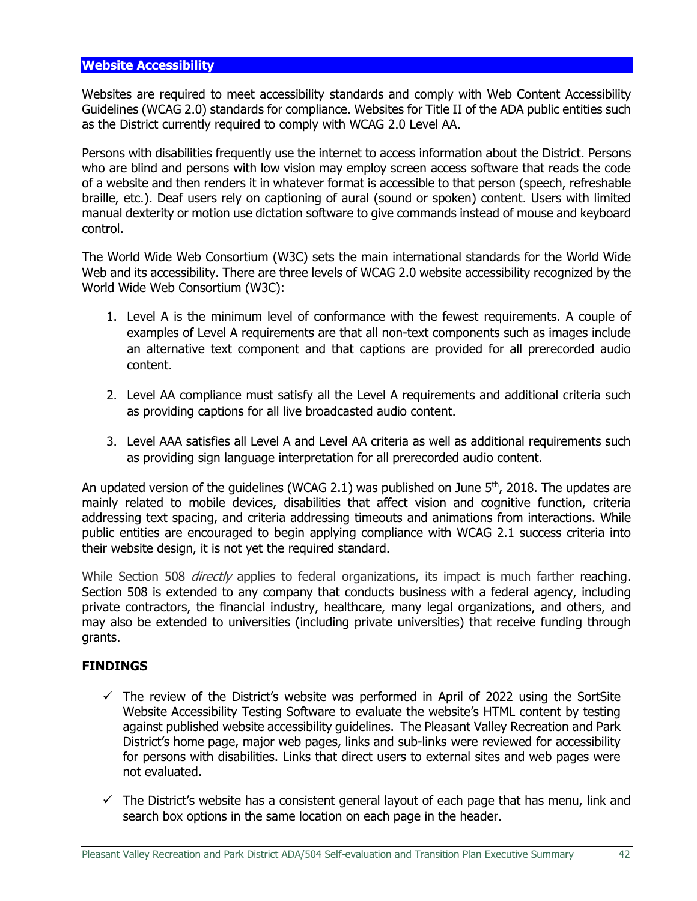## Website Accessibility

Websites are required to meet accessibility standards and comply with Web Content Accessibility Guidelines (WCAG 2.0) standards for compliance. Websites for Title II of the ADA public entities such as the District currently required to comply with WCAG 2.0 Level AA.

Persons with disabilities frequently use the internet to access information about the District. Persons who are blind and persons with low vision may employ screen access software that reads the code of a website and then renders it in whatever format is accessible to that person (speech, refreshable braille, etc.). Deaf users rely on captioning of aural (sound or spoken) content. Users with limited manual dexterity or motion use dictation software to give commands instead of mouse and keyboard control.

The World Wide Web Consortium (W3C) sets the main international standards for the World Wide Web and its accessibility. There are three levels of WCAG 2.0 website accessibility recognized by the World Wide Web Consortium (W3C):

1. Level A is the minimum level of conformance with the fewest requirements. A couple of examples of Level A requirements are that all non-text components such as images include an alternative text component and that captions are provided for all prerecorded audio content.

2. Level AA compliance must satisfy all the Level A requirements and additional criteria such as providing captions for all live broadcasted audio content.

3. Level AAA satisfies all Level A and Level AA criteria as well as additional requirements such as providing sign language interpretation for all prerecorded audio content.

An updated version of the guidelines (WCAG 2.1) was published on June 5th, 2018. The updates are mainly related to mobile devices, disabilities that affect vision and cognitive function, criteria addressing text spacing, and criteria addressing timeouts and animations from interactions. While public entities are encouraged to begin applying compliance with WCAG 2.1 success criteria into their website design, it is not yet the required standard.

While Section 508 *directly* applies to federal organizations, its impact is much farther reaching. Section 508 is extended to any company that conducts business with a federal agency, including private contractors, the financial industry, healthcare, many legal organizations, and others, and may also be extended to universities (including private universities) that receive funding through grants.

### FINDINGS

- ✓ The review of the District's website was performed in April of 2022 using the SortSite Website Accessibility Testing Software to evaluate the website's HTML content by testing against published website accessibility guidelines. The Pleasant Valley Recreation and Park District's home page, major web pages, links and sub-links were reviewed for accessibility for persons with disabilities. Links that direct users to external sites and web pages were not evaluated.

- ✓ The District's website has a consistent general layout of each page that has menu, link and search box options in the same location on each page in the header.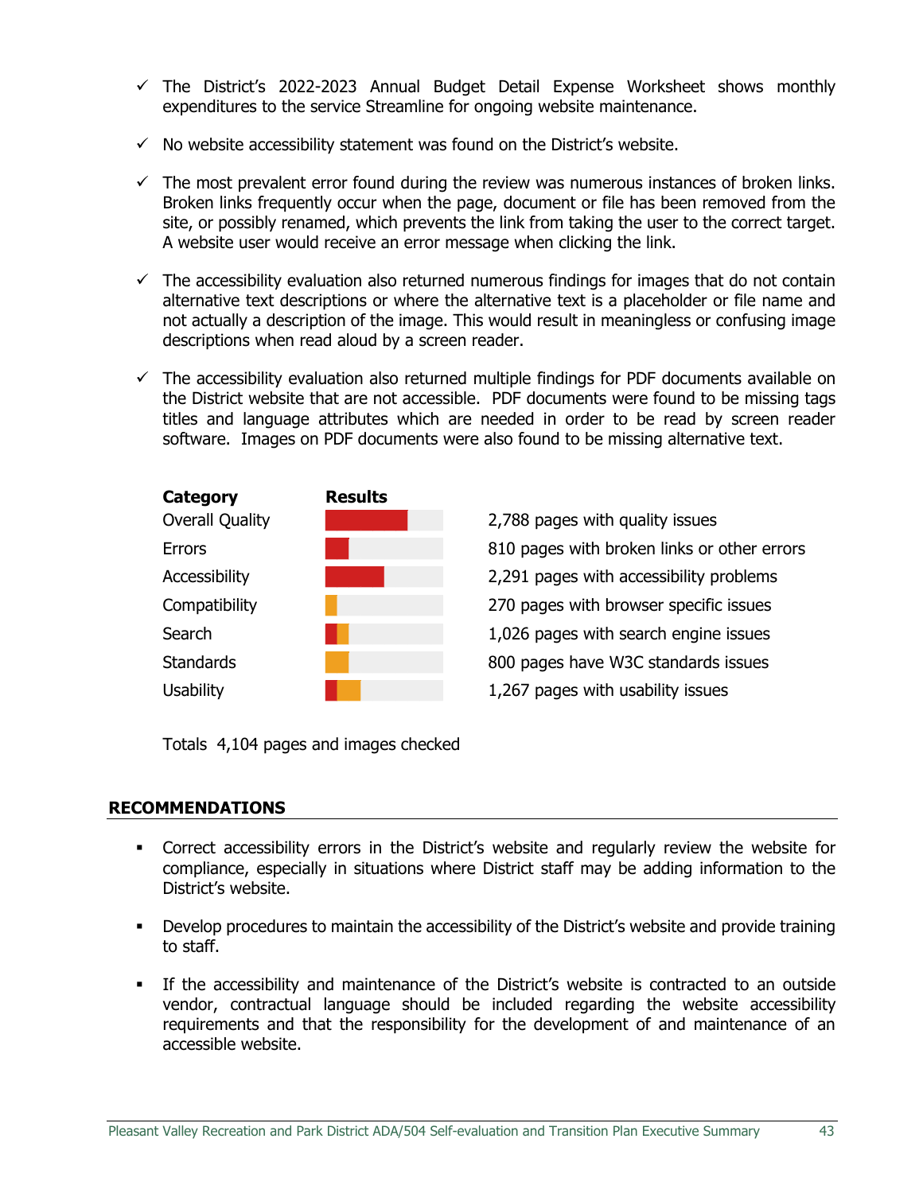- ✓ The District's 2022-2023 Annual Budget Detail Expense Worksheet shows monthly expenditures to the service Streamline for ongoing website maintenance.

- ✓ No website accessibility statement was found on the District's website.

- ✓ The most prevalent error found during the review was numerous instances of broken links. Broken links frequently occur when the page, document or file has been removed from the site, or possibly renamed, which prevents the link from taking the user to the correct target. A website user would receive an error message when clicking the link.

- ✓ The accessibility evaluation also returned numerous findings for images that do not contain alternative text descriptions or where the alternative text is a placeholder or file name and not actually a description of the image. This would result in meaningless or confusing image descriptions when read aloud by a screen reader.

- ✓ The accessibility evaluation also returned multiple findings for PDF documents available on the District website that are not accessible. PDF documents were found to be missing tags titles and language attributes which are needed in order to be read by screen reader software. Images on PDF documents were also found to be missing alternative text.

| Category | Results |
|---|---|
| Overall Quality | 2,788 pages with quality issues |
| Errors | 810 pages with broken links or other errors |
| Accessibility | 2,291 pages with accessibility problems |
| Compatibility | 270 pages with browser specific issues |
| Search | 1,026 pages with search engine issues |
| Standards | 800 pages have W3C standards issues |
| Usability | 1,267 pages with usability issues |

Totals 4,104 pages and images checked

## RECOMMENDATIONS

- Correct accessibility errors in the District's website and regularly review the website for compliance, especially in situations where District staff may be adding information to the District's website.

- Develop procedures to maintain the accessibility of the District's website and provide training to staff.

- If the accessibility and maintenance of the District's website is contracted to an outside vendor, contractual language should be included regarding the website accessibility requirements and that the responsibility for the development of and maintenance of an accessible website.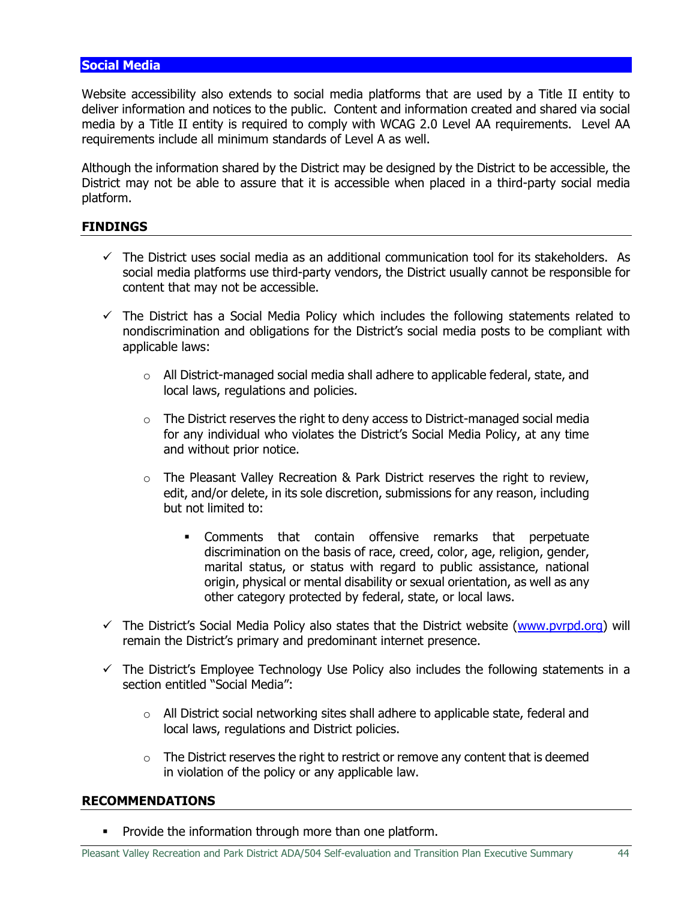## Social Media

Website accessibility also extends to social media platforms that are used by a Title II entity to deliver information and notices to the public. Content and information created and shared via social media by a Title II entity is required to comply with WCAG 2.0 Level AA requirements. Level AA requirements include all minimum standards of Level A as well.

Although the information shared by the District may be designed by the District to be accessible, the District may not be able to assure that it is accessible when placed in a third-party social media platform.

### FINDINGS

- ✓ The District uses social media as an additional communication tool for its stakeholders. As social media platforms use third-party vendors, the District usually cannot be responsible for content that may not be accessible.
- ✓ The District has a Social Media Policy which includes the following statements related to nondiscrimination and obligations for the District's social media posts to be compliant with applicable laws:
  - All District-managed social media shall adhere to applicable federal, state, and local laws, regulations and policies.
  - The District reserves the right to deny access to District-managed social media for any individual who violates the District's Social Media Policy, at any time and without prior notice.
  - The Pleasant Valley Recreation & Park District reserves the right to review, edit, and/or delete, in its sole discretion, submissions for any reason, including but not limited to:
    - Comments that contain offensive remarks that perpetuate discrimination on the basis of race, creed, color, age, religion, gender, marital status, or status with regard to public assistance, national origin, physical or mental disability or sexual orientation, as well as any other category protected by federal, state, or local laws.
- ✓ The District's Social Media Policy also states that the District website (www.pvrpd.org) will remain the District's primary and predominant internet presence.
- ✓ The District's Employee Technology Use Policy also includes the following statements in a section entitled "Social Media":
  - All District social networking sites shall adhere to applicable state, federal and local laws, regulations and District policies.
  - The District reserves the right to restrict or remove any content that is deemed in violation of the policy or any applicable law.

### RECOMMENDATIONS

- Provide the information through more than one platform.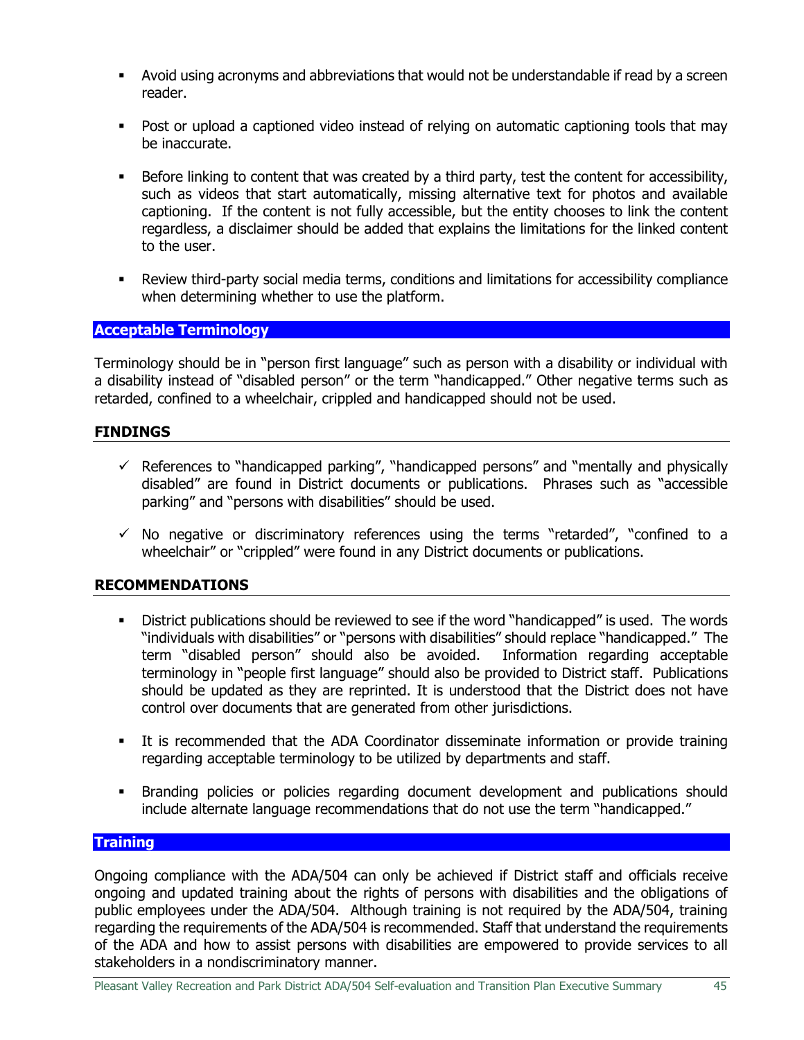- Avoid using acronyms and abbreviations that would not be understandable if read by a screen reader.

- Post or upload a captioned video instead of relying on automatic captioning tools that may be inaccurate.

- Before linking to content that was created by a third party, test the content for accessibility, such as videos that start automatically, missing alternative text for photos and available captioning. If the content is not fully accessible, but the entity chooses to link the content regardless, a disclaimer should be added that explains the limitations for the linked content to the user.

- Review third-party social media terms, conditions and limitations for accessibility compliance when determining whether to use the platform.

## Acceptable Terminology

Terminology should be in "person first language" such as person with a disability or individual with a disability instead of "disabled person" or the term "handicapped." Other negative terms such as retarded, confined to a wheelchair, crippled and handicapped should not be used.

### FINDINGS

- ✓ References to "handicapped parking", "handicapped persons" and "mentally and physically disabled" are found in District documents or publications. Phrases such as "accessible parking" and "persons with disabilities" should be used.

- ✓ No negative or discriminatory references using the terms "retarded", "confined to a wheelchair" or "crippled" were found in any District documents or publications.

### RECOMMENDATIONS

- District publications should be reviewed to see if the word "handicapped" is used. The words "individuals with disabilities" or "persons with disabilities" should replace "handicapped." The term "disabled person" should also be avoided. Information regarding acceptable terminology in "people first language" should also be provided to District staff. Publications should be updated as they are reprinted. It is understood that the District does not have control over documents that are generated from other jurisdictions.

- It is recommended that the ADA Coordinator disseminate information or provide training regarding acceptable terminology to be utilized by departments and staff.

- Branding policies or policies regarding document development and publications should include alternate language recommendations that do not use the term "handicapped."

## Training

Ongoing compliance with the ADA/504 can only be achieved if District staff and officials receive ongoing and updated training about the rights of persons with disabilities and the obligations of public employees under the ADA/504. Although training is not required by the ADA/504, training regarding the requirements of the ADA/504 is recommended. Staff that understand the requirements of the ADA and how to assist persons with disabilities are empowered to provide services to all stakeholders in a nondiscriminatory manner.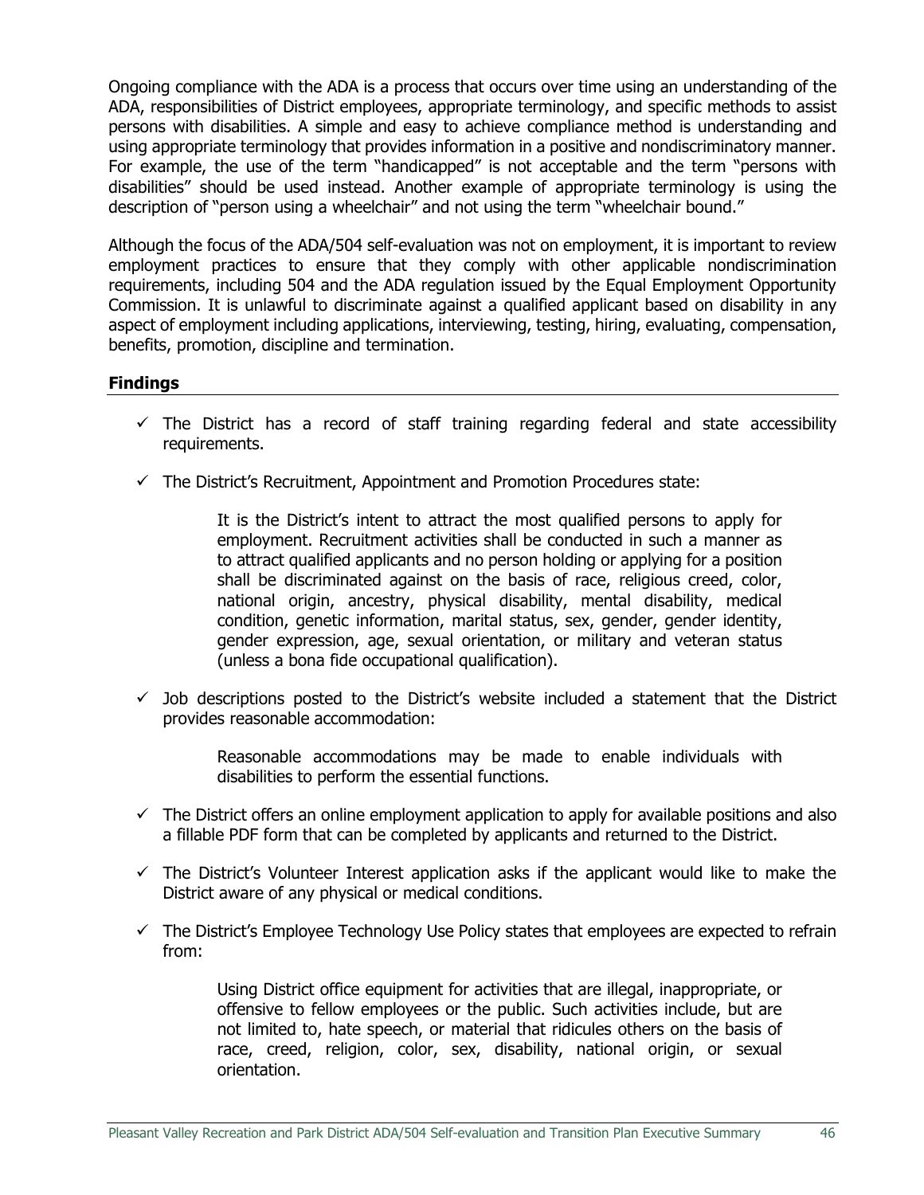Ongoing compliance with the ADA is a process that occurs over time using an understanding of the ADA, responsibilities of District employees, appropriate terminology, and specific methods to assist persons with disabilities. A simple and easy to achieve compliance method is understanding and using appropriate terminology that provides information in a positive and nondiscriminatory manner. For example, the use of the term "handicapped" is not acceptable and the term "persons with disabilities" should be used instead. Another example of appropriate terminology is using the description of "person using a wheelchair" and not using the term "wheelchair bound."

Although the focus of the ADA/504 self-evaluation was not on employment, it is important to review employment practices to ensure that they comply with other applicable nondiscrimination requirements, including 504 and the ADA regulation issued by the Equal Employment Opportunity Commission. It is unlawful to discriminate against a qualified applicant based on disability in any aspect of employment including applications, interviewing, testing, hiring, evaluating, compensation, benefits, promotion, discipline and termination.

### Findings

- ✓ The District has a record of staff training regarding federal and state accessibility requirements.
- ✓ The District's Recruitment, Appointment and Promotion Procedures state:

  > It is the District's intent to attract the most qualified persons to apply for employment. Recruitment activities shall be conducted in such a manner as to attract qualified applicants and no person holding or applying for a position shall be discriminated against on the basis of race, religious creed, color, national origin, ancestry, physical disability, mental disability, medical condition, genetic information, marital status, sex, gender, gender identity, gender expression, age, sexual orientation, or military and veteran status (unless a bona fide occupational qualification).

- ✓ Job descriptions posted to the District's website included a statement that the District provides reasonable accommodation:

  > Reasonable accommodations may be made to enable individuals with disabilities to perform the essential functions.

- ✓ The District offers an online employment application to apply for available positions and also a fillable PDF form that can be completed by applicants and returned to the District.
- ✓ The District's Volunteer Interest application asks if the applicant would like to make the District aware of any physical or medical conditions.
- ✓ The District's Employee Technology Use Policy states that employees are expected to refrain from:

  > Using District office equipment for activities that are illegal, inappropriate, or offensive to fellow employees or the public. Such activities include, but are not limited to, hate speech, or material that ridicules others on the basis of race, creed, religion, color, sex, disability, national origin, or sexual orientation.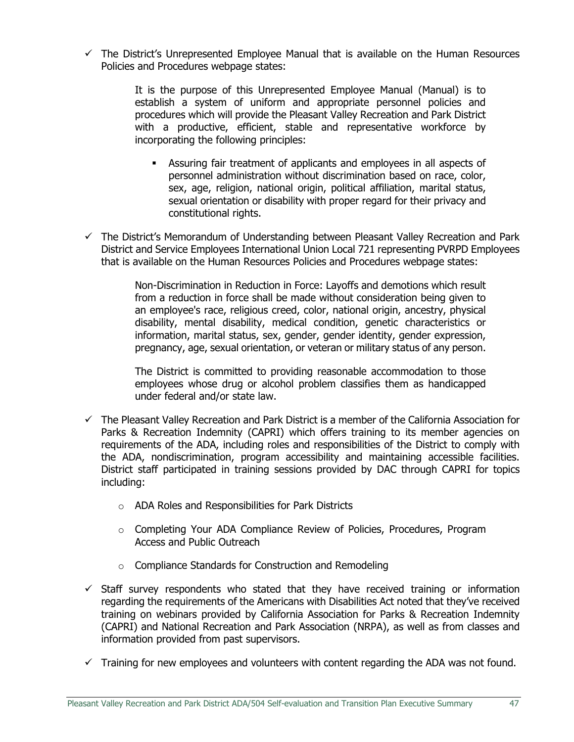- ✓ The District's Unrepresented Employee Manual that is available on the Human Resources Policies and Procedures webpage states:

  > It is the purpose of this Unrepresented Employee Manual (Manual) is to establish a system of uniform and appropriate personnel policies and procedures which will provide the Pleasant Valley Recreation and Park District with a productive, efficient, stable and representative workforce by incorporating the following principles:
  >
  > - Assuring fair treatment of applicants and employees in all aspects of personnel administration without discrimination based on race, color, sex, age, religion, national origin, political affiliation, marital status, sexual orientation or disability with proper regard for their privacy and constitutional rights.

- ✓ The District's Memorandum of Understanding between Pleasant Valley Recreation and Park District and Service Employees International Union Local 721 representing PVRPD Employees that is available on the Human Resources Policies and Procedures webpage states:

  > Non-Discrimination in Reduction in Force: Layoffs and demotions which result from a reduction in force shall be made without consideration being given to an employee's race, religious creed, color, national origin, ancestry, physical disability, mental disability, medical condition, genetic characteristics or information, marital status, sex, gender, gender identity, gender expression, pregnancy, age, sexual orientation, or veteran or military status of any person.
  >
  > The District is committed to providing reasonable accommodation to those employees whose drug or alcohol problem classifies them as handicapped under federal and/or state law.

- ✓ The Pleasant Valley Recreation and Park District is a member of the California Association for Parks & Recreation Indemnity (CAPRI) which offers training to its member agencies on requirements of the ADA, including roles and responsibilities of the District to comply with the ADA, nondiscrimination, program accessibility and maintaining accessible facilities. District staff participated in training sessions provided by DAC through CAPRI for topics including:
  - ADA Roles and Responsibilities for Park Districts
  - Completing Your ADA Compliance Review of Policies, Procedures, Program Access and Public Outreach
  - Compliance Standards for Construction and Remodeling

- ✓ Staff survey respondents who stated that they have received training or information regarding the requirements of the Americans with Disabilities Act noted that they've received training on webinars provided by California Association for Parks & Recreation Indemnity (CAPRI) and National Recreation and Park Association (NRPA), as well as from classes and information provided from past supervisors.

- ✓ Training for new employees and volunteers with content regarding the ADA was not found.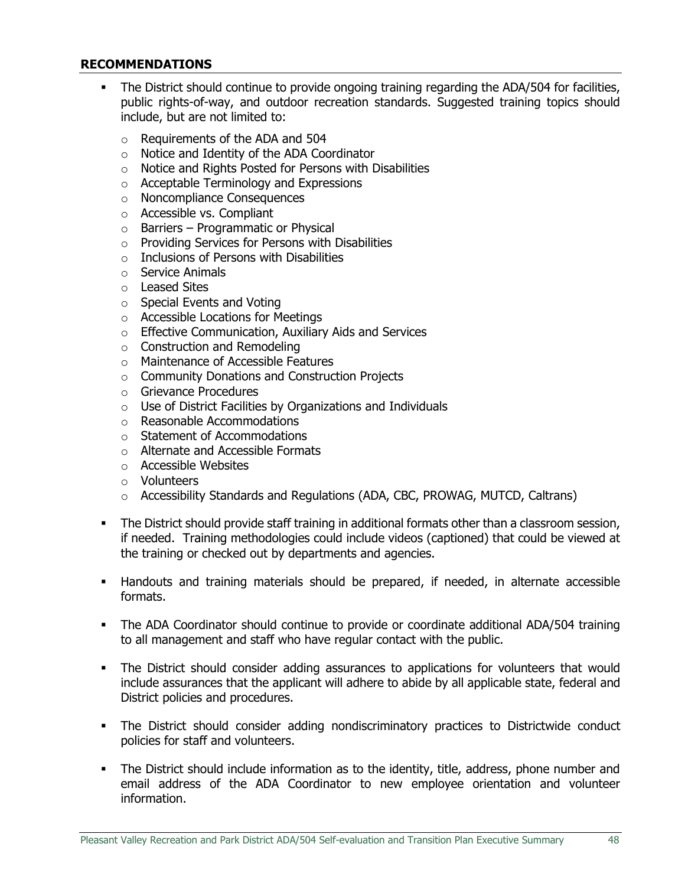**RECOMMENDATIONS**

- The District should continue to provide ongoing training regarding the ADA/504 for facilities, public rights-of-way, and outdoor recreation standards. Suggested training topics should include, but are not limited to:
  - Requirements of the ADA and 504
  - Notice and Identity of the ADA Coordinator
  - Notice and Rights Posted for Persons with Disabilities
  - Acceptable Terminology and Expressions
  - Noncompliance Consequences
  - Accessible vs. Compliant
  - Barriers – Programmatic or Physical
  - Providing Services for Persons with Disabilities
  - Inclusions of Persons with Disabilities
  - Service Animals
  - Leased Sites
  - Special Events and Voting
  - Accessible Locations for Meetings
  - Effective Communication, Auxiliary Aids and Services
  - Construction and Remodeling
  - Maintenance of Accessible Features
  - Community Donations and Construction Projects
  - Grievance Procedures
  - Use of District Facilities by Organizations and Individuals
  - Reasonable Accommodations
  - Statement of Accommodations
  - Alternate and Accessible Formats
  - Accessible Websites
  - Volunteers
  - Accessibility Standards and Regulations (ADA, CBC, PROWAG, MUTCD, Caltrans)

- The District should provide staff training in additional formats other than a classroom session, if needed. Training methodologies could include videos (captioned) that could be viewed at the training or checked out by departments and agencies.

- Handouts and training materials should be prepared, if needed, in alternate accessible formats.

- The ADA Coordinator should continue to provide or coordinate additional ADA/504 training to all management and staff who have regular contact with the public.

- The District should consider adding assurances to applications for volunteers that would include assurances that the applicant will adhere to abide by all applicable state, federal and District policies and procedures.

- The District should consider adding nondiscriminatory practices to Districtwide conduct policies for staff and volunteers.

- The District should include information as to the identity, title, address, phone number and email address of the ADA Coordinator to new employee orientation and volunteer information.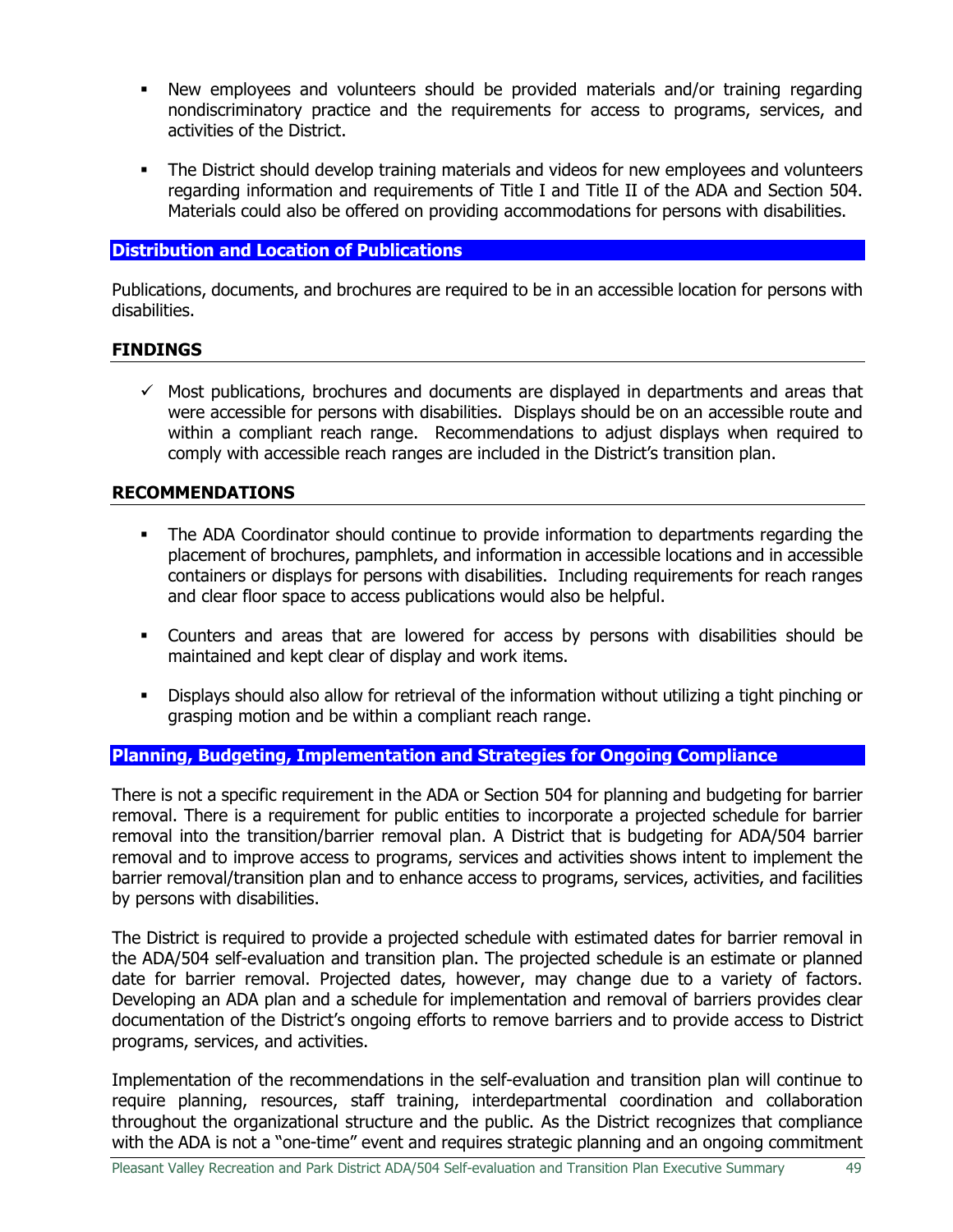- New employees and volunteers should be provided materials and/or training regarding nondiscriminatory practice and the requirements for access to programs, services, and activities of the District.

- The District should develop training materials and videos for new employees and volunteers regarding information and requirements of Title I and Title II of the ADA and Section 504. Materials could also be offered on providing accommodations for persons with disabilities.

## Distribution and Location of Publications

Publications, documents, and brochures are required to be in an accessible location for persons with disabilities.

### FINDINGS

- ✓ Most publications, brochures and documents are displayed in departments and areas that were accessible for persons with disabilities. Displays should be on an accessible route and within a compliant reach range. Recommendations to adjust displays when required to comply with accessible reach ranges are included in the District's transition plan.

### RECOMMENDATIONS

- The ADA Coordinator should continue to provide information to departments regarding the placement of brochures, pamphlets, and information in accessible locations and in accessible containers or displays for persons with disabilities. Including requirements for reach ranges and clear floor space to access publications would also be helpful.

- Counters and areas that are lowered for access by persons with disabilities should be maintained and kept clear of display and work items.

- Displays should also allow for retrieval of the information without utilizing a tight pinching or grasping motion and be within a compliant reach range.

## Planning, Budgeting, Implementation and Strategies for Ongoing Compliance

There is not a specific requirement in the ADA or Section 504 for planning and budgeting for barrier removal. There is a requirement for public entities to incorporate a projected schedule for barrier removal into the transition/barrier removal plan. A District that is budgeting for ADA/504 barrier removal and to improve access to programs, services and activities shows intent to implement the barrier removal/transition plan and to enhance access to programs, services, activities, and facilities by persons with disabilities.

The District is required to provide a projected schedule with estimated dates for barrier removal in the ADA/504 self-evaluation and transition plan. The projected schedule is an estimate or planned date for barrier removal. Projected dates, however, may change due to a variety of factors. Developing an ADA plan and a schedule for implementation and removal of barriers provides clear documentation of the District's ongoing efforts to remove barriers and to provide access to District programs, services, and activities.

Implementation of the recommendations in the self-evaluation and transition plan will continue to require planning, resources, staff training, interdepartmental coordination and collaboration throughout the organizational structure and the public. As the District recognizes that compliance with the ADA is not a "one-time" event and requires strategic planning and an ongoing commitment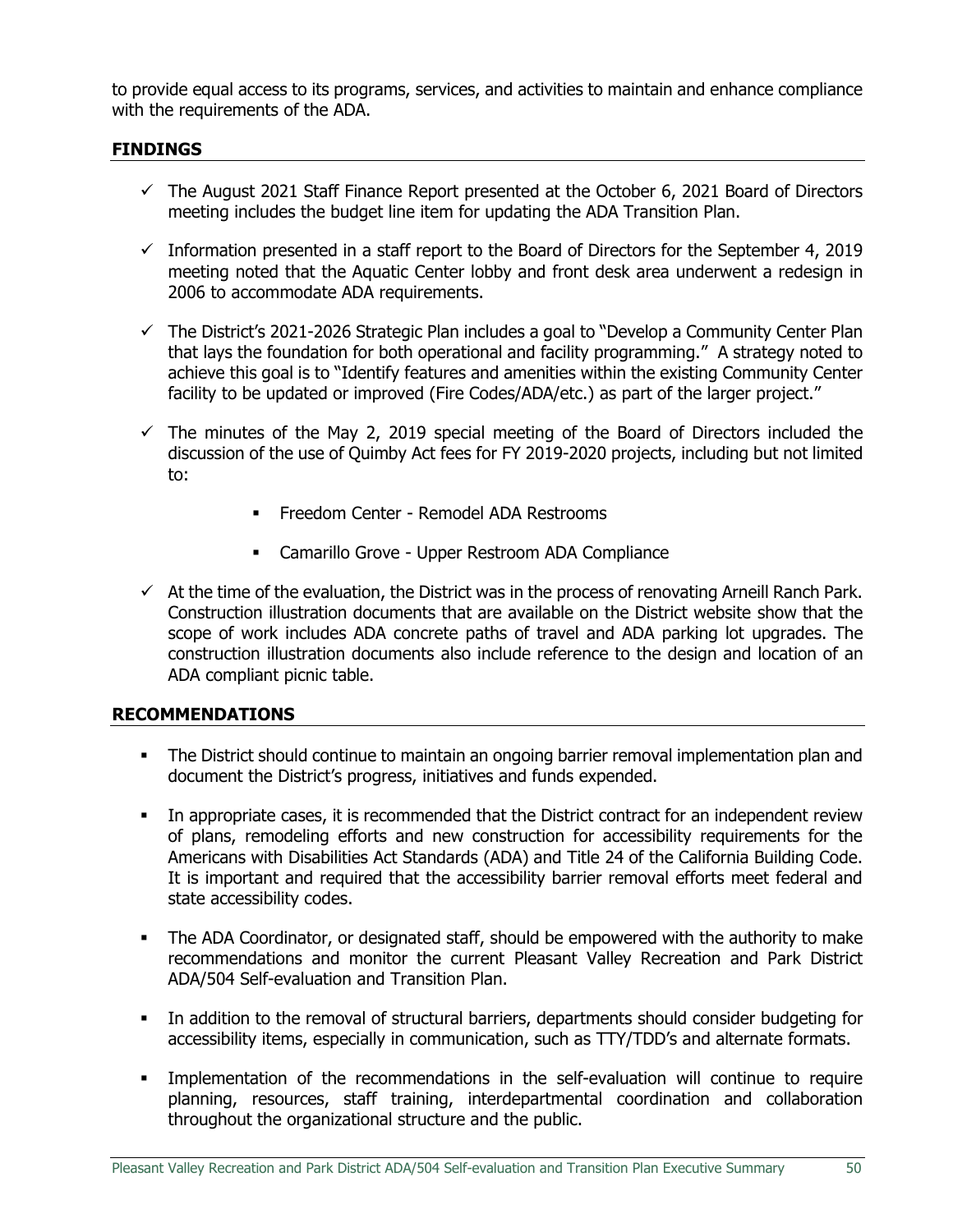to provide equal access to its programs, services, and activities to maintain and enhance compliance with the requirements of the ADA.

## FINDINGS

- ✓ The August 2021 Staff Finance Report presented at the October 6, 2021 Board of Directors meeting includes the budget line item for updating the ADA Transition Plan.
- ✓ Information presented in a staff report to the Board of Directors for the September 4, 2019 meeting noted that the Aquatic Center lobby and front desk area underwent a redesign in 2006 to accommodate ADA requirements.
- ✓ The District's 2021-2026 Strategic Plan includes a goal to "Develop a Community Center Plan that lays the foundation for both operational and facility programming." A strategy noted to achieve this goal is to "Identify features and amenities within the existing Community Center facility to be updated or improved (Fire Codes/ADA/etc.) as part of the larger project."
- ✓ The minutes of the May 2, 2019 special meeting of the Board of Directors included the discussion of the use of Quimby Act fees for FY 2019-2020 projects, including but not limited to:
  - Freedom Center - Remodel ADA Restrooms
  - Camarillo Grove - Upper Restroom ADA Compliance
- ✓ At the time of the evaluation, the District was in the process of renovating Arneill Ranch Park. Construction illustration documents that are available on the District website show that the scope of work includes ADA concrete paths of travel and ADA parking lot upgrades. The construction illustration documents also include reference to the design and location of an ADA compliant picnic table.

## RECOMMENDATIONS

- The District should continue to maintain an ongoing barrier removal implementation plan and document the District's progress, initiatives and funds expended.
- In appropriate cases, it is recommended that the District contract for an independent review of plans, remodeling efforts and new construction for accessibility requirements for the Americans with Disabilities Act Standards (ADA) and Title 24 of the California Building Code. It is important and required that the accessibility barrier removal efforts meet federal and state accessibility codes.
- The ADA Coordinator, or designated staff, should be empowered with the authority to make recommendations and monitor the current Pleasant Valley Recreation and Park District ADA/504 Self-evaluation and Transition Plan.
- In addition to the removal of structural barriers, departments should consider budgeting for accessibility items, especially in communication, such as TTY/TDD's and alternate formats.
- Implementation of the recommendations in the self-evaluation will continue to require planning, resources, staff training, interdepartmental coordination and collaboration throughout the organizational structure and the public.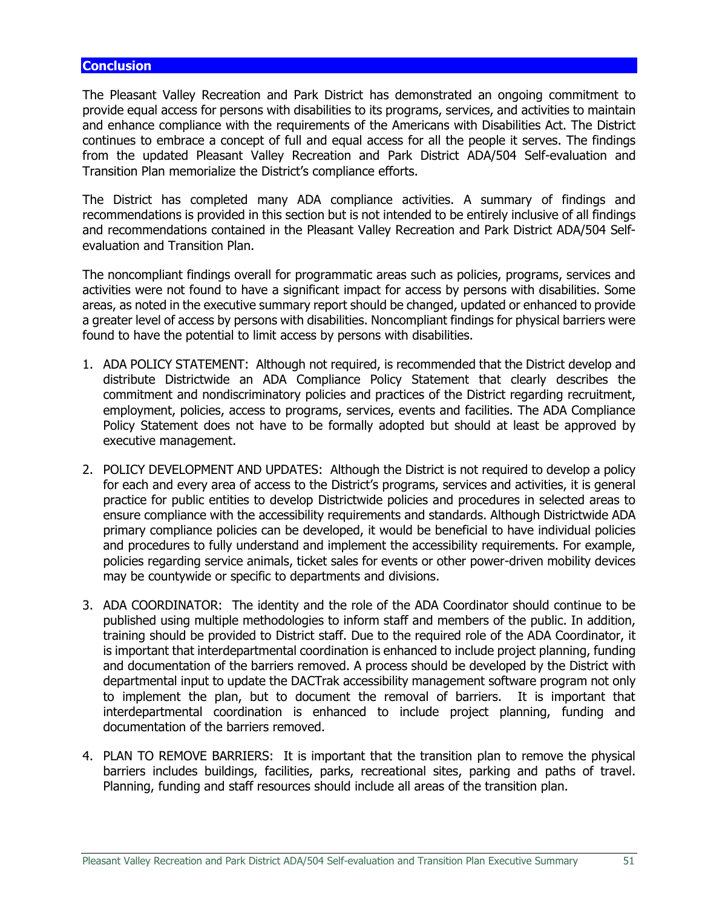## Conclusion

The Pleasant Valley Recreation and Park District has demonstrated an ongoing commitment to provide equal access for persons with disabilities to its programs, services, and activities to maintain and enhance compliance with the requirements of the Americans with Disabilities Act. The District continues to embrace a concept of full and equal access for all the people it serves. The findings from the updated Pleasant Valley Recreation and Park District ADA/504 Self-evaluation and Transition Plan memorialize the District's compliance efforts.

The District has completed many ADA compliance activities. A summary of findings and recommendations is provided in this section but is not intended to be entirely inclusive of all findings and recommendations contained in the Pleasant Valley Recreation and Park District ADA/504 Self-evaluation and Transition Plan.

The noncompliant findings overall for programmatic areas such as policies, programs, services and activities were not found to have a significant impact for access by persons with disabilities. Some areas, as noted in the executive summary report should be changed, updated or enhanced to provide a greater level of access by persons with disabilities. Noncompliant findings for physical barriers were found to have the potential to limit access by persons with disabilities.

1. ADA POLICY STATEMENT: Although not required, is recommended that the District develop and distribute Districtwide an ADA Compliance Policy Statement that clearly describes the commitment and nondiscriminatory policies and practices of the District regarding recruitment, employment, policies, access to programs, services, events and facilities. The ADA Compliance Policy Statement does not have to be formally adopted but should at least be approved by executive management.

2. POLICY DEVELOPMENT AND UPDATES: Although the District is not required to develop a policy for each and every area of access to the District's programs, services and activities, it is general practice for public entities to develop Districtwide policies and procedures in selected areas to ensure compliance with the accessibility requirements and standards. Although Districtwide ADA primary compliance policies can be developed, it would be beneficial to have individual policies and procedures to fully understand and implement the accessibility requirements. For example, policies regarding service animals, ticket sales for events or other power-driven mobility devices may be countywide or specific to departments and divisions.

3. ADA COORDINATOR: The identity and the role of the ADA Coordinator should continue to be published using multiple methodologies to inform staff and members of the public. In addition, training should be provided to District staff. Due to the required role of the ADA Coordinator, it is important that interdepartmental coordination is enhanced to include project planning, funding and documentation of the barriers removed. A process should be developed by the District with departmental input to update the DACTrak accessibility management software program not only to implement the plan, but to document the removal of barriers. It is important that interdepartmental coordination is enhanced to include project planning, funding and documentation of the barriers removed.

4. PLAN TO REMOVE BARRIERS: It is important that the transition plan to remove the physical barriers includes buildings, facilities, parks, recreational sites, parking and paths of travel. Planning, funding and staff resources should include all areas of the transition plan.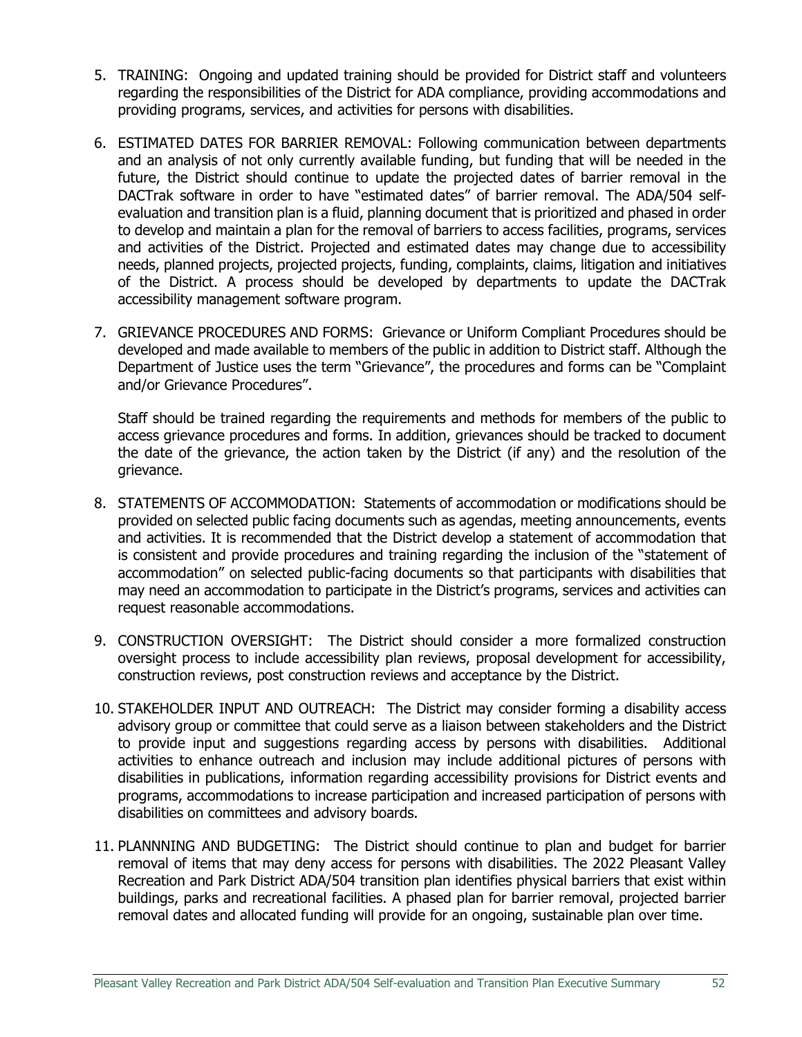5. TRAINING: Ongoing and updated training should be provided for District staff and volunteers regarding the responsibilities of the District for ADA compliance, providing accommodations and providing programs, services, and activities for persons with disabilities.

6. ESTIMATED DATES FOR BARRIER REMOVAL: Following communication between departments and an analysis of not only currently available funding, but funding that will be needed in the future, the District should continue to update the projected dates of barrier removal in the DACTrak software in order to have "estimated dates" of barrier removal. The ADA/504 self-evaluation and transition plan is a fluid, planning document that is prioritized and phased in order to develop and maintain a plan for the removal of barriers to access facilities, programs, services and activities of the District. Projected and estimated dates may change due to accessibility needs, planned projects, projected projects, funding, complaints, claims, litigation and initiatives of the District. A process should be developed by departments to update the DACTrak accessibility management software program.

7. GRIEVANCE PROCEDURES AND FORMS: Grievance or Uniform Compliant Procedures should be developed and made available to members of the public in addition to District staff. Although the Department of Justice uses the term "Grievance", the procedures and forms can be "Complaint and/or Grievance Procedures".

   Staff should be trained regarding the requirements and methods for members of the public to access grievance procedures and forms. In addition, grievances should be tracked to document the date of the grievance, the action taken by the District (if any) and the resolution of the grievance.

8. STATEMENTS OF ACCOMMODATION: Statements of accommodation or modifications should be provided on selected public facing documents such as agendas, meeting announcements, events and activities. It is recommended that the District develop a statement of accommodation that is consistent and provide procedures and training regarding the inclusion of the "statement of accommodation" on selected public-facing documents so that participants with disabilities that may need an accommodation to participate in the District's programs, services and activities can request reasonable accommodations.

9. CONSTRUCTION OVERSIGHT: The District should consider a more formalized construction oversight process to include accessibility plan reviews, proposal development for accessibility, construction reviews, post construction reviews and acceptance by the District.

10. STAKEHOLDER INPUT AND OUTREACH: The District may consider forming a disability access advisory group or committee that could serve as a liaison between stakeholders and the District to provide input and suggestions regarding access by persons with disabilities. Additional activities to enhance outreach and inclusion may include additional pictures of persons with disabilities in publications, information regarding accessibility provisions for District events and programs, accommodations to increase participation and increased participation of persons with disabilities on committees and advisory boards.

11. PLANNNING AND BUDGETING: The District should continue to plan and budget for barrier removal of items that may deny access for persons with disabilities. The 2022 Pleasant Valley Recreation and Park District ADA/504 transition plan identifies physical barriers that exist within buildings, parks and recreational facilities. A phased plan for barrier removal, projected barrier removal dates and allocated funding will provide for an ongoing, sustainable plan over time.